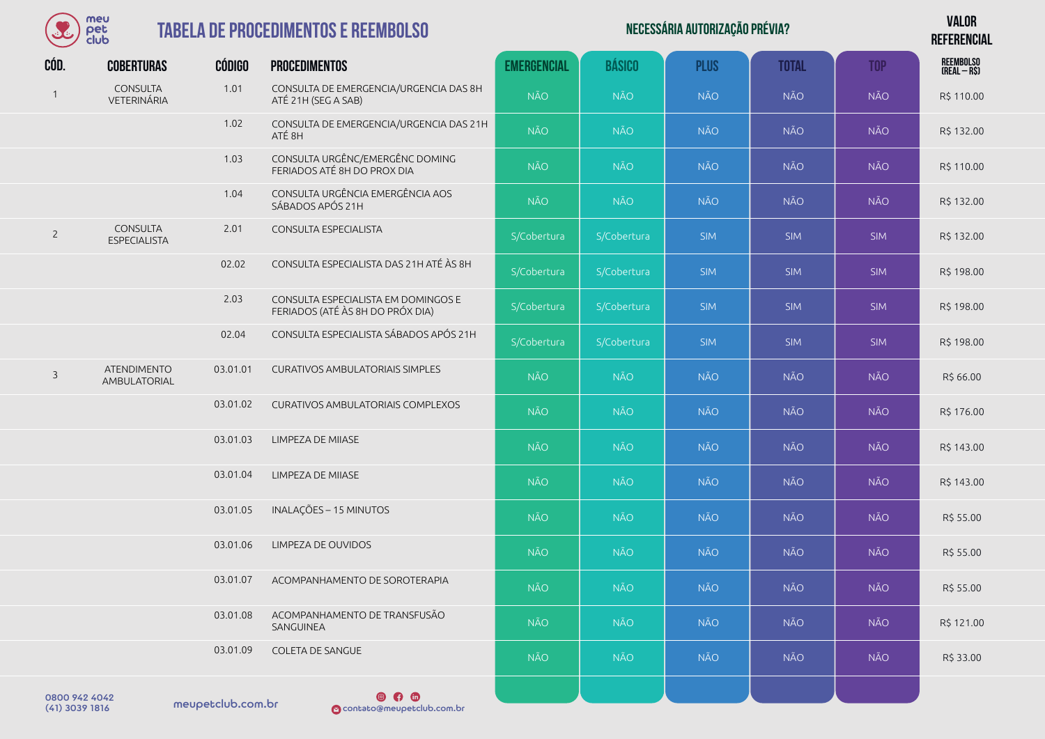# TABELA DE PROCEDIMENTOS E REEMBOLSO

| CÓD. | COBERTURAS | CÓDIGO | PROCEDIMENTOS | NECESSÁRIA AUTORIZAÇÃO PRÉVIA? | | | | | VALOR REFERENCIAL |
|---|---|---|---|---|---|---|---|---|---|
| | | | | EMERGENCIAL | BÁSICO | PLUS | TOTAL | TOP | REEMBOLSO (REAL – R$) |
| 1 | CONSULTA VETERINÁRIA | 1.01 | CONSULTA DE EMERGENCIA/URGENCIA DAS 8H ATÉ 21H (SEG A SAB) | NÃO | NÃO | NÃO | NÃO | NÃO | R$ 110.00 |
| | | 1.02 | CONSULTA DE EMERGENCIA/URGENCIA DAS 21H ATÉ 8H | NÃO | NÃO | NÃO | NÃO | NÃO | R$ 132.00 |
| | | 1.03 | CONSULTA URGÊNC/EMERGÊNC DOMING FERIADOS ATÉ 8H DO PROX DIA | NÃO | NÃO | NÃO | NÃO | NÃO | R$ 110.00 |
| | | 1.04 | CONSULTA URGÊNCIA EMERGÊNCIA AOS SÁBADOS APÓS 21H | NÃO | NÃO | NÃO | NÃO | NÃO | R$ 132.00 |
| 2 | CONSULTA ESPECIALISTA | 2.01 | CONSULTA ESPECIALISTA | S/Cobertura | S/Cobertura | SIM | SIM | SIM | R$ 132.00 |
| | | 02.02 | CONSULTA ESPECIALISTA DAS 21H ATÉ ÀS 8H | S/Cobertura | S/Cobertura | SIM | SIM | SIM | R$ 198.00 |
| | | 2.03 | CONSULTA ESPECIALISTA EM DOMINGOS E FERIADOS (ATÉ ÀS 8H DO PRÓX DIA) | S/Cobertura | S/Cobertura | SIM | SIM | SIM | R$ 198.00 |
| | | 02.04 | CONSULTA ESPECIALISTA SÁBADOS APÓS 21H | S/Cobertura | S/Cobertura | SIM | SIM | SIM | R$ 198.00 |
| 3 | ATENDIMENTO AMBULATORIAL | 03.01.01 | CURATIVOS AMBULATORIAIS SIMPLES | NÃO | NÃO | NÃO | NÃO | NÃO | R$ 66.00 |
| | | 03.01.02 | CURATIVOS AMBULATORIAIS COMPLEXOS | NÃO | NÃO | NÃO | NÃO | NÃO | R$ 176.00 |
| | | 03.01.03 | LIMPEZA DE MIIASE | NÃO | NÃO | NÃO | NÃO | NÃO | R$ 143.00 |
| | | 03.01.04 | LIMPEZA DE MIIASE | NÃO | NÃO | NÃO | NÃO | NÃO | R$ 143.00 |
| | | 03.01.05 | INALAÇÕES – 15 MINUTOS | NÃO | NÃO | NÃO | NÃO | NÃO | R$ 55.00 |
| | | 03.01.06 | LIMPEZA DE OUVIDOS | NÃO | NÃO | NÃO | NÃO | NÃO | R$ 55.00 |
| | | 03.01.07 | ACOMPANHAMENTO DE SOROTERAPIA | NÃO | NÃO | NÃO | NÃO | NÃO | R$ 55.00 |
| | | 03.01.08 | ACOMPANHAMENTO DE TRANSFUSÃO SANGUINEA | NÃO | NÃO | NÃO | NÃO | NÃO | R$ 121.00 |
| | | 03.01.09 | COLETA DE SANGUE | NÃO | NÃO | NÃO | NÃO | NÃO | R$ 33.00 |

0800 942 4042
(41) 3039 1816

meupetclub.com.br

contato@meupetclub.com.br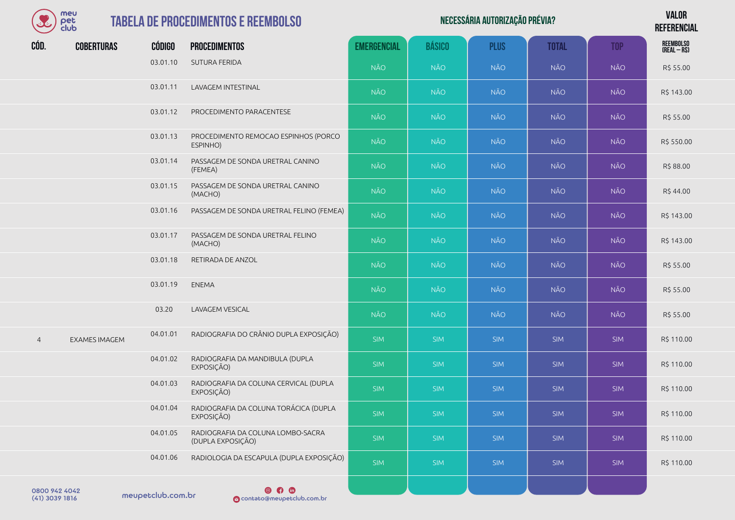# TABELA DE PROCEDIMENTOS E REEMBOLSO

| CÓD. | COBERTURAS | CÓDIGO | PROCEDIMENTOS | NECESSÁRIA AUTORIZAÇÃO PRÉVIA? EMERGENCIAL | BÁSICO | PLUS | TOTAL | TOP | VALOR REFERENCIAL REEMBOLSO (REAL – R$) |
|---|---|---|---|---|---|---|---|---|---|
| | | 03.01.10 | SUTURA FERIDA | NÃO | NÃO | NÃO | NÃO | NÃO | R$ 55.00 |
| | | 03.01.11 | LAVAGEM INTESTINAL | NÃO | NÃO | NÃO | NÃO | NÃO | R$ 143.00 |
| | | 03.01.12 | PROCEDIMENTO PARACENTESE | NÃO | NÃO | NÃO | NÃO | NÃO | R$ 55.00 |
| | | 03.01.13 | PROCEDIMENTO REMOCAO ESPINHOS (PORCO ESPINHO) | NÃO | NÃO | NÃO | NÃO | NÃO | R$ 550.00 |
| | | 03.01.14 | PASSAGEM DE SONDA URETRAL CANINO (FEMEA) | NÃO | NÃO | NÃO | NÃO | NÃO | R$ 88.00 |
| | | 03.01.15 | PASSAGEM DE SONDA URETRAL CANINO (MACHO) | NÃO | NÃO | NÃO | NÃO | NÃO | R$ 44.00 |
| | | 03.01.16 | PASSAGEM DE SONDA URETRAL FELINO (FEMEA) | NÃO | NÃO | NÃO | NÃO | NÃO | R$ 143.00 |
| | | 03.01.17 | PASSAGEM DE SONDA URETRAL FELINO (MACHO) | NÃO | NÃO | NÃO | NÃO | NÃO | R$ 143.00 |
| | | 03.01.18 | RETIRADA DE ANZOL | NÃO | NÃO | NÃO | NÃO | NÃO | R$ 55.00 |
| | | 03.01.19 | ENEMA | NÃO | NÃO | NÃO | NÃO | NÃO | R$ 55.00 |
| | | 03.20 | LAVAGEM VESICAL | NÃO | NÃO | NÃO | NÃO | NÃO | R$ 55.00 |
| 4 | EXAMES IMAGEM | 04.01.01 | RADIOGRAFIA DO CRÂNIO DUPLA EXPOSIÇÃO) | SIM | SIM | SIM | SIM | SIM | R$ 110.00 |
| | | 04.01.02 | RADIOGRAFIA DA MANDIBULA (DUPLA EXPOSIÇÃO) | SIM | SIM | SIM | SIM | SIM | R$ 110.00 |
| | | 04.01.03 | RADIOGRAFIA DA COLUNA CERVICAL (DUPLA EXPOSIÇÃO) | SIM | SIM | SIM | SIM | SIM | R$ 110.00 |
| | | 04.01.04 | RADIOGRAFIA DA COLUNA TORÁCICA (DUPLA EXPOSIÇÃO) | SIM | SIM | SIM | SIM | SIM | R$ 110.00 |
| | | 04.01.05 | RADIOGRAFIA DA COLUNA LOMBO-SACRA (DUPLA EXPOSIÇÃO) | SIM | SIM | SIM | SIM | SIM | R$ 110.00 |
| | | 04.01.06 | RADIOLOGIA DA ESCAPULA (DUPLA EXPOSIÇÃO) | SIM | SIM | SIM | SIM | SIM | R$ 110.00 |

0800 942 4042
(41) 3039 1816

meupetclub.com.br

contato@meupetclub.com.br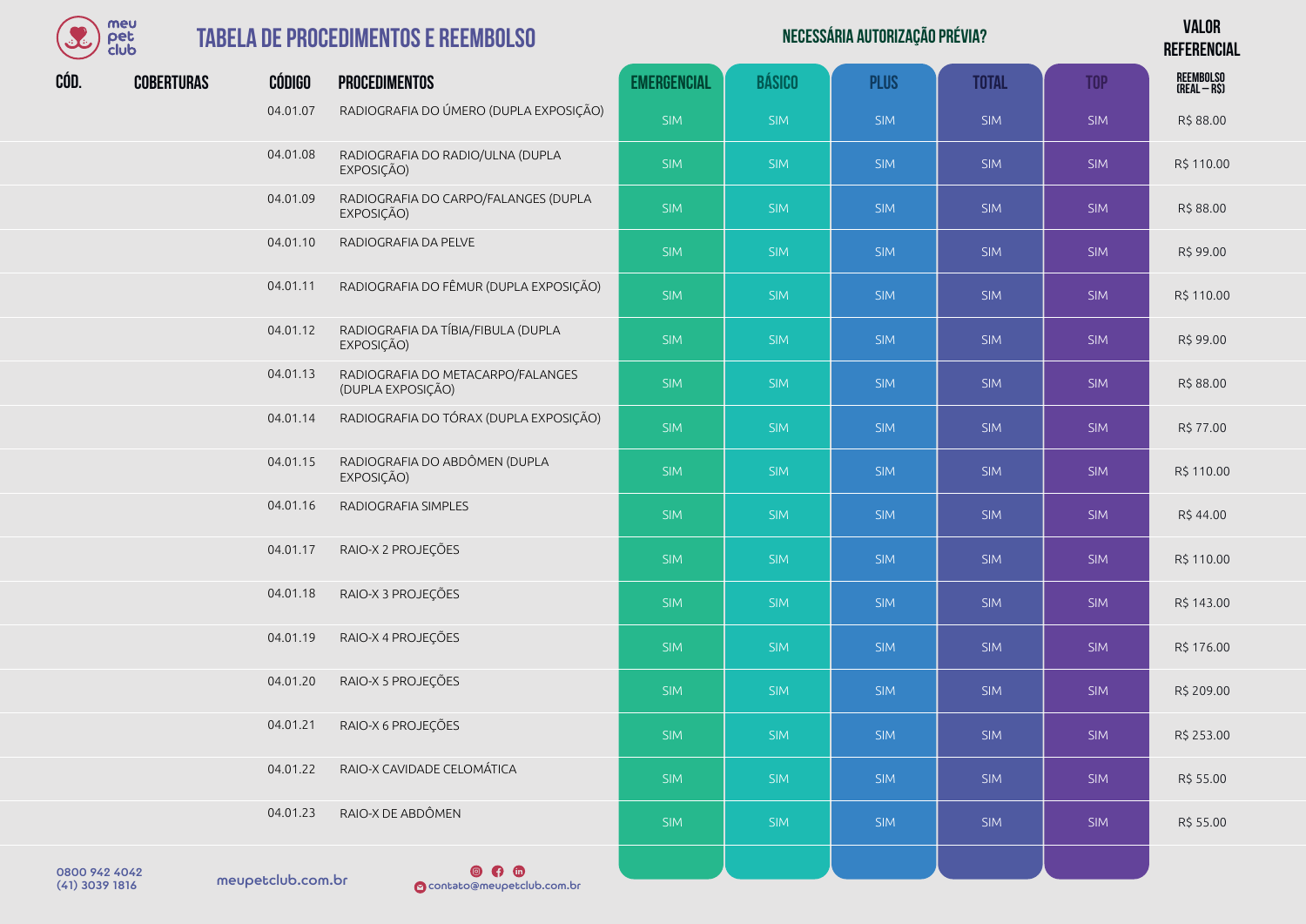# TABELA DE PROCEDIMENTOS E REEMBOLSO

| CÓD. | COBERTURAS | CÓDIGO | PROCEDIMENTOS | NECESSÁRIA AUTORIZAÇÃO PRÉVIA? | | | | | VALOR REFERENCIAL |
|---|---|---|---|---|---|---|---|---|---|
| | | | | EMERGENCIAL | BÁSICO | PLUS | TOTAL | TOP | REEMBOLSO (REAL – R$) |
| | | 04.01.07 | RADIOGRAFIA DO ÚMERO (DUPLA EXPOSIÇÃO) | SIM | SIM | SIM | SIM | SIM | R$ 88.00 |
| | | 04.01.08 | RADIOGRAFIA DO RADIO/ULNA (DUPLA EXPOSIÇÃO) | SIM | SIM | SIM | SIM | SIM | R$ 110.00 |
| | | 04.01.09 | RADIOGRAFIA DO CARPO/FALANGES (DUPLA EXPOSIÇÃO) | SIM | SIM | SIM | SIM | SIM | R$ 88.00 |
| | | 04.01.10 | RADIOGRAFIA DA PELVE | SIM | SIM | SIM | SIM | SIM | R$ 99.00 |
| | | 04.01.11 | RADIOGRAFIA DO FÊMUR (DUPLA EXPOSIÇÃO) | SIM | SIM | SIM | SIM | SIM | R$ 110.00 |
| | | 04.01.12 | RADIOGRAFIA DA TÍBIA/FIBULA (DUPLA EXPOSIÇÃO) | SIM | SIM | SIM | SIM | SIM | R$ 99.00 |
| | | 04.01.13 | RADIOGRAFIA DO METACARPO/FALANGES (DUPLA EXPOSIÇÃO) | SIM | SIM | SIM | SIM | SIM | R$ 88.00 |
| | | 04.01.14 | RADIOGRAFIA DO TÓRAX (DUPLA EXPOSIÇÃO) | SIM | SIM | SIM | SIM | SIM | R$ 77.00 |
| | | 04.01.15 | RADIOGRAFIA DO ABDÔMEN (DUPLA EXPOSIÇÃO) | SIM | SIM | SIM | SIM | SIM | R$ 110.00 |
| | | 04.01.16 | RADIOGRAFIA SIMPLES | SIM | SIM | SIM | SIM | SIM | R$ 44.00 |
| | | 04.01.17 | RAIO-X 2 PROJEÇÕES | SIM | SIM | SIM | SIM | SIM | R$ 110.00 |
| | | 04.01.18 | RAIO-X 3 PROJEÇÕES | SIM | SIM | SIM | SIM | SIM | R$ 143.00 |
| | | 04.01.19 | RAIO-X 4 PROJEÇÕES | SIM | SIM | SIM | SIM | SIM | R$ 176.00 |
| | | 04.01.20 | RAIO-X 5 PROJEÇÕES | SIM | SIM | SIM | SIM | SIM | R$ 209.00 |
| | | 04.01.21 | RAIO-X 6 PROJEÇÕES | SIM | SIM | SIM | SIM | SIM | R$ 253.00 |
| | | 04.01.22 | RAIO-X CAVIDADE CELOMÁTICA | SIM | SIM | SIM | SIM | SIM | R$ 55.00 |
| | | 04.01.23 | RAIO-X DE ABDÔMEN | SIM | SIM | SIM | SIM | SIM | R$ 55.00 |

0800 942 4042
(41) 3039 1816

meupetclub.com.br

contato@meupetclub.com.br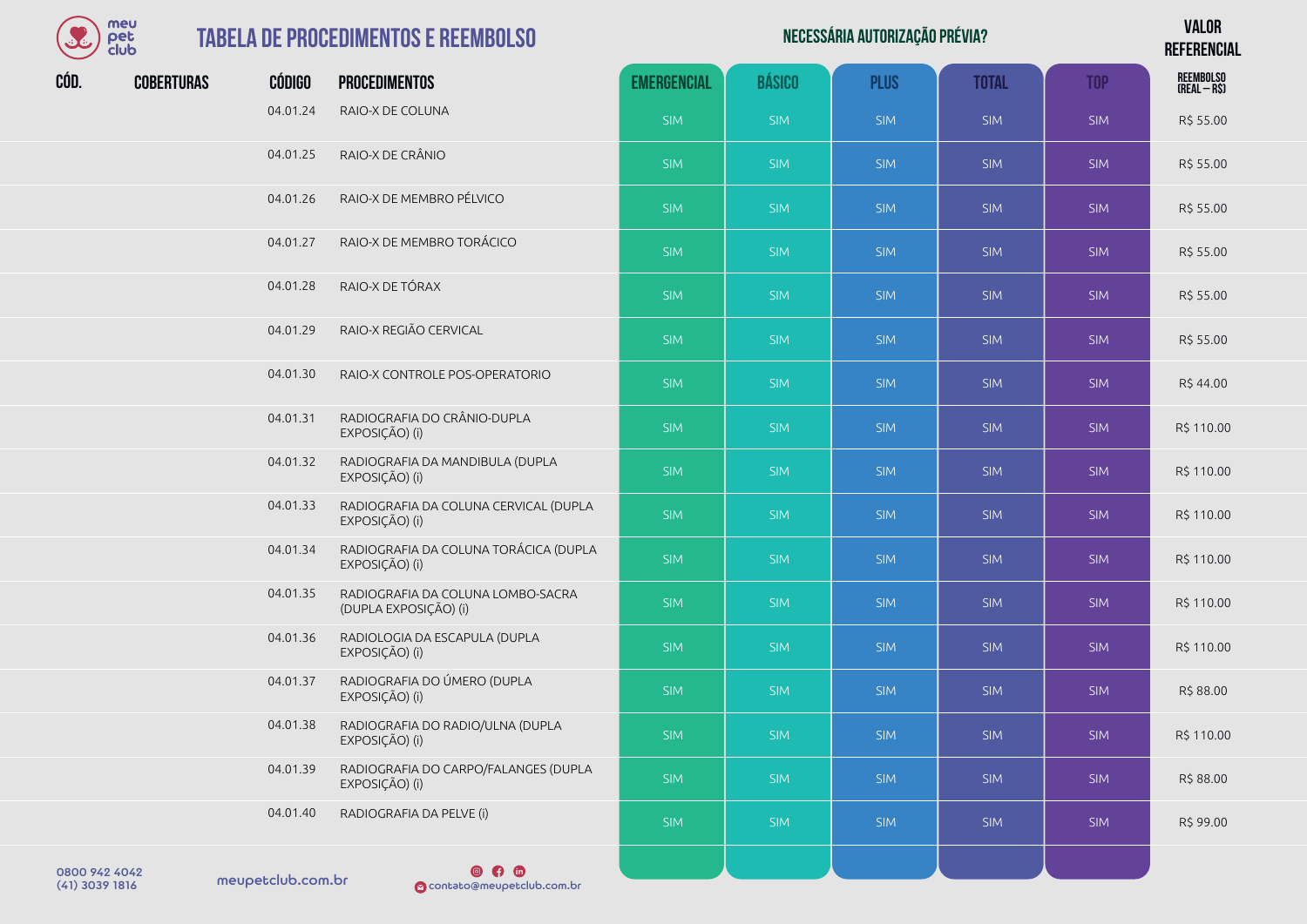# TABELA DE PROCEDIMENTOS E REEMBOLSO

| CÓD. | COBERTURAS | CÓDIGO | PROCEDIMENTOS | EMERGENCIAL | BÁSICO | PLUS | TOTAL | TOP | VALOR REFERENCIAL REEMBOLSO (REAL – R$) |
|---|---|---|---|---|---|---|---|---|---|
| | | | | **NECESSÁRIA AUTORIZAÇÃO PRÉVIA?** | | | | | |
| | | 04.01.24 | RAIO-X DE COLUNA | SIM | SIM | SIM | SIM | SIM | R$ 55.00 |
| | | 04.01.25 | RAIO-X DE CRÂNIO | SIM | SIM | SIM | SIM | SIM | R$ 55.00 |
| | | 04.01.26 | RAIO-X DE MEMBRO PÉLVICO | SIM | SIM | SIM | SIM | SIM | R$ 55.00 |
| | | 04.01.27 | RAIO-X DE MEMBRO TORÁCICO | SIM | SIM | SIM | SIM | SIM | R$ 55.00 |
| | | 04.01.28 | RAIO-X DE TÓRAX | SIM | SIM | SIM | SIM | SIM | R$ 55.00 |
| | | 04.01.29 | RAIO-X REGIÃO CERVICAL | SIM | SIM | SIM | SIM | SIM | R$ 55.00 |
| | | 04.01.30 | RAIO-X CONTROLE POS-OPERATORIO | SIM | SIM | SIM | SIM | SIM | R$ 44.00 |
| | | 04.01.31 | RADIOGRAFIA DO CRÂNIO-DUPLA EXPOSIÇÃO) (i) | SIM | SIM | SIM | SIM | SIM | R$ 110.00 |
| | | 04.01.32 | RADIOGRAFIA DA MANDIBULA (DUPLA EXPOSIÇÃO) (i) | SIM | SIM | SIM | SIM | SIM | R$ 110.00 |
| | | 04.01.33 | RADIOGRAFIA DA COLUNA CERVICAL (DUPLA EXPOSIÇÃO) (i) | SIM | SIM | SIM | SIM | SIM | R$ 110.00 |
| | | 04.01.34 | RADIOGRAFIA DA COLUNA TORÁCICA (DUPLA EXPOSIÇÃO) (i) | SIM | SIM | SIM | SIM | SIM | R$ 110.00 |
| | | 04.01.35 | RADIOGRAFIA DA COLUNA LOMBO-SACRA (DUPLA EXPOSIÇÃO) (i) | SIM | SIM | SIM | SIM | SIM | R$ 110.00 |
| | | 04.01.36 | RADIOLOGIA DA ESCAPULA (DUPLA EXPOSIÇÃO) (i) | SIM | SIM | SIM | SIM | SIM | R$ 110.00 |
| | | 04.01.37 | RADIOGRAFIA DO ÚMERO (DUPLA EXPOSIÇÃO) (i) | SIM | SIM | SIM | SIM | SIM | R$ 88.00 |
| | | 04.01.38 | RADIOGRAFIA DO RADIO/ULNA (DUPLA EXPOSIÇÃO) (i) | SIM | SIM | SIM | SIM | SIM | R$ 110.00 |
| | | 04.01.39 | RADIOGRAFIA DO CARPO/FALANGES (DUPLA EXPOSIÇÃO) (i) | SIM | SIM | SIM | SIM | SIM | R$ 88.00 |
| | | 04.01.40 | RADIOGRAFIA DA PELVE (i) | SIM | SIM | SIM | SIM | SIM | R$ 99.00 |

0800 942 4042
(41) 3039 1816

meupetclub.com.br

contato@meupetclub.com.br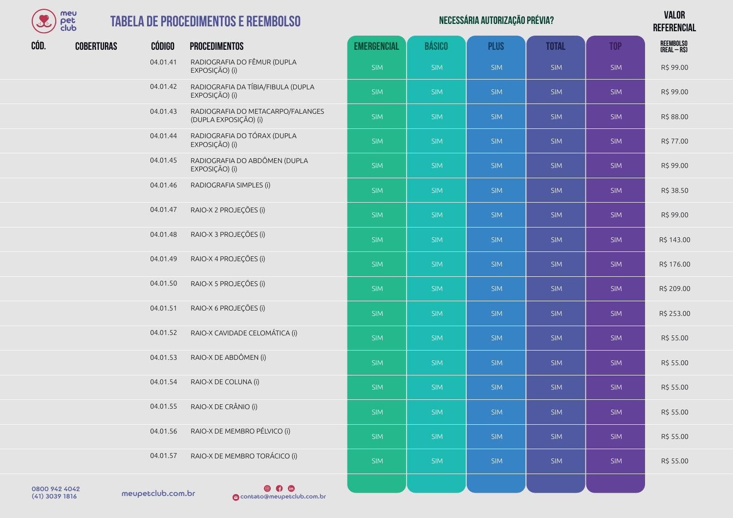# TABELA DE PROCEDIMENTOS E REEMBOLSO

| CÓD. | COBERTURAS | CÓDIGO | PROCEDIMENTOS | NECESSÁRIA AUTORIZAÇÃO PRÉVIA? | | | | | VALOR REFERENCIAL |
|---|---|---|---|---|---|---|---|---|---|
| | | | | EMERGENCIAL | BÁSICO | PLUS | TOTAL | TOP | REEMBOLSO (REAL – R$) |
| | | 04.01.41 | RADIOGRAFIA DO FÊMUR (DUPLA EXPOSIÇÃO) (i) | SIM | SIM | SIM | SIM | SIM | R$ 99.00 |
| | | 04.01.42 | RADIOGRAFIA DA TÍBIA/FIBULA (DUPLA EXPOSIÇÃO) (i) | SIM | SIM | SIM | SIM | SIM | R$ 99.00 |
| | | 04.01.43 | RADIOGRAFIA DO METACARPO/FALANGES (DUPLA EXPOSIÇÃO) (i) | SIM | SIM | SIM | SIM | SIM | R$ 88.00 |
| | | 04.01.44 | RADIOGRAFIA DO TÓRAX (DUPLA EXPOSIÇÃO) (i) | SIM | SIM | SIM | SIM | SIM | R$ 77.00 |
| | | 04.01.45 | RADIOGRAFIA DO ABDÔMEN (DUPLA EXPOSIÇÃO) (i) | SIM | SIM | SIM | SIM | SIM | R$ 99.00 |
| | | 04.01.46 | RADIOGRAFIA SIMPLES (i) | SIM | SIM | SIM | SIM | SIM | R$ 38.50 |
| | | 04.01.47 | RAIO-X 2 PROJEÇÕES (i) | SIM | SIM | SIM | SIM | SIM | R$ 99.00 |
| | | 04.01.48 | RAIO-X 3 PROJEÇÕES (i) | SIM | SIM | SIM | SIM | SIM | R$ 143.00 |
| | | 04.01.49 | RAIO-X 4 PROJEÇÕES (i) | SIM | SIM | SIM | SIM | SIM | R$ 176.00 |
| | | 04.01.50 | RAIO-X 5 PROJEÇÕES (i) | SIM | SIM | SIM | SIM | SIM | R$ 209.00 |
| | | 04.01.51 | RAIO-X 6 PROJEÇÕES (i) | SIM | SIM | SIM | SIM | SIM | R$ 253.00 |
| | | 04.01.52 | RAIO-X CAVIDADE CELOMÁTICA (i) | SIM | SIM | SIM | SIM | SIM | R$ 55.00 |
| | | 04.01.53 | RAIO-X DE ABDÔMEN (i) | SIM | SIM | SIM | SIM | SIM | R$ 55.00 |
| | | 04.01.54 | RAIO-X DE COLUNA (i) | SIM | SIM | SIM | SIM | SIM | R$ 55.00 |
| | | 04.01.55 | RAIO-X DE CRÂNIO (i) | SIM | SIM | SIM | SIM | SIM | R$ 55.00 |
| | | 04.01.56 | RAIO-X DE MEMBRO PÉLVICO (i) | SIM | SIM | SIM | SIM | SIM | R$ 55.00 |
| | | 04.01.57 | RAIO-X DE MEMBRO TORÁCICO (i) | SIM | SIM | SIM | SIM | SIM | R$ 55.00 |

0800 942 4042
(41) 3039 1816

meupetclub.com.br

contato@meupetclub.com.br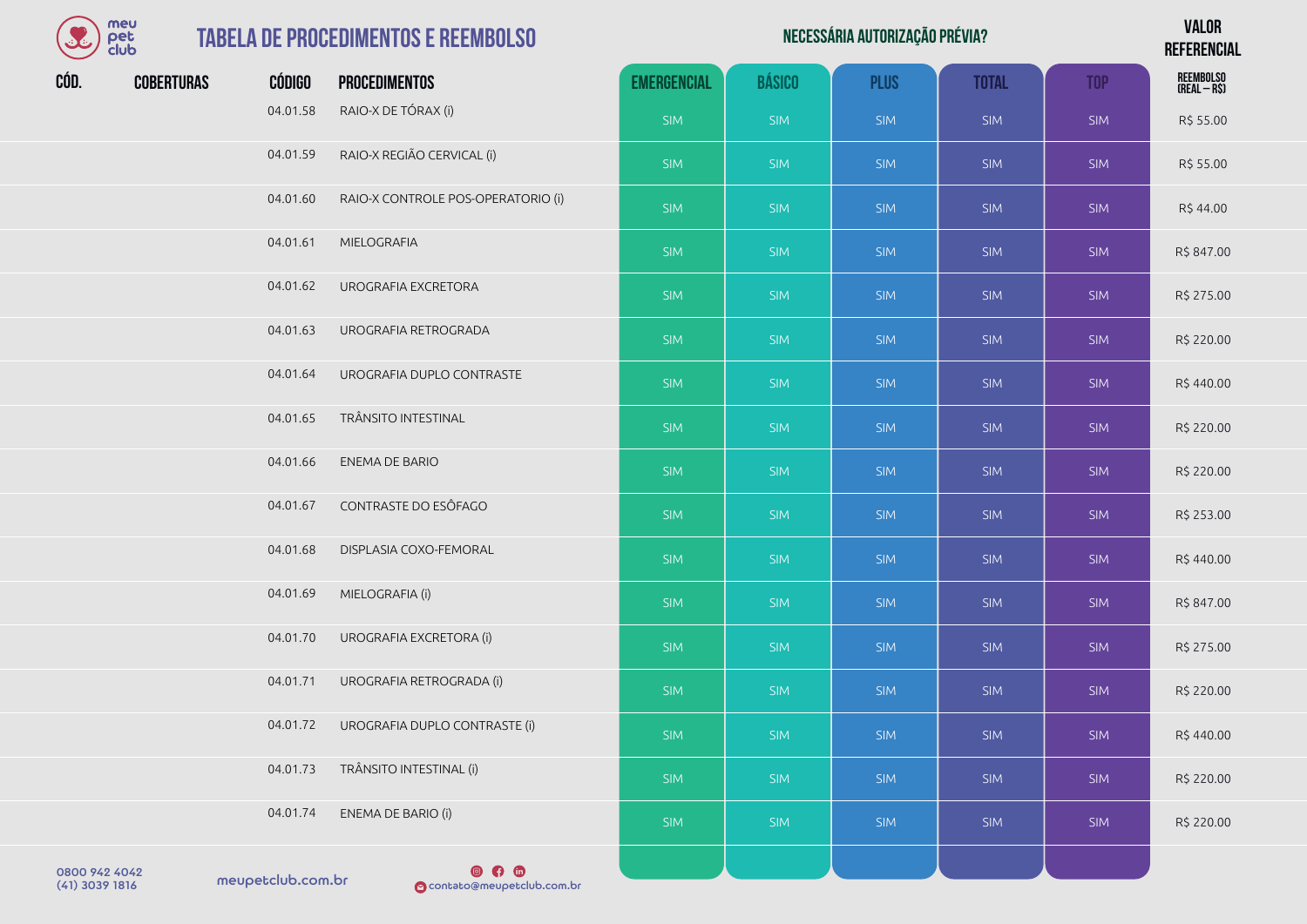# TABELA DE PROCEDIMENTOS E REEMBOLSO

| CÓD. | COBERTURAS | CÓDIGO | PROCEDIMENTOS | NECESSÁRIA AUTORIZAÇÃO PRÉVIA? | | | | | VALOR REFERENCIAL |
|---|---|---|---|---|---|---|---|---|---|
| | | | | EMERGENCIAL | BÁSICO | PLUS | TOTAL | TOP | REEMBOLSO (REAL – R$) |
| | | 04.01.58 | RAIO-X DE TÓRAX (i) | SIM | SIM | SIM | SIM | SIM | R$ 55.00 |
| | | 04.01.59 | RAIO-X REGIÃO CERVICAL (i) | SIM | SIM | SIM | SIM | SIM | R$ 55.00 |
| | | 04.01.60 | RAIO-X CONTROLE POS-OPERATORIO (i) | SIM | SIM | SIM | SIM | SIM | R$ 44.00 |
| | | 04.01.61 | MIELOGRAFIA | SIM | SIM | SIM | SIM | SIM | R$ 847.00 |
| | | 04.01.62 | UROGRAFIA EXCRETORA | SIM | SIM | SIM | SIM | SIM | R$ 275.00 |
| | | 04.01.63 | UROGRAFIA RETROGRADA | SIM | SIM | SIM | SIM | SIM | R$ 220.00 |
| | | 04.01.64 | UROGRAFIA DUPLO CONTRASTE | SIM | SIM | SIM | SIM | SIM | R$ 440.00 |
| | | 04.01.65 | TRÂNSITO INTESTINAL | SIM | SIM | SIM | SIM | SIM | R$ 220.00 |
| | | 04.01.66 | ENEMA DE BARIO | SIM | SIM | SIM | SIM | SIM | R$ 220.00 |
| | | 04.01.67 | CONTRASTE DO ESÔFAGO | SIM | SIM | SIM | SIM | SIM | R$ 253.00 |
| | | 04.01.68 | DISPLASIA COXO-FEMORAL | SIM | SIM | SIM | SIM | SIM | R$ 440.00 |
| | | 04.01.69 | MIELOGRAFIA (i) | SIM | SIM | SIM | SIM | SIM | R$ 847.00 |
| | | 04.01.70 | UROGRAFIA EXCRETORA (i) | SIM | SIM | SIM | SIM | SIM | R$ 275.00 |
| | | 04.01.71 | UROGRAFIA RETROGRADA (i) | SIM | SIM | SIM | SIM | SIM | R$ 220.00 |
| | | 04.01.72 | UROGRAFIA DUPLO CONTRASTE (i) | SIM | SIM | SIM | SIM | SIM | R$ 440.00 |
| | | 04.01.73 | TRÂNSITO INTESTINAL (i) | SIM | SIM | SIM | SIM | SIM | R$ 220.00 |
| | | 04.01.74 | ENEMA DE BARIO (i) | SIM | SIM | SIM | SIM | SIM | R$ 220.00 |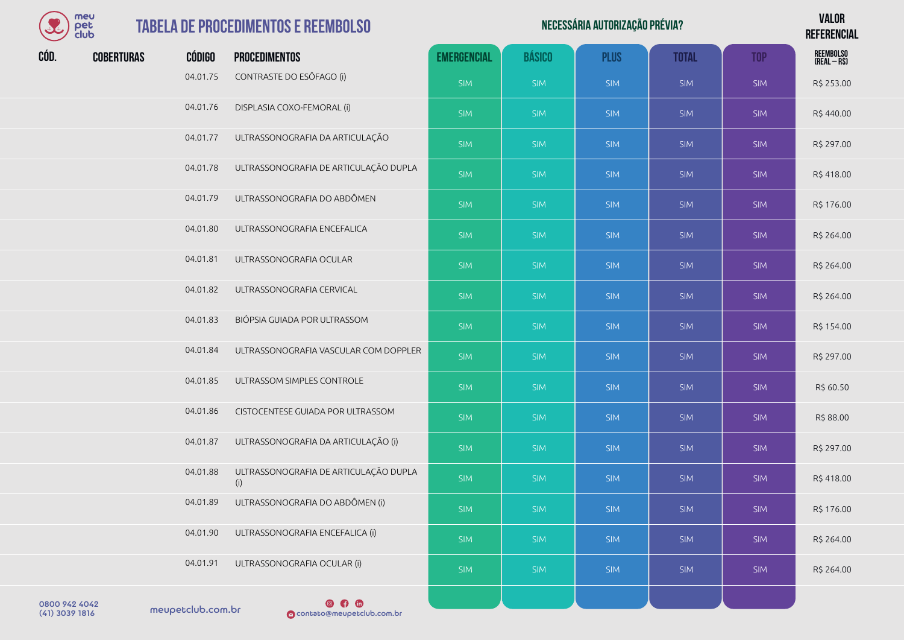# TABELA DE PROCEDIMENTOS E REEMBOLSO

| CÓD. | COBERTURAS | CÓDIGO | PROCEDIMENTOS | NECESSÁRIA AUTORIZAÇÃO PRÉVIA? EMERGENCIAL | BÁSICO | PLUS | TOTAL | TOP | VALOR REFERENCIAL REEMBOLSO (REAL – R$) |
|---|---|---|---|---|---|---|---|---|---|
| | | 04.01.75 | CONTRASTE DO ESÔFAGO (i) | SIM | SIM | SIM | SIM | SIM | R$ 253.00 |
| | | 04.01.76 | DISPLASIA COXO-FEMORAL (i) | SIM | SIM | SIM | SIM | SIM | R$ 440.00 |
| | | 04.01.77 | ULTRASSONOGRAFIA DA ARTICULAÇÃO | SIM | SIM | SIM | SIM | SIM | R$ 297.00 |
| | | 04.01.78 | ULTRASSONOGRAFIA DE ARTICULAÇÃO DUPLA | SIM | SIM | SIM | SIM | SIM | R$ 418.00 |
| | | 04.01.79 | ULTRASSONOGRAFIA DO ABDÔMEN | SIM | SIM | SIM | SIM | SIM | R$ 176.00 |
| | | 04.01.80 | ULTRASSONOGRAFIA ENCEFALICA | SIM | SIM | SIM | SIM | SIM | R$ 264.00 |
| | | 04.01.81 | ULTRASSONOGRAFIA OCULAR | SIM | SIM | SIM | SIM | SIM | R$ 264.00 |
| | | 04.01.82 | ULTRASSONOGRAFIA CERVICAL | SIM | SIM | SIM | SIM | SIM | R$ 264.00 |
| | | 04.01.83 | BIÓPSIA GUIADA POR ULTRASSOM | SIM | SIM | SIM | SIM | SIM | R$ 154.00 |
| | | 04.01.84 | ULTRASSONOGRAFIA VASCULAR COM DOPPLER | SIM | SIM | SIM | SIM | SIM | R$ 297.00 |
| | | 04.01.85 | ULTRASSOM SIMPLES CONTROLE | SIM | SIM | SIM | SIM | SIM | R$ 60.50 |
| | | 04.01.86 | CISTOCENTESE GUIADA POR ULTRASSOM | SIM | SIM | SIM | SIM | SIM | R$ 88.00 |
| | | 04.01.87 | ULTRASSONOGRAFIA DA ARTICULAÇÃO (i) | SIM | SIM | SIM | SIM | SIM | R$ 297.00 |
| | | 04.01.88 | ULTRASSONOGRAFIA DE ARTICULAÇÃO DUPLA (i) | SIM | SIM | SIM | SIM | SIM | R$ 418.00 |
| | | 04.01.89 | ULTRASSONOGRAFIA DO ABDÔMEN (i) | SIM | SIM | SIM | SIM | SIM | R$ 176.00 |
| | | 04.01.90 | ULTRASSONOGRAFIA ENCEFALICA (i) | SIM | SIM | SIM | SIM | SIM | R$ 264.00 |
| | | 04.01.91 | ULTRASSONOGRAFIA OCULAR (i) | SIM | SIM | SIM | SIM | SIM | R$ 264.00 |

0800 942 4042
(41) 3039 1816

meupetclub.com.br

contato@meupetclub.com.br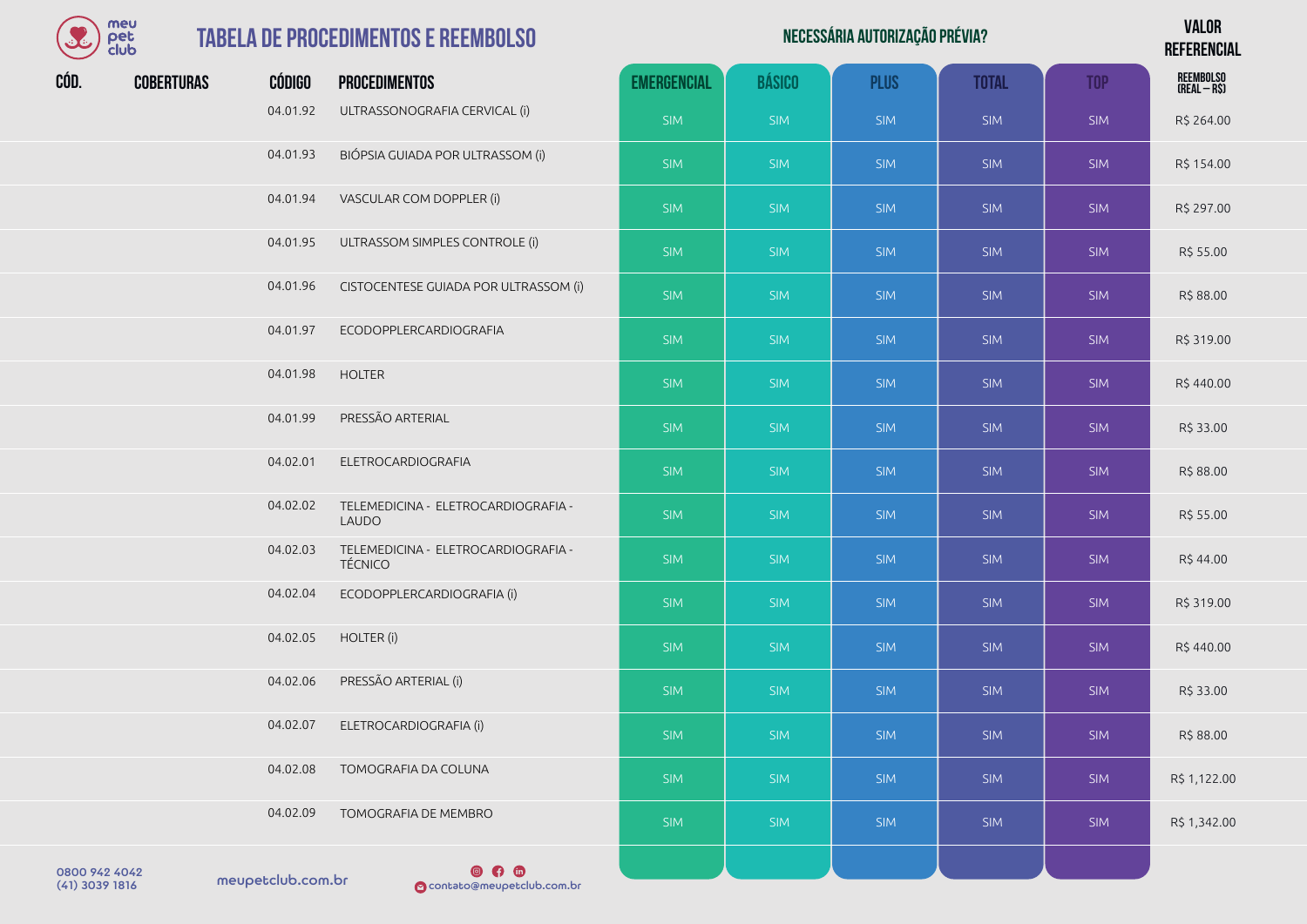# TABELA DE PROCEDIMENTOS E REEMBOLSO

| CÓD. | COBERTURAS | CÓDIGO | PROCEDIMENTOS | NECESSÁRIA AUTORIZAÇÃO PRÉVIA? | | | | | VALOR REFERENCIAL |
|---|---|---|---|---|---|---|---|---|---|
| | | | | EMERGENCIAL | BÁSICO | PLUS | TOTAL | TOP | REEMBOLSO (REAL – R$) |
| | | 04.01.92 | ULTRASSONOGRAFIA CERVICAL (i) | SIM | SIM | SIM | SIM | SIM | R$ 264.00 |
| | | 04.01.93 | BIÓPSIA GUIADA POR ULTRASSOM (i) | SIM | SIM | SIM | SIM | SIM | R$ 154.00 |
| | | 04.01.94 | VASCULAR COM DOPPLER (i) | SIM | SIM | SIM | SIM | SIM | R$ 297.00 |
| | | 04.01.95 | ULTRASSOM SIMPLES CONTROLE (i) | SIM | SIM | SIM | SIM | SIM | R$ 55.00 |
| | | 04.01.96 | CISTOCENTESE GUIADA POR ULTRASSOM (i) | SIM | SIM | SIM | SIM | SIM | R$ 88.00 |
| | | 04.01.97 | ECODOPPLERCARDIOGRAFIA | SIM | SIM | SIM | SIM | SIM | R$ 319.00 |
| | | 04.01.98 | HOLTER | SIM | SIM | SIM | SIM | SIM | R$ 440.00 |
| | | 04.01.99 | PRESSÃO ARTERIAL | SIM | SIM | SIM | SIM | SIM | R$ 33.00 |
| | | 04.02.01 | ELETROCARDIOGRAFIA | SIM | SIM | SIM | SIM | SIM | R$ 88.00 |
| | | 04.02.02 | TELEMEDICINA - ELETROCARDIOGRAFIA - LAUDO | SIM | SIM | SIM | SIM | SIM | R$ 55.00 |
| | | 04.02.03 | TELEMEDICINA - ELETROCARDIOGRAFIA - TÉCNICO | SIM | SIM | SIM | SIM | SIM | R$ 44.00 |
| | | 04.02.04 | ECODOPPLERCARDIOGRAFIA (i) | SIM | SIM | SIM | SIM | SIM | R$ 319.00 |
| | | 04.02.05 | HOLTER (i) | SIM | SIM | SIM | SIM | SIM | R$ 440.00 |
| | | 04.02.06 | PRESSÃO ARTERIAL (i) | SIM | SIM | SIM | SIM | SIM | R$ 33.00 |
| | | 04.02.07 | ELETROCARDIOGRAFIA (i) | SIM | SIM | SIM | SIM | SIM | R$ 88.00 |
| | | 04.02.08 | TOMOGRAFIA DA COLUNA | SIM | SIM | SIM | SIM | SIM | R$ 1,122.00 |
| | | 04.02.09 | TOMOGRAFIA DE MEMBRO | SIM | SIM | SIM | SIM | SIM | R$ 1,342.00 |

0800 942 4042
(41) 3039 1816

meupetclub.com.br

contato@meupetclub.com.br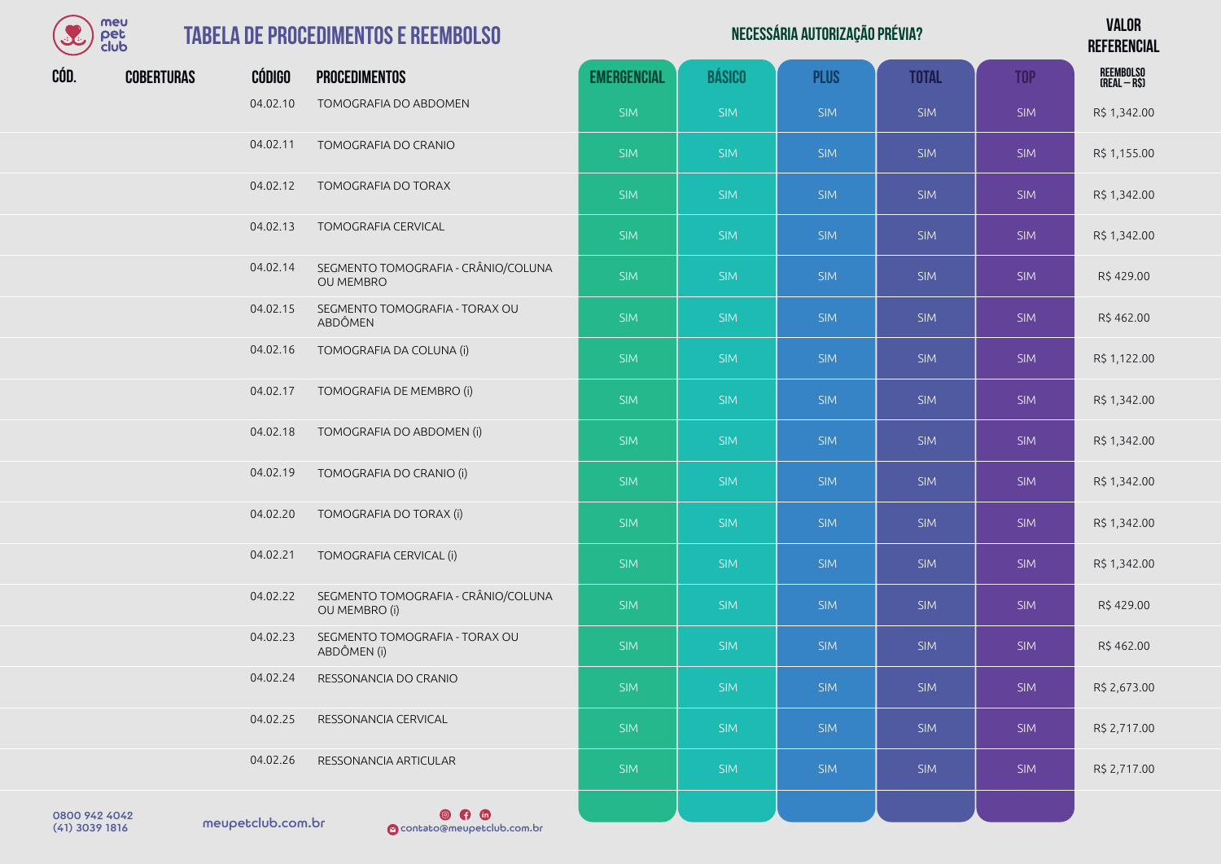# TABELA DE PROCEDIMENTOS E REEMBOLSO

| CÓD. | COBERTURAS | CÓDIGO | PROCEDIMENTOS | NECESSÁRIA AUTORIZAÇÃO PRÉVIA? | | | | | VALOR REFERENCIAL |
|---|---|---|---|---|---|---|---|---|---|
| | | | | EMERGENCIAL | BÁSICO | PLUS | TOTAL | TOP | REEMBOLSO (REAL – R$) |
| | | 04.02.10 | TOMOGRAFIA DO ABDOMEN | SIM | SIM | SIM | SIM | SIM | R$ 1,342.00 |
| | | 04.02.11 | TOMOGRAFIA DO CRANIO | SIM | SIM | SIM | SIM | SIM | R$ 1,155.00 |
| | | 04.02.12 | TOMOGRAFIA DO TORAX | SIM | SIM | SIM | SIM | SIM | R$ 1,342.00 |
| | | 04.02.13 | TOMOGRAFIA CERVICAL | SIM | SIM | SIM | SIM | SIM | R$ 1,342.00 |
| | | 04.02.14 | SEGMENTO TOMOGRAFIA - CRÂNIO/COLUNA OU MEMBRO | SIM | SIM | SIM | SIM | SIM | R$ 429.00 |
| | | 04.02.15 | SEGMENTO TOMOGRAFIA - TORAX OU ABDÔMEN | SIM | SIM | SIM | SIM | SIM | R$ 462.00 |
| | | 04.02.16 | TOMOGRAFIA DA COLUNA (i) | SIM | SIM | SIM | SIM | SIM | R$ 1,122.00 |
| | | 04.02.17 | TOMOGRAFIA DE MEMBRO (i) | SIM | SIM | SIM | SIM | SIM | R$ 1,342.00 |
| | | 04.02.18 | TOMOGRAFIA DO ABDOMEN (i) | SIM | SIM | SIM | SIM | SIM | R$ 1,342.00 |
| | | 04.02.19 | TOMOGRAFIA DO CRANIO (i) | SIM | SIM | SIM | SIM | SIM | R$ 1,342.00 |
| | | 04.02.20 | TOMOGRAFIA DO TORAX (i) | SIM | SIM | SIM | SIM | SIM | R$ 1,342.00 |
| | | 04.02.21 | TOMOGRAFIA CERVICAL (i) | SIM | SIM | SIM | SIM | SIM | R$ 1,342.00 |
| | | 04.02.22 | SEGMENTO TOMOGRAFIA - CRÂNIO/COLUNA OU MEMBRO (i) | SIM | SIM | SIM | SIM | SIM | R$ 429.00 |
| | | 04.02.23 | SEGMENTO TOMOGRAFIA - TORAX OU ABDÔMEN (i) | SIM | SIM | SIM | SIM | SIM | R$ 462.00 |
| | | 04.02.24 | RESSONANCIA DO CRANIO | SIM | SIM | SIM | SIM | SIM | R$ 2,673.00 |
| | | 04.02.25 | RESSONANCIA CERVICAL | SIM | SIM | SIM | SIM | SIM | R$ 2,717.00 |
| | | 04.02.26 | RESSONANCIA ARTICULAR | SIM | SIM | SIM | SIM | SIM | R$ 2,717.00 |

0800 942 4042
(41) 3039 1816

meupetclub.com.br

contato@meupetclub.com.br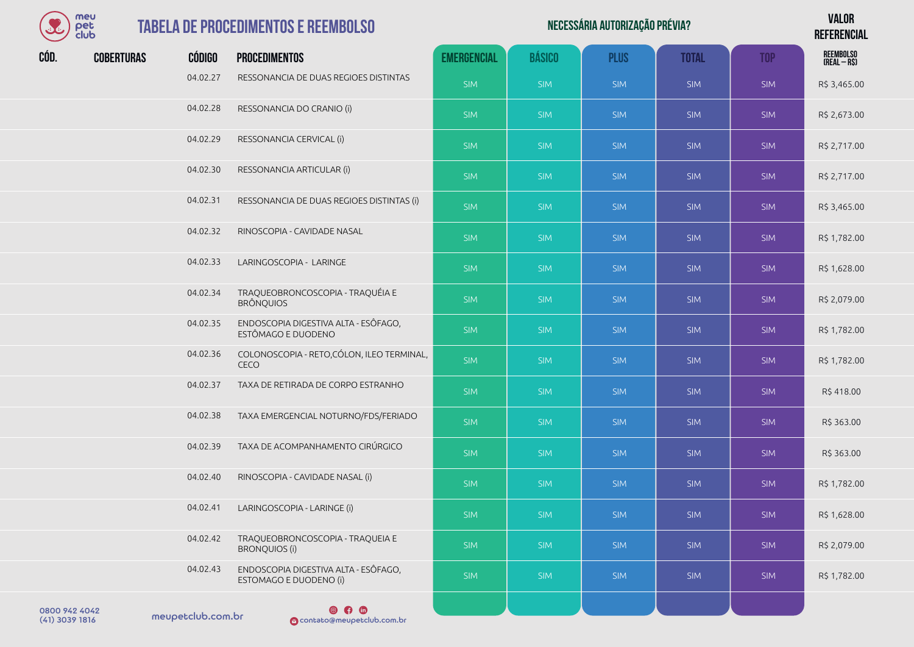# TABELA DE PROCEDIMENTOS E REEMBOLSO

| CÓD. | COBERTURAS | CÓDIGO | PROCEDIMENTOS | NECESSÁRIA AUTORIZAÇÃO PRÉVIA? | | | | | VALOR REFERENCIAL |
|---|---|---|---|---|---|---|---|---|---|
| | | | | EMERGENCIAL | BÁSICO | PLUS | TOTAL | TOP | REEMBOLSO (REAL – R$) |
| | | 04.02.27 | RESSONANCIA DE DUAS REGIOES DISTINTAS | SIM | SIM | SIM | SIM | SIM | R$ 3,465.00 |
| | | 04.02.28 | RESSONANCIA DO CRANIO (i) | SIM | SIM | SIM | SIM | SIM | R$ 2,673.00 |
| | | 04.02.29 | RESSONANCIA CERVICAL (i) | SIM | SIM | SIM | SIM | SIM | R$ 2,717.00 |
| | | 04.02.30 | RESSONANCIA ARTICULAR (i) | SIM | SIM | SIM | SIM | SIM | R$ 2,717.00 |
| | | 04.02.31 | RESSONANCIA DE DUAS REGIOES DISTINTAS (i) | SIM | SIM | SIM | SIM | SIM | R$ 3,465.00 |
| | | 04.02.32 | RINOSCOPIA - CAVIDADE NASAL | SIM | SIM | SIM | SIM | SIM | R$ 1,782.00 |
| | | 04.02.33 | LARINGOSCOPIA - LARINGE | SIM | SIM | SIM | SIM | SIM | R$ 1,628.00 |
| | | 04.02.34 | TRAQUEOBRONCOSCOPIA - TRAQUÉIA E BRÔNQUIOS | SIM | SIM | SIM | SIM | SIM | R$ 2,079.00 |
| | | 04.02.35 | ENDOSCOPIA DIGESTIVA ALTA - ESÔFAGO, ESTÔMAGO E DUODENO | SIM | SIM | SIM | SIM | SIM | R$ 1,782.00 |
| | | 04.02.36 | COLONOSCOPIA - RETO,CÓLON, ILEO TERMINAL, CECO | SIM | SIM | SIM | SIM | SIM | R$ 1,782.00 |
| | | 04.02.37 | TAXA DE RETIRADA DE CORPO ESTRANHO | SIM | SIM | SIM | SIM | SIM | R$ 418.00 |
| | | 04.02.38 | TAXA EMERGENCIAL NOTURNO/FDS/FERIADO | SIM | SIM | SIM | SIM | SIM | R$ 363.00 |
| | | 04.02.39 | TAXA DE ACOMPANHAMENTO CIRÚRGICO | SIM | SIM | SIM | SIM | SIM | R$ 363.00 |
| | | 04.02.40 | RINOSCOPIA - CAVIDADE NASAL (i) | SIM | SIM | SIM | SIM | SIM | R$ 1,782.00 |
| | | 04.02.41 | LARINGOSCOPIA - LARINGE (i) | SIM | SIM | SIM | SIM | SIM | R$ 1,628.00 |
| | | 04.02.42 | TRAQUEOBRONCOSCOPIA - TRAQUEIA E BRONQUIOS (i) | SIM | SIM | SIM | SIM | SIM | R$ 2,079.00 |
| | | 04.02.43 | ENDOSCOPIA DIGESTIVA ALTA - ESÔFAGO, ESTOMAGO E DUODENO (i) | SIM | SIM | SIM | SIM | SIM | R$ 1,782.00 |

0800 942 4042
(41) 3039 1816

meupetclub.com.br

contato@meupetclub.com.br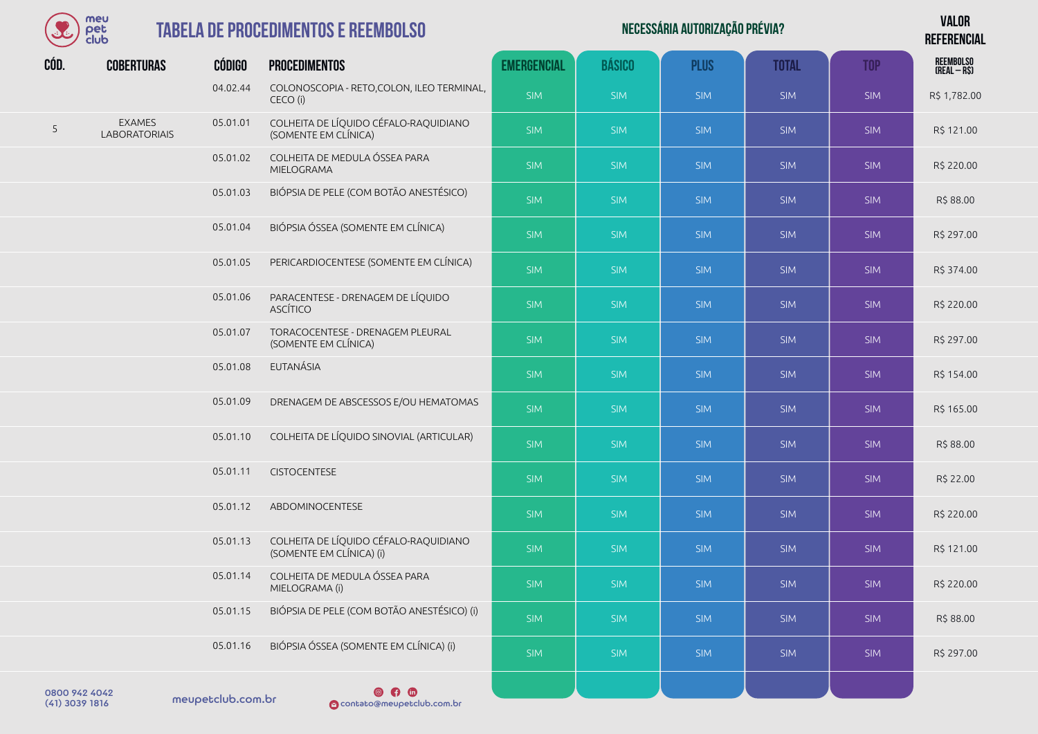# TABELA DE PROCEDIMENTOS E REEMBOLSO

| CÓD. | COBERTURAS | CÓDIGO | PROCEDIMENTOS | EMERGENCIAL | BÁSICO | PLUS | TOTAL | TOP | VALOR REFERENCIAL REEMBOLSO (REAL – R$) |
|---|---|---|---|---|---|---|---|---|---|
| | | | | NECESSÁRIA AUTORIZAÇÃO PRÉVIA? | | | | | |
| | | 04.02.44 | COLONOSCOPIA - RETO,COLON, ILEO TERMINAL, CECO (i) | SIM | SIM | SIM | SIM | SIM | R$ 1,782.00 |
| 5 | EXAMES LABORATORIAIS | 05.01.01 | COLHEITA DE LÍQUIDO CÉFALO-RAQUIDIANO (SOMENTE EM CLÍNICA) | SIM | SIM | SIM | SIM | SIM | R$ 121.00 |
| | | 05.01.02 | COLHEITA DE MEDULA ÓSSEA PARA MIELOGRAMA | SIM | SIM | SIM | SIM | SIM | R$ 220.00 |
| | | 05.01.03 | BIÓPSIA DE PELE (COM BOTÃO ANESTÉSICO) | SIM | SIM | SIM | SIM | SIM | R$ 88.00 |
| | | 05.01.04 | BIÓPSIA ÓSSEA (SOMENTE EM CLÍNICA) | SIM | SIM | SIM | SIM | SIM | R$ 297.00 |
| | | 05.01.05 | PERICARDIOCENTESE (SOMENTE EM CLÍNICA) | SIM | SIM | SIM | SIM | SIM | R$ 374.00 |
| | | 05.01.06 | PARACENTESE - DRENAGEM DE LÍQUIDO ASCÍTICO | SIM | SIM | SIM | SIM | SIM | R$ 220.00 |
| | | 05.01.07 | TORACOCENTESE - DRENAGEM PLEURAL (SOMENTE EM CLÍNICA) | SIM | SIM | SIM | SIM | SIM | R$ 297.00 |
| | | 05.01.08 | EUTANÁSIA | SIM | SIM | SIM | SIM | SIM | R$ 154.00 |
| | | 05.01.09 | DRENAGEM DE ABSCESSOS E/OU HEMATOMAS | SIM | SIM | SIM | SIM | SIM | R$ 165.00 |
| | | 05.01.10 | COLHEITA DE LÍQUIDO SINOVIAL (ARTICULAR) | SIM | SIM | SIM | SIM | SIM | R$ 88.00 |
| | | 05.01.11 | CISTOCENTESE | SIM | SIM | SIM | SIM | SIM | R$ 22.00 |
| | | 05.01.12 | ABDOMINOCENTESE | SIM | SIM | SIM | SIM | SIM | R$ 220.00 |
| | | 05.01.13 | COLHEITA DE LÍQUIDO CÉFALO-RAQUIDIANO (SOMENTE EM CLÍNICA) (i) | SIM | SIM | SIM | SIM | SIM | R$ 121.00 |
| | | 05.01.14 | COLHEITA DE MEDULA ÓSSEA PARA MIELOGRAMA (i) | SIM | SIM | SIM | SIM | SIM | R$ 220.00 |
| | | 05.01.15 | BIÓPSIA DE PELE (COM BOTÃO ANESTÉSICO) (i) | SIM | SIM | SIM | SIM | SIM | R$ 88.00 |
| | | 05.01.16 | BIÓPSIA ÓSSEA (SOMENTE EM CLÍNICA) (i) | SIM | SIM | SIM | SIM | SIM | R$ 297.00 |

0800 942 4042
(41) 3039 1816

meupetclub.com.br

contato@meupetclub.com.br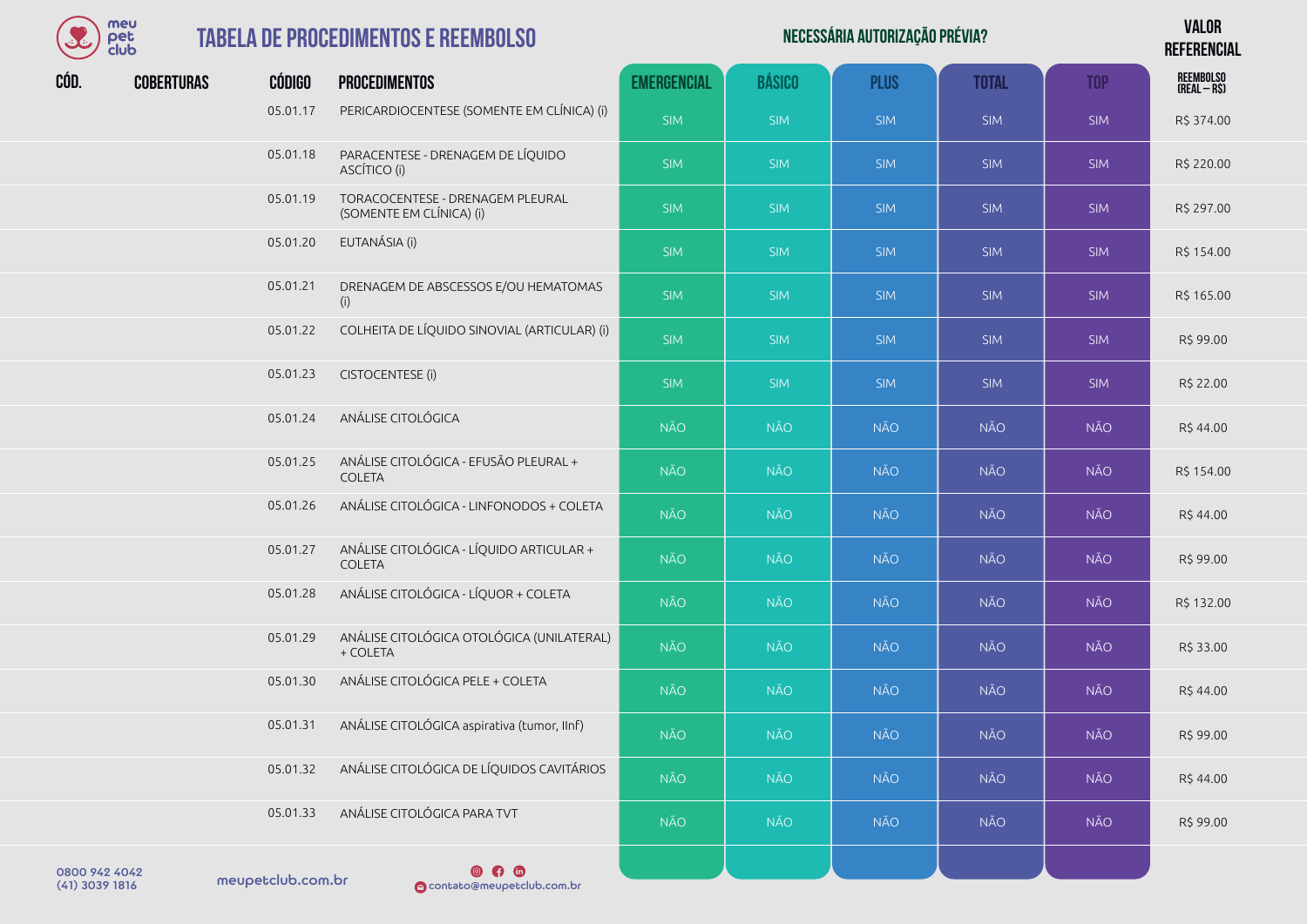# TABELA DE PROCEDIMENTOS E REEMBOLSO

| CÓD. | COBERTURAS | CÓDIGO | PROCEDIMENTOS | NECESSÁRIA AUTORIZAÇÃO PRÉVIA? | | | | | VALOR REFERENCIAL |
|---|---|---|---|---|---|---|---|---|---|
| | | | | EMERGENCIAL | BÁSICO | PLUS | TOTAL | TOP | REEMBOLSO (REAL – R$) |
| | | 05.01.17 | PERICARDIOCENTESE (SOMENTE EM CLÍNICA) (i) | SIM | SIM | SIM | SIM | SIM | R$ 374.00 |
| | | 05.01.18 | PARACENTESE - DRENAGEM DE LÍQUIDO ASCÍTICO (i) | SIM | SIM | SIM | SIM | SIM | R$ 220.00 |
| | | 05.01.19 | TORACOCENTESE - DRENAGEM PLEURAL (SOMENTE EM CLÍNICA) (i) | SIM | SIM | SIM | SIM | SIM | R$ 297.00 |
| | | 05.01.20 | EUTANÁSIA (i) | SIM | SIM | SIM | SIM | SIM | R$ 154.00 |
| | | 05.01.21 | DRENAGEM DE ABSCESSOS E/OU HEMATOMAS (i) | SIM | SIM | SIM | SIM | SIM | R$ 165.00 |
| | | 05.01.22 | COLHEITA DE LÍQUIDO SINOVIAL (ARTICULAR) (i) | SIM | SIM | SIM | SIM | SIM | R$ 99.00 |
| | | 05.01.23 | CISTOCENTESE (i) | SIM | SIM | SIM | SIM | SIM | R$ 22.00 |
| | | 05.01.24 | ANÁLISE CITOLÓGICA | NÃO | NÃO | NÃO | NÃO | NÃO | R$ 44.00 |
| | | 05.01.25 | ANÁLISE CITOLÓGICA - EFUSÃO PLEURAL + COLETA | NÃO | NÃO | NÃO | NÃO | NÃO | R$ 154.00 |
| | | 05.01.26 | ANÁLISE CITOLÓGICA - LINFONODOS + COLETA | NÃO | NÃO | NÃO | NÃO | NÃO | R$ 44.00 |
| | | 05.01.27 | ANÁLISE CITOLÓGICA - LÍQUIDO ARTICULAR + COLETA | NÃO | NÃO | NÃO | NÃO | NÃO | R$ 99.00 |
| | | 05.01.28 | ANÁLISE CITOLÓGICA - LÍQUOR + COLETA | NÃO | NÃO | NÃO | NÃO | NÃO | R$ 132.00 |
| | | 05.01.29 | ANÁLISE CITOLÓGICA OTOLÓGICA (UNILATERAL) + COLETA | NÃO | NÃO | NÃO | NÃO | NÃO | R$ 33.00 |
| | | 05.01.30 | ANÁLISE CITOLÓGICA PELE + COLETA | NÃO | NÃO | NÃO | NÃO | NÃO | R$ 44.00 |
| | | 05.01.31 | ANÁLISE CITOLÓGICA aspirativa (tumor, llnf) | NÃO | NÃO | NÃO | NÃO | NÃO | R$ 99.00 |
| | | 05.01.32 | ANÁLISE CITOLÓGICA DE LÍQUIDOS CAVITÁRIOS | NÃO | NÃO | NÃO | NÃO | NÃO | R$ 44.00 |
| | | 05.01.33 | ANÁLISE CITOLÓGICA PARA TVT | NÃO | NÃO | NÃO | NÃO | NÃO | R$ 99.00 |

0800 942 4042
(41) 3039 1816

meupetclub.com.br

contato@meupetclub.com.br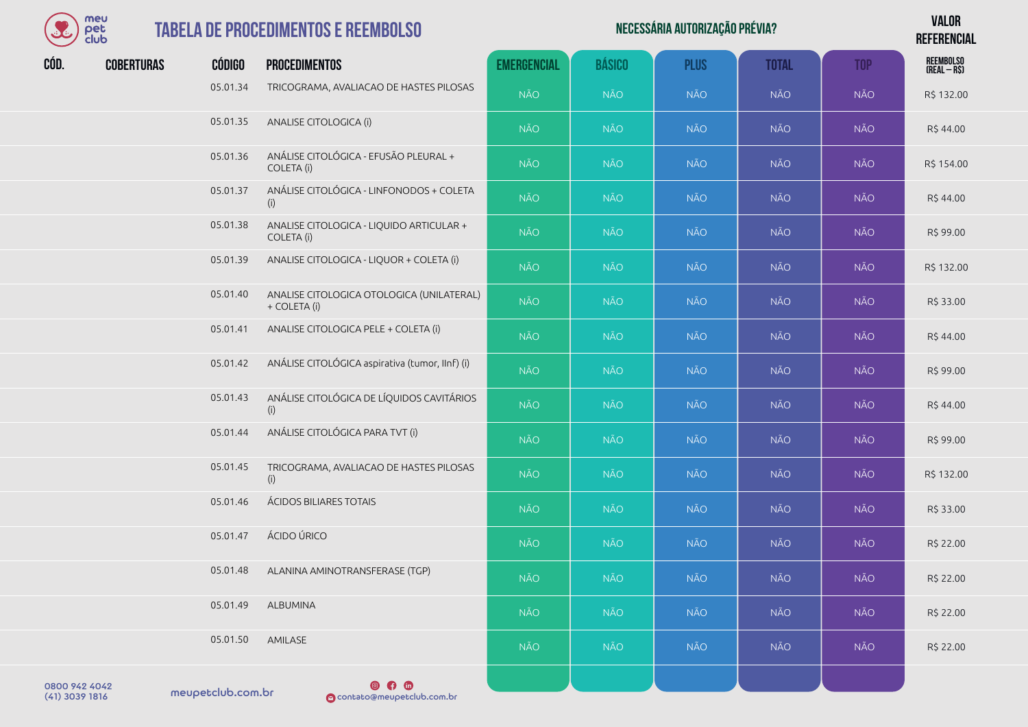# TABELA DE PROCEDIMENTOS E REEMBOLSO

| CÓD. | COBERTURAS | CÓDIGO | PROCEDIMENTOS | NECESSÁRIA AUTORIZAÇÃO PRÉVIA? EMERGENCIAL | BÁSICO | PLUS | TOTAL | TOP | VALOR REFERENCIAL REEMBOLSO (REAL – R$) |
|---|---|---|---|---|---|---|---|---|---|
| | | 05.01.34 | TRICOGRAMA, AVALIACAO DE HASTES PILOSAS | NÃO | NÃO | NÃO | NÃO | NÃO | R$ 132.00 |
| | | 05.01.35 | ANALISE CITOLOGICA (i) | NÃO | NÃO | NÃO | NÃO | NÃO | R$ 44.00 |
| | | 05.01.36 | ANÁLISE CITOLÓGICA - EFUSÃO PLEURAL + COLETA (i) | NÃO | NÃO | NÃO | NÃO | NÃO | R$ 154.00 |
| | | 05.01.37 | ANÁLISE CITOLÓGICA - LINFONODOS + COLETA (i) | NÃO | NÃO | NÃO | NÃO | NÃO | R$ 44.00 |
| | | 05.01.38 | ANALISE CITOLOGICA - LIQUIDO ARTICULAR + COLETA (i) | NÃO | NÃO | NÃO | NÃO | NÃO | R$ 99.00 |
| | | 05.01.39 | ANALISE CITOLOGICA - LIQUOR + COLETA (i) | NÃO | NÃO | NÃO | NÃO | NÃO | R$ 132.00 |
| | | 05.01.40 | ANALISE CITOLOGICA OTOLOGICA (UNILATERAL) + COLETA (i) | NÃO | NÃO | NÃO | NÃO | NÃO | R$ 33.00 |
| | | 05.01.41 | ANALISE CITOLOGICA PELE + COLETA (i) | NÃO | NÃO | NÃO | NÃO | NÃO | R$ 44.00 |
| | | 05.01.42 | ANÁLISE CITOLÓGICA aspirativa (tumor, llnf) (i) | NÃO | NÃO | NÃO | NÃO | NÃO | R$ 99.00 |
| | | 05.01.43 | ANÁLISE CITOLÓGICA DE LÍQUIDOS CAVITÁRIOS (i) | NÃO | NÃO | NÃO | NÃO | NÃO | R$ 44.00 |
| | | 05.01.44 | ANÁLISE CITOLÓGICA PARA TVT (i) | NÃO | NÃO | NÃO | NÃO | NÃO | R$ 99.00 |
| | | 05.01.45 | TRICOGRAMA, AVALIACAO DE HASTES PILOSAS (i) | NÃO | NÃO | NÃO | NÃO | NÃO | R$ 132.00 |
| | | 05.01.46 | ÁCIDOS BILIARES TOTAIS | NÃO | NÃO | NÃO | NÃO | NÃO | R$ 33.00 |
| | | 05.01.47 | ÁCIDO ÚRICO | NÃO | NÃO | NÃO | NÃO | NÃO | R$ 22.00 |
| | | 05.01.48 | ALANINA AMINOTRANSFERASE (TGP) | NÃO | NÃO | NÃO | NÃO | NÃO | R$ 22.00 |
| | | 05.01.49 | ALBUMINA | NÃO | NÃO | NÃO | NÃO | NÃO | R$ 22.00 |
| | | 05.01.50 | AMILASE | NÃO | NÃO | NÃO | NÃO | NÃO | R$ 22.00 |

0800 942 4042
(41) 3039 1816
meupetclub.com.br
contato@meupetclub.com.br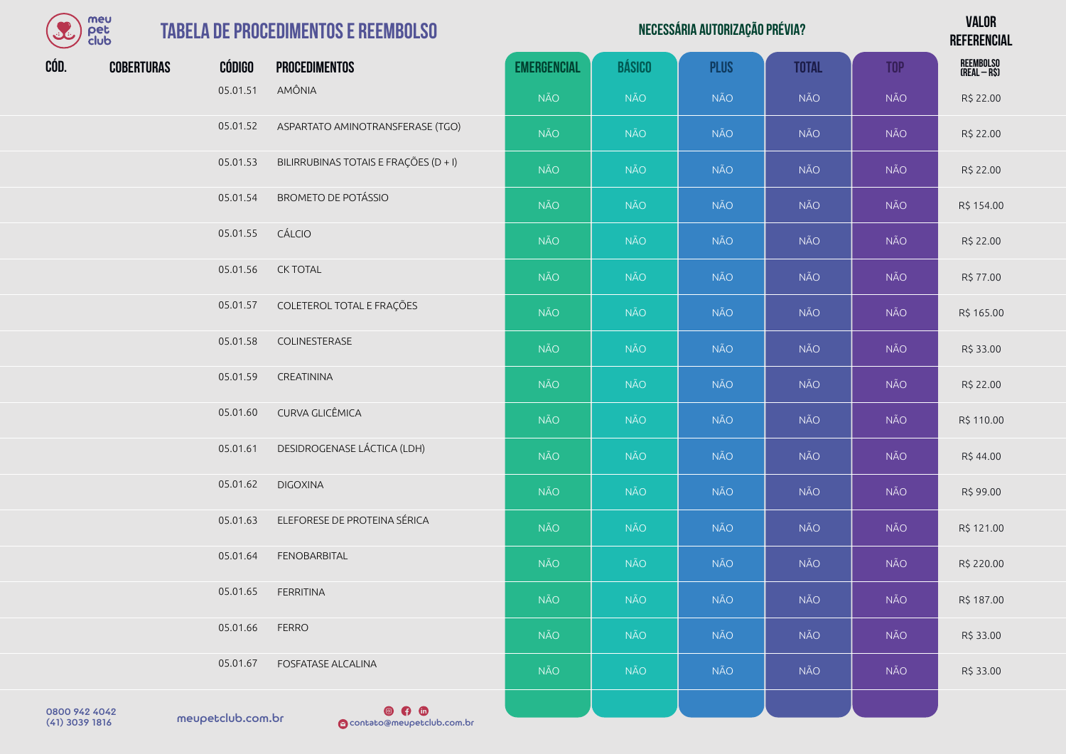# TABELA DE PROCEDIMENTOS E REEMBOLSO

| CÓD. | COBERTURAS | CÓDIGO | PROCEDIMENTOS | NECESSÁRIA AUTORIZAÇÃO PRÉVIA? | | | | | VALOR REFERENCIAL |
|---|---|---|---|---|---|---|---|---|---|
| | | | | EMERGENCIAL | BÁSICO | PLUS | TOTAL | TOP | REEMBOLSO (REAL – R$) |
| | | 05.01.51 | AMÔNIA | NÃO | NÃO | NÃO | NÃO | NÃO | R$ 22.00 |
| | | 05.01.52 | ASPARTATO AMINOTRANSFERASE (TGO) | NÃO | NÃO | NÃO | NÃO | NÃO | R$ 22.00 |
| | | 05.01.53 | BILIRRUBINAS TOTAIS E FRAÇÕES (D + I) | NÃO | NÃO | NÃO | NÃO | NÃO | R$ 22.00 |
| | | 05.01.54 | BROMETO DE POTÁSSIO | NÃO | NÃO | NÃO | NÃO | NÃO | R$ 154.00 |
| | | 05.01.55 | CÁLCIO | NÃO | NÃO | NÃO | NÃO | NÃO | R$ 22.00 |
| | | 05.01.56 | CK TOTAL | NÃO | NÃO | NÃO | NÃO | NÃO | R$ 77.00 |
| | | 05.01.57 | COLETEROL TOTAL E FRAÇÕES | NÃO | NÃO | NÃO | NÃO | NÃO | R$ 165.00 |
| | | 05.01.58 | COLINESTERASE | NÃO | NÃO | NÃO | NÃO | NÃO | R$ 33.00 |
| | | 05.01.59 | CREATININA | NÃO | NÃO | NÃO | NÃO | NÃO | R$ 22.00 |
| | | 05.01.60 | CURVA GLICÊMICA | NÃO | NÃO | NÃO | NÃO | NÃO | R$ 110.00 |
| | | 05.01.61 | DESIDROGENASE LÁCTICA (LDH) | NÃO | NÃO | NÃO | NÃO | NÃO | R$ 44.00 |
| | | 05.01.62 | DIGOXINA | NÃO | NÃO | NÃO | NÃO | NÃO | R$ 99.00 |
| | | 05.01.63 | ELEFORESE DE PROTEINA SÉRICA | NÃO | NÃO | NÃO | NÃO | NÃO | R$ 121.00 |
| | | 05.01.64 | FENOBARBITAL | NÃO | NÃO | NÃO | NÃO | NÃO | R$ 220.00 |
| | | 05.01.65 | FERRITINA | NÃO | NÃO | NÃO | NÃO | NÃO | R$ 187.00 |
| | | 05.01.66 | FERRO | NÃO | NÃO | NÃO | NÃO | NÃO | R$ 33.00 |
| | | 05.01.67 | FOSFATASE ALCALINA | NÃO | NÃO | NÃO | NÃO | NÃO | R$ 33.00 |

0800 942 4042
(41) 3039 1816

meupetclub.com.br

contato@meupetclub.com.br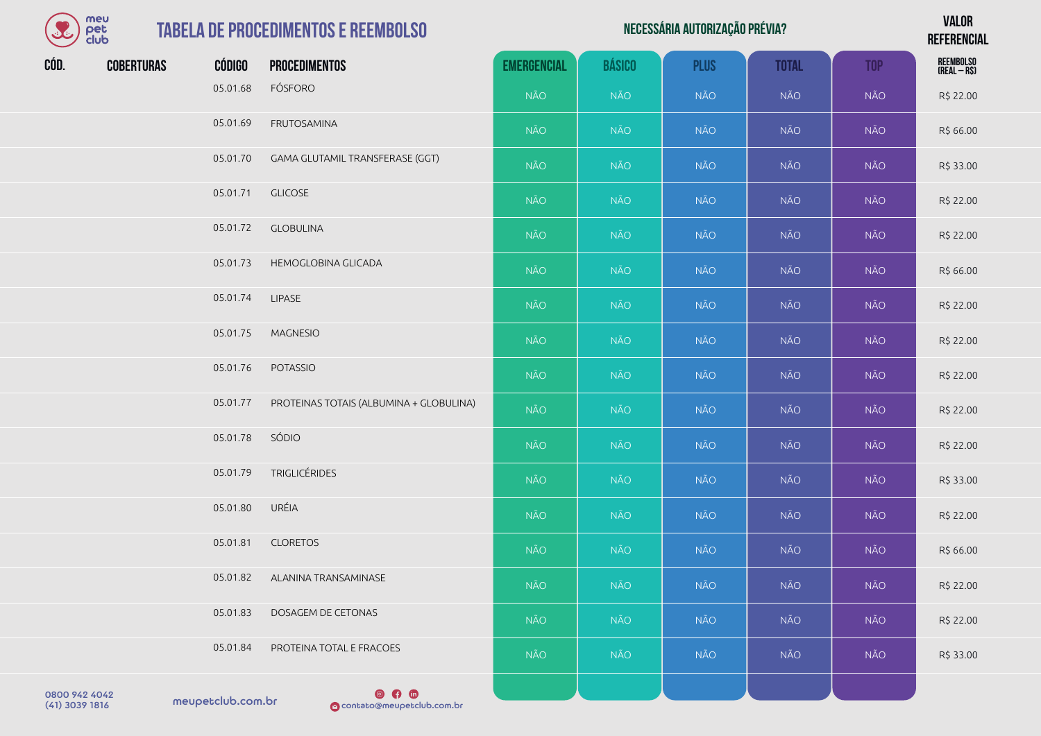# TABELA DE PROCEDIMENTOS E REEMBOLSO

| CÓD. | COBERTURAS | CÓDIGO | PROCEDIMENTOS | NECESSÁRIA AUTORIZAÇÃO PRÉVIA? | | | | | VALOR REFERENCIAL |
|---|---|---|---|---|---|---|---|---|---|
| | | | | EMERGENCIAL | BÁSICO | PLUS | TOTAL | TOP | REEMBOLSO (REAL – R$) |
| | | 05.01.68 | FÓSFORO | NÃO | NÃO | NÃO | NÃO | NÃO | R$ 22.00 |
| | | 05.01.69 | FRUTOSAMINA | NÃO | NÃO | NÃO | NÃO | NÃO | R$ 66.00 |
| | | 05.01.70 | GAMA GLUTAMIL TRANSFERASE (GGT) | NÃO | NÃO | NÃO | NÃO | NÃO | R$ 33.00 |
| | | 05.01.71 | GLICOSE | NÃO | NÃO | NÃO | NÃO | NÃO | R$ 22.00 |
| | | 05.01.72 | GLOBULINA | NÃO | NÃO | NÃO | NÃO | NÃO | R$ 22.00 |
| | | 05.01.73 | HEMOGLOBINA GLICADA | NÃO | NÃO | NÃO | NÃO | NÃO | R$ 66.00 |
| | | 05.01.74 | LIPASE | NÃO | NÃO | NÃO | NÃO | NÃO | R$ 22.00 |
| | | 05.01.75 | MAGNESIO | NÃO | NÃO | NÃO | NÃO | NÃO | R$ 22.00 |
| | | 05.01.76 | POTASSIO | NÃO | NÃO | NÃO | NÃO | NÃO | R$ 22.00 |
| | | 05.01.77 | PROTEINAS TOTAIS (ALBUMINA + GLOBULINA) | NÃO | NÃO | NÃO | NÃO | NÃO | R$ 22.00 |
| | | 05.01.78 | SÓDIO | NÃO | NÃO | NÃO | NÃO | NÃO | R$ 22.00 |
| | | 05.01.79 | TRIGLICÉRIDES | NÃO | NÃO | NÃO | NÃO | NÃO | R$ 33.00 |
| | | 05.01.80 | URÉIA | NÃO | NÃO | NÃO | NÃO | NÃO | R$ 22.00 |
| | | 05.01.81 | CLORETOS | NÃO | NÃO | NÃO | NÃO | NÃO | R$ 66.00 |
| | | 05.01.82 | ALANINA TRANSAMINASE | NÃO | NÃO | NÃO | NÃO | NÃO | R$ 22.00 |
| | | 05.01.83 | DOSAGEM DE CETONAS | NÃO | NÃO | NÃO | NÃO | NÃO | R$ 22.00 |
| | | 05.01.84 | PROTEINA TOTAL E FRACOES | NÃO | NÃO | NÃO | NÃO | NÃO | R$ 33.00 |

0800 942 4042
(41) 3039 1816

meupetclub.com.br

contato@meupetclub.com.br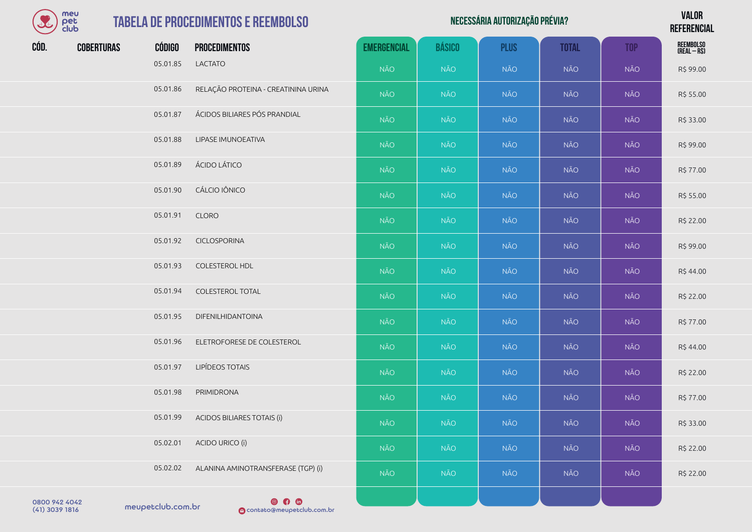# TABELA DE PROCEDIMENTOS E REEMBOLSO

| CÓD. | COBERTURAS | CÓDIGO | PROCEDIMENTOS | NECESSÁRIA AUTORIZAÇÃO PRÉVIA? EMERGENCIAL | BÁSICO | PLUS | TOTAL | TOP | VALOR REFERENCIAL REEMBOLSO (REAL – R$) |
|---|---|---|---|---|---|---|---|---|---|
| | | 05.01.85 | LACTATO | NÃO | NÃO | NÃO | NÃO | NÃO | R$ 99.00 |
| | | 05.01.86 | RELAÇÃO PROTEINA - CREATININA URINA | NÃO | NÃO | NÃO | NÃO | NÃO | R$ 55.00 |
| | | 05.01.87 | ÁCIDOS BILIARES PÓS PRANDIAL | NÃO | NÃO | NÃO | NÃO | NÃO | R$ 33.00 |
| | | 05.01.88 | LIPASE IMUNOEATIVA | NÃO | NÃO | NÃO | NÃO | NÃO | R$ 99.00 |
| | | 05.01.89 | ÁCIDO LÁTICO | NÃO | NÃO | NÃO | NÃO | NÃO | R$ 77.00 |
| | | 05.01.90 | CÁLCIO IÔNICO | NÃO | NÃO | NÃO | NÃO | NÃO | R$ 55.00 |
| | | 05.01.91 | CLORO | NÃO | NÃO | NÃO | NÃO | NÃO | R$ 22.00 |
| | | 05.01.92 | CICLOSPORINA | NÃO | NÃO | NÃO | NÃO | NÃO | R$ 99.00 |
| | | 05.01.93 | COLESTEROL HDL | NÃO | NÃO | NÃO | NÃO | NÃO | R$ 44.00 |
| | | 05.01.94 | COLESTEROL TOTAL | NÃO | NÃO | NÃO | NÃO | NÃO | R$ 22.00 |
| | | 05.01.95 | DIFENILHIDANTOINA | NÃO | NÃO | NÃO | NÃO | NÃO | R$ 77.00 |
| | | 05.01.96 | ELETROFORESE DE COLESTEROL | NÃO | NÃO | NÃO | NÃO | NÃO | R$ 44.00 |
| | | 05.01.97 | LIPÍDEOS TOTAIS | NÃO | NÃO | NÃO | NÃO | NÃO | R$ 22.00 |
| | | 05.01.98 | PRIMIDRONA | NÃO | NÃO | NÃO | NÃO | NÃO | R$ 77.00 |
| | | 05.01.99 | ACIDOS BILIARES TOTAIS (i) | NÃO | NÃO | NÃO | NÃO | NÃO | R$ 33.00 |
| | | 05.02.01 | ACIDO URICO (i) | NÃO | NÃO | NÃO | NÃO | NÃO | R$ 22.00 |
| | | 05.02.02 | ALANINA AMINOTRANSFERASE (TGP) (i) | NÃO | NÃO | NÃO | NÃO | NÃO | R$ 22.00 |

0800 942 4042
(41) 3039 1816

meupetclub.com.br

contato@meupetclub.com.br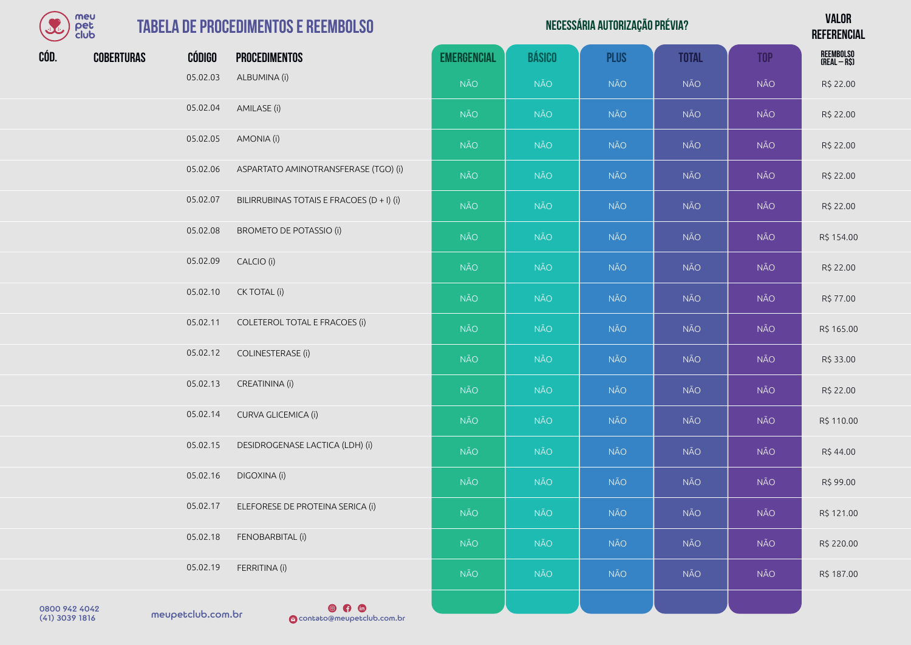# TABELA DE PROCEDIMENTOS E REEMBOLSO

| CÓD. | COBERTURAS | CÓDIGO | PROCEDIMENTOS | NECESSÁRIA AUTORIZAÇÃO PRÉVIA? | | | | | VALOR REFERENCIAL |
|---|---|---|---|---|---|---|---|---|---|
| | | | | EMERGENCIAL | BÁSICO | PLUS | TOTAL | TOP | REEMBOLSO (REAL – R$) |
| | | 05.02.03 | ALBUMINA (i) | NÃO | NÃO | NÃO | NÃO | NÃO | R$ 22.00 |
| | | 05.02.04 | AMILASE (i) | NÃO | NÃO | NÃO | NÃO | NÃO | R$ 22.00 |
| | | 05.02.05 | AMONIA (i) | NÃO | NÃO | NÃO | NÃO | NÃO | R$ 22.00 |
| | | 05.02.06 | ASPARTATO AMINOTRANSFERASE (TGO) (i) | NÃO | NÃO | NÃO | NÃO | NÃO | R$ 22.00 |
| | | 05.02.07 | BILIRRUBINAS TOTAIS E FRACOES (D + I) (i) | NÃO | NÃO | NÃO | NÃO | NÃO | R$ 22.00 |
| | | 05.02.08 | BROMETO DE POTASSIO (i) | NÃO | NÃO | NÃO | NÃO | NÃO | R$ 154.00 |
| | | 05.02.09 | CALCIO (i) | NÃO | NÃO | NÃO | NÃO | NÃO | R$ 22.00 |
| | | 05.02.10 | CK TOTAL (i) | NÃO | NÃO | NÃO | NÃO | NÃO | R$ 77.00 |
| | | 05.02.11 | COLETEROL TOTAL E FRACOES (i) | NÃO | NÃO | NÃO | NÃO | NÃO | R$ 165.00 |
| | | 05.02.12 | COLINESTERASE (i) | NÃO | NÃO | NÃO | NÃO | NÃO | R$ 33.00 |
| | | 05.02.13 | CREATININA (i) | NÃO | NÃO | NÃO | NÃO | NÃO | R$ 22.00 |
| | | 05.02.14 | CURVA GLICEMICA (i) | NÃO | NÃO | NÃO | NÃO | NÃO | R$ 110.00 |
| | | 05.02.15 | DESIDROGENASE LACTICA (LDH) (i) | NÃO | NÃO | NÃO | NÃO | NÃO | R$ 44.00 |
| | | 05.02.16 | DIGOXINA (i) | NÃO | NÃO | NÃO | NÃO | NÃO | R$ 99.00 |
| | | 05.02.17 | ELEFORESE DE PROTEINA SERICA (i) | NÃO | NÃO | NÃO | NÃO | NÃO | R$ 121.00 |
| | | 05.02.18 | FENOBARBITAL (i) | NÃO | NÃO | NÃO | NÃO | NÃO | R$ 220.00 |
| | | 05.02.19 | FERRITINA (i) | NÃO | NÃO | NÃO | NÃO | NÃO | R$ 187.00 |

0800 942 4042
(41) 3039 1816

meupetclub.com.br

contato@meupetclub.com.br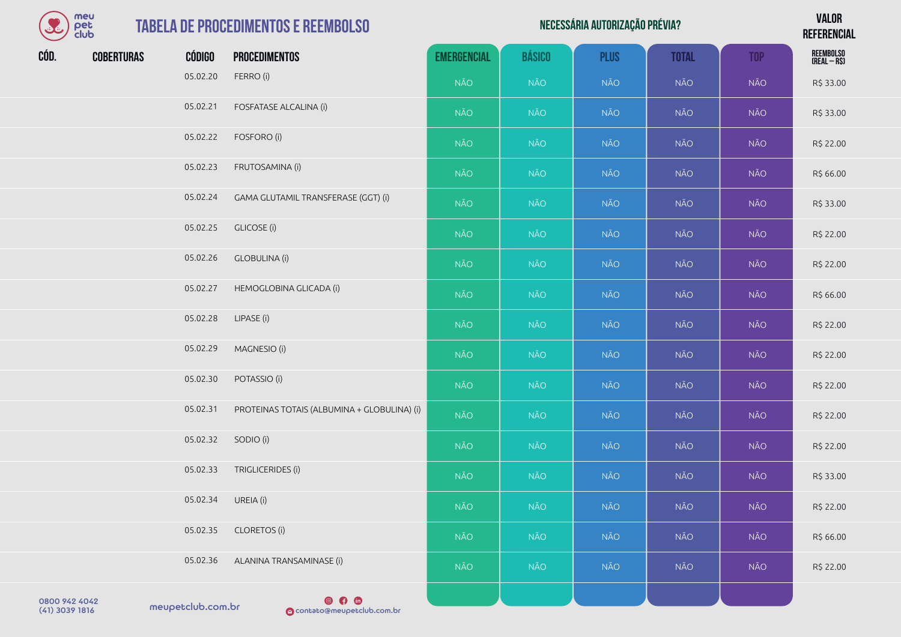# TABELA DE PROCEDIMENTOS E REEMBOLSO

| CÓD. | COBERTURAS | CÓDIGO | PROCEDIMENTOS | EMERGENCIAL | BÁSICO | PLUS | TOTAL | TOP | VALOR REFERENCIAL REEMBOLSO (REAL – R$) |
|---|---|---|---|---|---|---|---|---|---|
| | | | | **NECESSÁRIA AUTORIZAÇÃO PRÉVIA?** | | | | | |
| | | 05.02.20 | FERRO (i) | NÃO | NÃO | NÃO | NÃO | NÃO | R$ 33.00 |
| | | 05.02.21 | FOSFATASE ALCALINA (i) | NÃO | NÃO | NÃO | NÃO | NÃO | R$ 33.00 |
| | | 05.02.22 | FOSFORO (i) | NÃO | NÃO | NÃO | NÃO | NÃO | R$ 22.00 |
| | | 05.02.23 | FRUTOSAMINA (i) | NÃO | NÃO | NÃO | NÃO | NÃO | R$ 66.00 |
| | | 05.02.24 | GAMA GLUTAMIL TRANSFERASE (GGT) (i) | NÃO | NÃO | NÃO | NÃO | NÃO | R$ 33.00 |
| | | 05.02.25 | GLICOSE (i) | NÃO | NÃO | NÃO | NÃO | NÃO | R$ 22.00 |
| | | 05.02.26 | GLOBULINA (i) | NÃO | NÃO | NÃO | NÃO | NÃO | R$ 22.00 |
| | | 05.02.27 | HEMOGLOBINA GLICADA (i) | NÃO | NÃO | NÃO | NÃO | NÃO | R$ 66.00 |
| | | 05.02.28 | LIPASE (i) | NÃO | NÃO | NÃO | NÃO | NÃO | R$ 22.00 |
| | | 05.02.29 | MAGNESIO (i) | NÃO | NÃO | NÃO | NÃO | NÃO | R$ 22.00 |
| | | 05.02.30 | POTASSIO (i) | NÃO | NÃO | NÃO | NÃO | NÃO | R$ 22.00 |
| | | 05.02.31 | PROTEINAS TOTAIS (ALBUMINA + GLOBULINA) (i) | NÃO | NÃO | NÃO | NÃO | NÃO | R$ 22.00 |
| | | 05.02.32 | SODIO (i) | NÃO | NÃO | NÃO | NÃO | NÃO | R$ 22.00 |
| | | 05.02.33 | TRIGLICERIDES (i) | NÃO | NÃO | NÃO | NÃO | NÃO | R$ 33.00 |
| | | 05.02.34 | UREIA (i) | NÃO | NÃO | NÃO | NÃO | NÃO | R$ 22.00 |
| | | 05.02.35 | CLORETOS (i) | NÃO | NÃO | NÃO | NÃO | NÃO | R$ 66.00 |
| | | 05.02.36 | ALANINA TRANSAMINASE (i) | NÃO | NÃO | NÃO | NÃO | NÃO | R$ 22.00 |

0800 942 4042
(41) 3039 1816

meupetclub.com.br

contato@meupetclub.com.br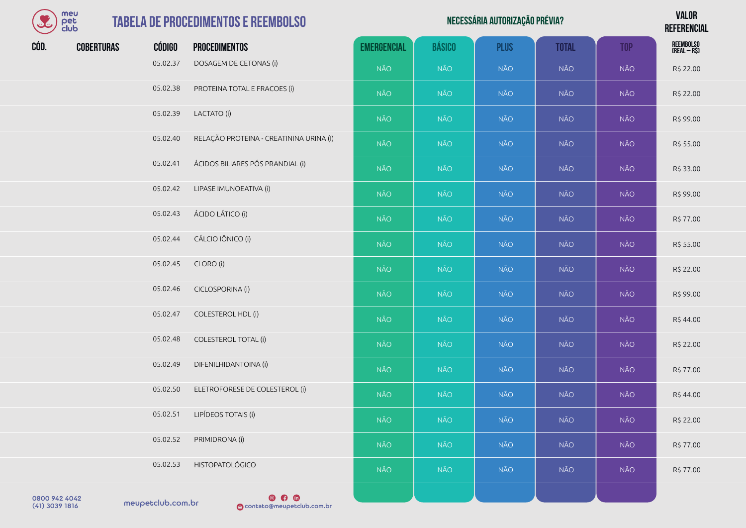# TABELA DE PROCEDIMENTOS E REEMBOLSO

| CÓD. | COBERTURAS | CÓDIGO | PROCEDIMENTOS | NECESSÁRIA AUTORIZAÇÃO PRÉVIA? | | | | | VALOR REFERENCIAL |
|---|---|---|---|---|---|---|---|---|---|
| | | | | EMERGENCIAL | BÁSICO | PLUS | TOTAL | TOP | REEMBOLSO (REAL – R$) |
| | | 05.02.37 | DOSAGEM DE CETONAS (i) | NÃO | NÃO | NÃO | NÃO | NÃO | R$ 22.00 |
| | | 05.02.38 | PROTEINA TOTAL E FRACOES (i) | NÃO | NÃO | NÃO | NÃO | NÃO | R$ 22.00 |
| | | 05.02.39 | LACTATO (i) | NÃO | NÃO | NÃO | NÃO | NÃO | R$ 99.00 |
| | | 05.02.40 | RELAÇÃO PROTEINA - CREATININA URINA (I) | NÃO | NÃO | NÃO | NÃO | NÃO | R$ 55.00 |
| | | 05.02.41 | ÁCIDOS BILIARES PÓS PRANDIAL (i) | NÃO | NÃO | NÃO | NÃO | NÃO | R$ 33.00 |
| | | 05.02.42 | LIPASE IMUNOEATIVA (i) | NÃO | NÃO | NÃO | NÃO | NÃO | R$ 99.00 |
| | | 05.02.43 | ÁCIDO LÁTICO (i) | NÃO | NÃO | NÃO | NÃO | NÃO | R$ 77.00 |
| | | 05.02.44 | CÁLCIO IÔNICO (i) | NÃO | NÃO | NÃO | NÃO | NÃO | R$ 55.00 |
| | | 05.02.45 | CLORO (i) | NÃO | NÃO | NÃO | NÃO | NÃO | R$ 22.00 |
| | | 05.02.46 | CICLOSPORINA (i) | NÃO | NÃO | NÃO | NÃO | NÃO | R$ 99.00 |
| | | 05.02.47 | COLESTEROL HDL (i) | NÃO | NÃO | NÃO | NÃO | NÃO | R$ 44.00 |
| | | 05.02.48 | COLESTEROL TOTAL (i) | NÃO | NÃO | NÃO | NÃO | NÃO | R$ 22.00 |
| | | 05.02.49 | DIFENILHIDANTOINA (i) | NÃO | NÃO | NÃO | NÃO | NÃO | R$ 77.00 |
| | | 05.02.50 | ELETROFORESE DE COLESTEROL (i) | NÃO | NÃO | NÃO | NÃO | NÃO | R$ 44.00 |
| | | 05.02.51 | LIPÍDEOS TOTAIS (i) | NÃO | NÃO | NÃO | NÃO | NÃO | R$ 22.00 |
| | | 05.02.52 | PRIMIDRONA (i) | NÃO | NÃO | NÃO | NÃO | NÃO | R$ 77.00 |
| | | 05.02.53 | HISTOPATOLÓGICO | NÃO | NÃO | NÃO | NÃO | NÃO | R$ 77.00 |

0800 942 4042
(41) 3039 1816

meupetclub.com.br

contato@meupetclub.com.br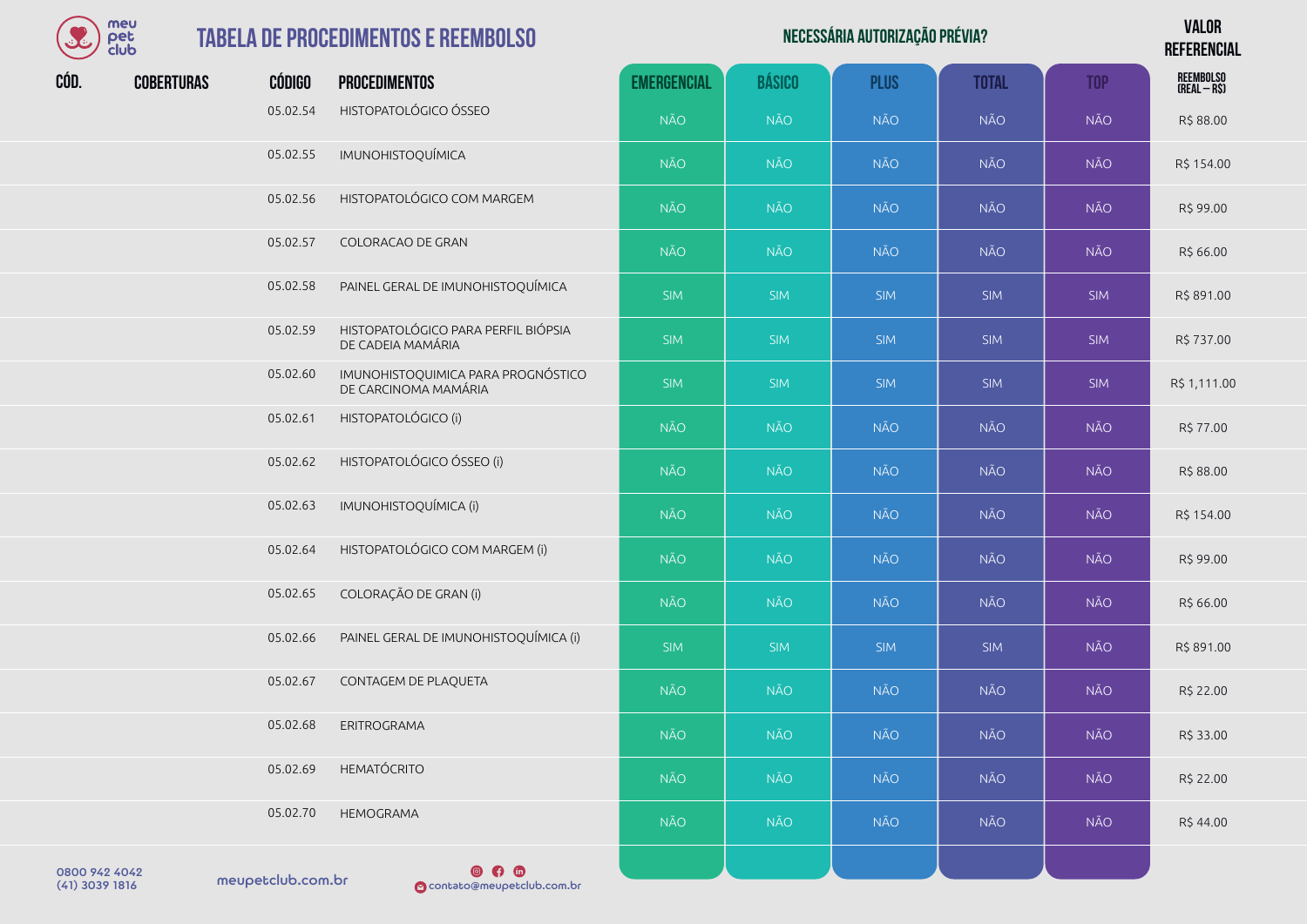# TABELA DE PROCEDIMENTOS E REEMBOLSO

| CÓD. | COBERTURAS | CÓDIGO | PROCEDIMENTOS | NECESSÁRIA AUTORIZAÇÃO PRÉVIA? | | | | | VALOR REFERENCIAL |
|---|---|---|---|---|---|---|---|---|---|
| | | | | EMERGENCIAL | BÁSICO | PLUS | TOTAL | TOP | REEMBOLSO (REAL – R$) |
| | | 05.02.54 | HISTOPATOLÓGICO ÓSSEO | NÃO | NÃO | NÃO | NÃO | NÃO | R$ 88.00 |
| | | 05.02.55 | IMUNOHISTOQUÍMICA | NÃO | NÃO | NÃO | NÃO | NÃO | R$ 154.00 |
| | | 05.02.56 | HISTOPATOLÓGICO COM MARGEM | NÃO | NÃO | NÃO | NÃO | NÃO | R$ 99.00 |
| | | 05.02.57 | COLORACAO DE GRAN | NÃO | NÃO | NÃO | NÃO | NÃO | R$ 66.00 |
| | | 05.02.58 | PAINEL GERAL DE IMUNOHISTOQUÍMICA | SIM | SIM | SIM | SIM | SIM | R$ 891.00 |
| | | 05.02.59 | HISTOPATOLÓGICO PARA PERFIL BIÓPSIA DE CADEIA MAMÁRIA | SIM | SIM | SIM | SIM | SIM | R$ 737.00 |
| | | 05.02.60 | IMUNOHISTOQUIMICA PARA PROGNÓSTICO DE CARCINOMA MAMÁRIA | SIM | SIM | SIM | SIM | SIM | R$ 1,111.00 |
| | | 05.02.61 | HISTOPATOLÓGICO (i) | NÃO | NÃO | NÃO | NÃO | NÃO | R$ 77.00 |
| | | 05.02.62 | HISTOPATOLÓGICO ÓSSEO (i) | NÃO | NÃO | NÃO | NÃO | NÃO | R$ 88.00 |
| | | 05.02.63 | IMUNOHISTOQUÍMICA (i) | NÃO | NÃO | NÃO | NÃO | NÃO | R$ 154.00 |
| | | 05.02.64 | HISTOPATOLÓGICO COM MARGEM (i) | NÃO | NÃO | NÃO | NÃO | NÃO | R$ 99.00 |
| | | 05.02.65 | COLORAÇÃO DE GRAN (i) | NÃO | NÃO | NÃO | NÃO | NÃO | R$ 66.00 |
| | | 05.02.66 | PAINEL GERAL DE IMUNOHISTOQUÍMICA (i) | SIM | SIM | SIM | SIM | NÃO | R$ 891.00 |
| | | 05.02.67 | CONTAGEM DE PLAQUETA | NÃO | NÃO | NÃO | NÃO | NÃO | R$ 22.00 |
| | | 05.02.68 | ERITROGRAMA | NÃO | NÃO | NÃO | NÃO | NÃO | R$ 33.00 |
| | | 05.02.69 | HEMATÓCRITO | NÃO | NÃO | NÃO | NÃO | NÃO | R$ 22.00 |
| | | 05.02.70 | HEMOGRAMA | NÃO | NÃO | NÃO | NÃO | NÃO | R$ 44.00 |

0800 942 4042
(41) 3039 1816

meupetclub.com.br

contato@meupetclub.com.br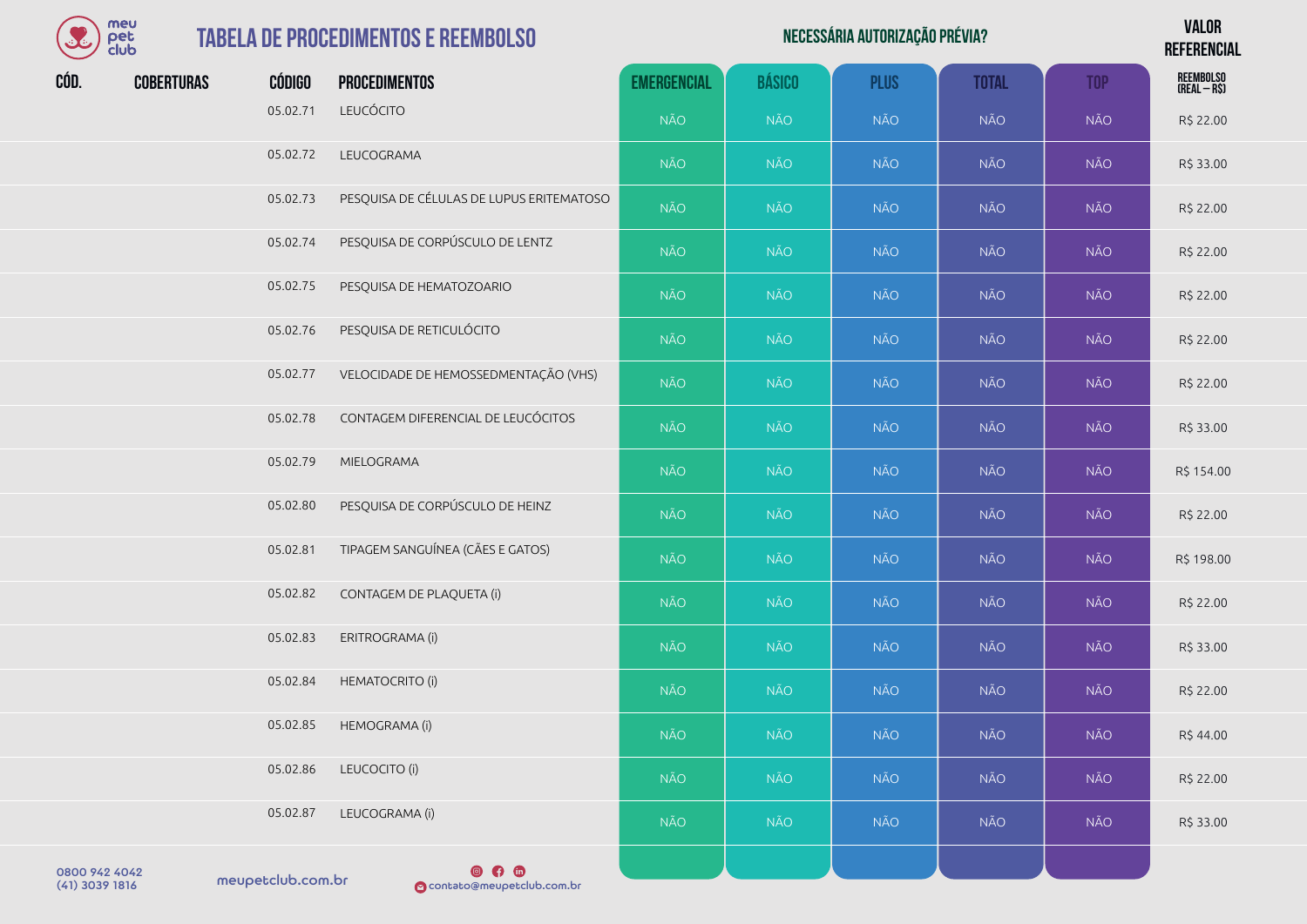# TABELA DE PROCEDIMENTOS E REEMBOLSO

| CÓD. | COBERTURAS | CÓDIGO | PROCEDIMENTOS | NECESSÁRIA AUTORIZAÇÃO PRÉVIA? | | | | | VALOR REFERENCIAL |
|---|---|---|---|---|---|---|---|---|---|
| | | | | EMERGENCIAL | BÁSICO | PLUS | TOTAL | TOP | REEMBOLSO (REAL – R$) |
| | | 05.02.71 | LEUCÓCITO | NÃO | NÃO | NÃO | NÃO | NÃO | R$ 22.00 |
| | | 05.02.72 | LEUCOGRAMA | NÃO | NÃO | NÃO | NÃO | NÃO | R$ 33.00 |
| | | 05.02.73 | PESQUISA DE CÉLULAS DE LUPUS ERITEMATOSO | NÃO | NÃO | NÃO | NÃO | NÃO | R$ 22.00 |
| | | 05.02.74 | PESQUISA DE CORPÚSCULO DE LENTZ | NÃO | NÃO | NÃO | NÃO | NÃO | R$ 22.00 |
| | | 05.02.75 | PESQUISA DE HEMATOZOARIO | NÃO | NÃO | NÃO | NÃO | NÃO | R$ 22.00 |
| | | 05.02.76 | PESQUISA DE RETICULÓCITO | NÃO | NÃO | NÃO | NÃO | NÃO | R$ 22.00 |
| | | 05.02.77 | VELOCIDADE DE HEMOSSEDMENTAÇÃO (VHS) | NÃO | NÃO | NÃO | NÃO | NÃO | R$ 22.00 |
| | | 05.02.78 | CONTAGEM DIFERENCIAL DE LEUCÓCITOS | NÃO | NÃO | NÃO | NÃO | NÃO | R$ 33.00 |
| | | 05.02.79 | MIELOGRAMA | NÃO | NÃO | NÃO | NÃO | NÃO | R$ 154.00 |
| | | 05.02.80 | PESQUISA DE CORPÚSCULO DE HEINZ | NÃO | NÃO | NÃO | NÃO | NÃO | R$ 22.00 |
| | | 05.02.81 | TIPAGEM SANGUÍNEA (CÃES E GATOS) | NÃO | NÃO | NÃO | NÃO | NÃO | R$ 198.00 |
| | | 05.02.82 | CONTAGEM DE PLAQUETA (i) | NÃO | NÃO | NÃO | NÃO | NÃO | R$ 22.00 |
| | | 05.02.83 | ERITROGRAMA (i) | NÃO | NÃO | NÃO | NÃO | NÃO | R$ 33.00 |
| | | 05.02.84 | HEMATOCRITO (i) | NÃO | NÃO | NÃO | NÃO | NÃO | R$ 22.00 |
| | | 05.02.85 | HEMOGRAMA (i) | NÃO | NÃO | NÃO | NÃO | NÃO | R$ 44.00 |
| | | 05.02.86 | LEUCOCITO (i) | NÃO | NÃO | NÃO | NÃO | NÃO | R$ 22.00 |
| | | 05.02.87 | LEUCOGRAMA (i) | NÃO | NÃO | NÃO | NÃO | NÃO | R$ 33.00 |

0800 942 4042
(41) 3039 1816

meupetclub.com.br

contato@meupetclub.com.br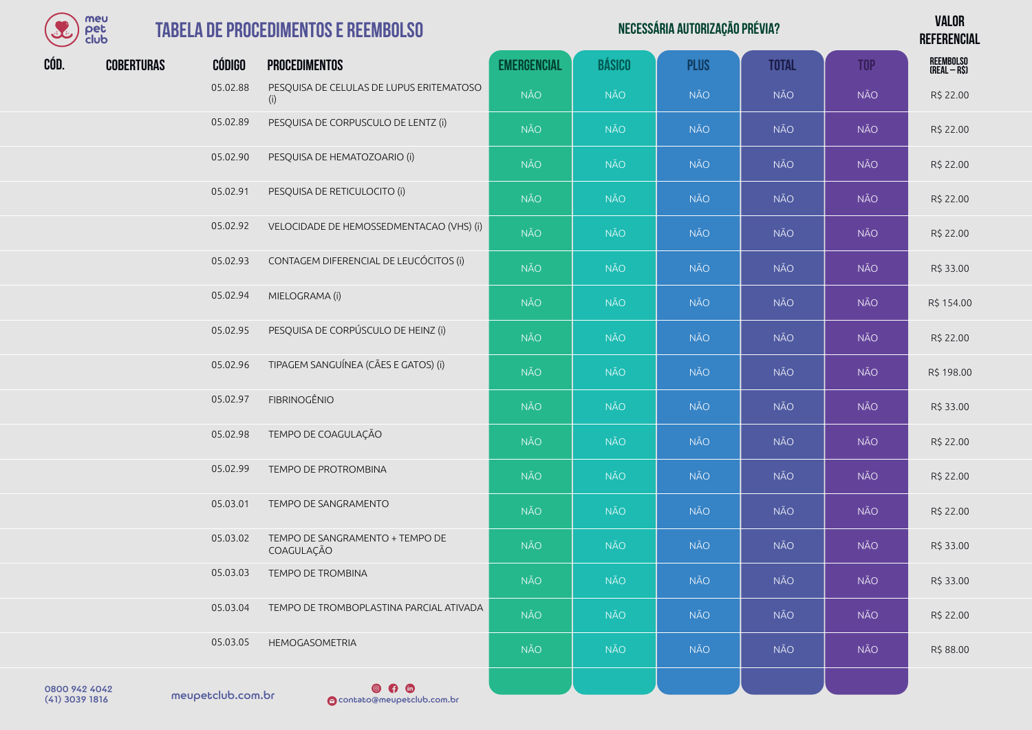# TABELA DE PROCEDIMENTOS E REEMBOLSO

| CÓD. | COBERTURAS | CÓDIGO | PROCEDIMENTOS | EMERGENCIAL | BÁSICO | PLUS | TOTAL | TOP | VALOR REFERENCIAL REEMBOLSO (REAL – R$) |
|---|---|---|---|---|---|---|---|---|---|
| | | | | **NECESSÁRIA AUTORIZAÇÃO PRÉVIA?** | | | | | |
| | | 05.02.88 | PESQUISA DE CELULAS DE LUPUS ERITEMATOSO (i) | NÃO | NÃO | NÃO | NÃO | NÃO | R$ 22.00 |
| | | 05.02.89 | PESQUISA DE CORPUSCULO DE LENTZ (i) | NÃO | NÃO | NÃO | NÃO | NÃO | R$ 22.00 |
| | | 05.02.90 | PESQUISA DE HEMATOZOARIO (i) | NÃO | NÃO | NÃO | NÃO | NÃO | R$ 22.00 |
| | | 05.02.91 | PESQUISA DE RETICULOCITO (i) | NÃO | NÃO | NÃO | NÃO | NÃO | R$ 22.00 |
| | | 05.02.92 | VELOCIDADE DE HEMOSSEDMENTACAO (VHS) (i) | NÃO | NÃO | NÃO | NÃO | NÃO | R$ 22.00 |
| | | 05.02.93 | CONTAGEM DIFERENCIAL DE LEUCÓCITOS (i) | NÃO | NÃO | NÃO | NÃO | NÃO | R$ 33.00 |
| | | 05.02.94 | MIELOGRAMA (i) | NÃO | NÃO | NÃO | NÃO | NÃO | R$ 154.00 |
| | | 05.02.95 | PESQUISA DE CORPÚSCULO DE HEINZ (i) | NÃO | NÃO | NÃO | NÃO | NÃO | R$ 22.00 |
| | | 05.02.96 | TIPAGEM SANGUÍNEA (CÃES E GATOS) (i) | NÃO | NÃO | NÃO | NÃO | NÃO | R$ 198.00 |
| | | 05.02.97 | FIBRINOGÊNIO | NÃO | NÃO | NÃO | NÃO | NÃO | R$ 33.00 |
| | | 05.02.98 | TEMPO DE COAGULAÇÃO | NÃO | NÃO | NÃO | NÃO | NÃO | R$ 22.00 |
| | | 05.02.99 | TEMPO DE PROTROMBINA | NÃO | NÃO | NÃO | NÃO | NÃO | R$ 22.00 |
| | | 05.03.01 | TEMPO DE SANGRAMENTO | NÃO | NÃO | NÃO | NÃO | NÃO | R$ 22.00 |
| | | 05.03.02 | TEMPO DE SANGRAMENTO + TEMPO DE COAGULAÇÃO | NÃO | NÃO | NÃO | NÃO | NÃO | R$ 33.00 |
| | | 05.03.03 | TEMPO DE TROMBINA | NÃO | NÃO | NÃO | NÃO | NÃO | R$ 33.00 |
| | | 05.03.04 | TEMPO DE TROMBOPLASTINA PARCIAL ATIVADA | NÃO | NÃO | NÃO | NÃO | NÃO | R$ 22.00 |
| | | 05.03.05 | HEMOGASOMETRIA | NÃO | NÃO | NÃO | NÃO | NÃO | R$ 88.00 |

0800 942 4042
(41) 3039 1816

meupetclub.com.br

contato@meupetclub.com.br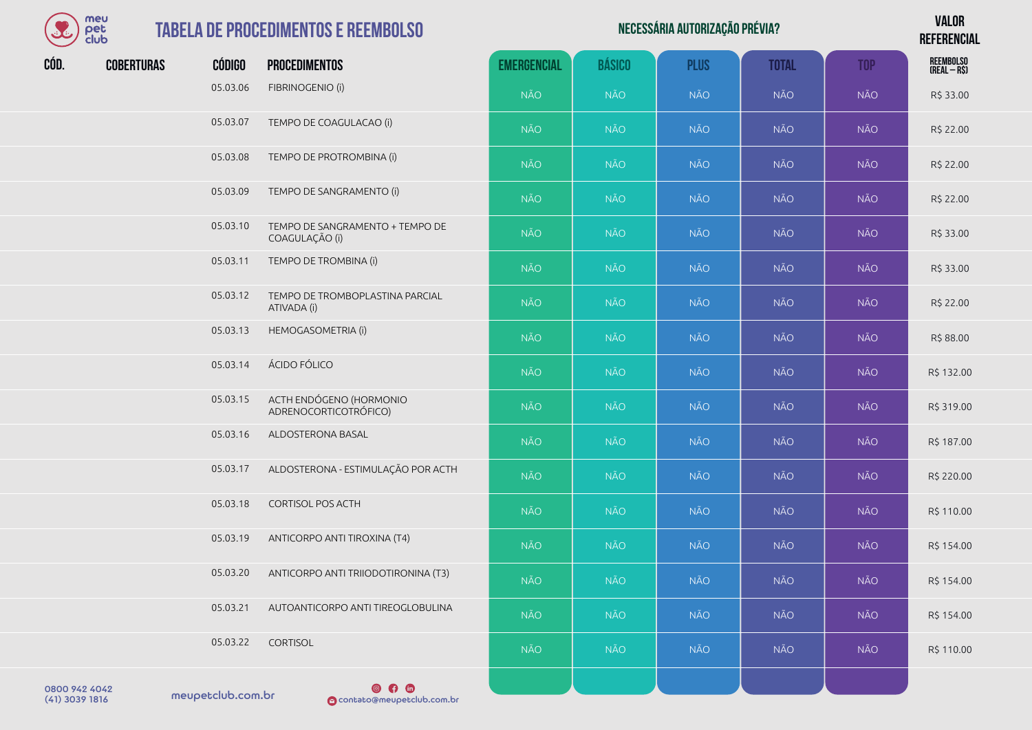# TABELA DE PROCEDIMENTOS E REEMBOLSO

| CÓD. | COBERTURAS | CÓDIGO | PROCEDIMENTOS | NECESSÁRIA AUTORIZAÇÃO PRÉVIA? | | | | | VALOR REFERENCIAL |
|---|---|---|---|---|---|---|---|---|---|
| | | | | EMERGENCIAL | BÁSICO | PLUS | TOTAL | TOP | REEMBOLSO (REAL – R$) |
| | | 05.03.06 | FIBRINOGENIO (i) | NÃO | NÃO | NÃO | NÃO | NÃO | R$ 33.00 |
| | | 05.03.07 | TEMPO DE COAGULACAO (i) | NÃO | NÃO | NÃO | NÃO | NÃO | R$ 22.00 |
| | | 05.03.08 | TEMPO DE PROTROMBINA (i) | NÃO | NÃO | NÃO | NÃO | NÃO | R$ 22.00 |
| | | 05.03.09 | TEMPO DE SANGRAMENTO (i) | NÃO | NÃO | NÃO | NÃO | NÃO | R$ 22.00 |
| | | 05.03.10 | TEMPO DE SANGRAMENTO + TEMPO DE COAGULAÇÃO (i) | NÃO | NÃO | NÃO | NÃO | NÃO | R$ 33.00 |
| | | 05.03.11 | TEMPO DE TROMBINA (i) | NÃO | NÃO | NÃO | NÃO | NÃO | R$ 33.00 |
| | | 05.03.12 | TEMPO DE TROMBOPLASTINA PARCIAL ATIVADA (i) | NÃO | NÃO | NÃO | NÃO | NÃO | R$ 22.00 |
| | | 05.03.13 | HEMOGASOMETRIA (i) | NÃO | NÃO | NÃO | NÃO | NÃO | R$ 88.00 |
| | | 05.03.14 | ÁCIDO FÓLICO | NÃO | NÃO | NÃO | NÃO | NÃO | R$ 132.00 |
| | | 05.03.15 | ACTH ENDÓGENO (HORMONIO ADRENOCORTICOTRÓFICO) | NÃO | NÃO | NÃO | NÃO | NÃO | R$ 319.00 |
| | | 05.03.16 | ALDOSTERONA BASAL | NÃO | NÃO | NÃO | NÃO | NÃO | R$ 187.00 |
| | | 05.03.17 | ALDOSTERONA - ESTIMULAÇÃO POR ACTH | NÃO | NÃO | NÃO | NÃO | NÃO | R$ 220.00 |
| | | 05.03.18 | CORTISOL POS ACTH | NÃO | NÃO | NÃO | NÃO | NÃO | R$ 110.00 |
| | | 05.03.19 | ANTICORPO ANTI TIROXINA (T4) | NÃO | NÃO | NÃO | NÃO | NÃO | R$ 154.00 |
| | | 05.03.20 | ANTICORPO ANTI TRIIODOTIRONINA (T3) | NÃO | NÃO | NÃO | NÃO | NÃO | R$ 154.00 |
| | | 05.03.21 | AUTOANTICORPO ANTI TIREOGLOBULINA | NÃO | NÃO | NÃO | NÃO | NÃO | R$ 154.00 |
| | | 05.03.22 | CORTISOL | NÃO | NÃO | NÃO | NÃO | NÃO | R$ 110.00 |

0800 942 4042
(41) 3039 1816

meupetclub.com.br

contato@meupetclub.com.br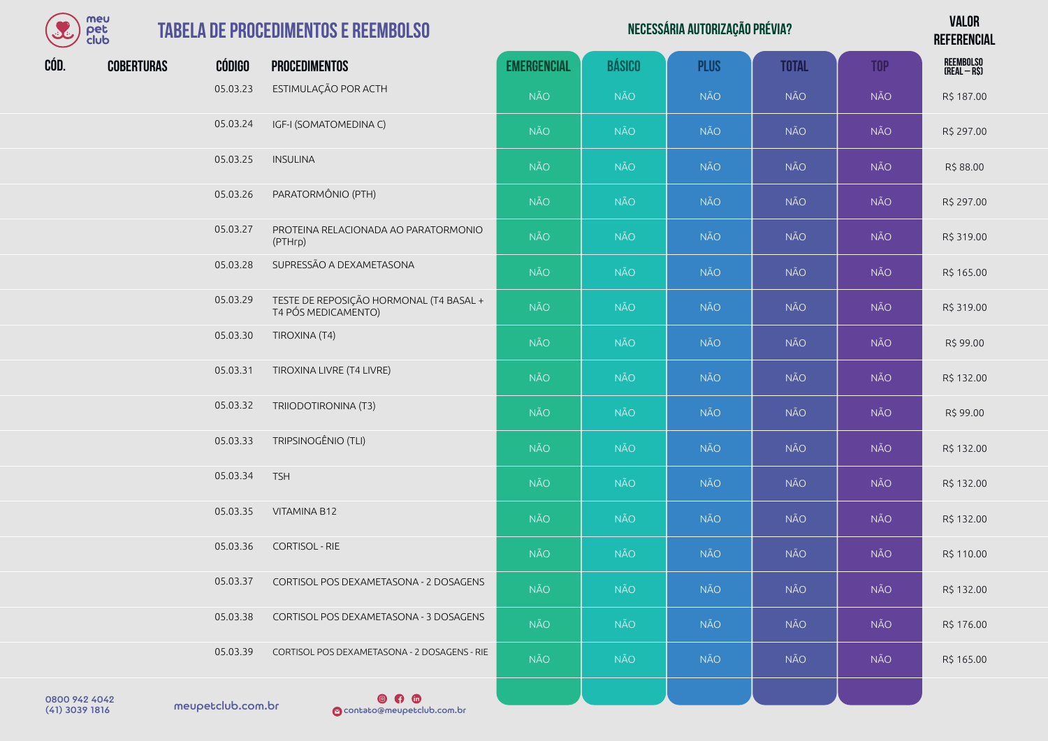# TABELA DE PROCEDIMENTOS E REEMBOLSO

| CÓD. | COBERTURAS | CÓDIGO | PROCEDIMENTOS | NECESSÁRIA AUTORIZAÇÃO PRÉVIA? | | | | | VALOR REFERENCIAL |
|---|---|---|---|---|---|---|---|---|---|
| | | | | EMERGENCIAL | BÁSICO | PLUS | TOTAL | TOP | REEMBOLSO (REAL – R$) |
| | | 05.03.23 | ESTIMULAÇÃO POR ACTH | NÃO | NÃO | NÃO | NÃO | NÃO | R$ 187.00 |
| | | 05.03.24 | IGF-I (SOMATOMEDINA C) | NÃO | NÃO | NÃO | NÃO | NÃO | R$ 297.00 |
| | | 05.03.25 | INSULINA | NÃO | NÃO | NÃO | NÃO | NÃO | R$ 88.00 |
| | | 05.03.26 | PARATORMÔNIO (PTH) | NÃO | NÃO | NÃO | NÃO | NÃO | R$ 297.00 |
| | | 05.03.27 | PROTEINA RELACIONADA AO PARATORMONIO (PTHrp) | NÃO | NÃO | NÃO | NÃO | NÃO | R$ 319.00 |
| | | 05.03.28 | SUPRESSÃO A DEXAMETASONA | NÃO | NÃO | NÃO | NÃO | NÃO | R$ 165.00 |
| | | 05.03.29 | TESTE DE REPOSIÇÃO HORMONAL (T4 BASAL + T4 PÓS MEDICAMENTO) | NÃO | NÃO | NÃO | NÃO | NÃO | R$ 319.00 |
| | | 05.03.30 | TIROXINA (T4) | NÃO | NÃO | NÃO | NÃO | NÃO | R$ 99.00 |
| | | 05.03.31 | TIROXINA LIVRE (T4 LIVRE) | NÃO | NÃO | NÃO | NÃO | NÃO | R$ 132.00 |
| | | 05.03.32 | TRIIODOTIRONINA (T3) | NÃO | NÃO | NÃO | NÃO | NÃO | R$ 99.00 |
| | | 05.03.33 | TRIPSINOGÊNIO (TLI) | NÃO | NÃO | NÃO | NÃO | NÃO | R$ 132.00 |
| | | 05.03.34 | TSH | NÃO | NÃO | NÃO | NÃO | NÃO | R$ 132.00 |
| | | 05.03.35 | VITAMINA B12 | NÃO | NÃO | NÃO | NÃO | NÃO | R$ 132.00 |
| | | 05.03.36 | CORTISOL - RIE | NÃO | NÃO | NÃO | NÃO | NÃO | R$ 110.00 |
| | | 05.03.37 | CORTISOL POS DEXAMETASONA - 2 DOSAGENS | NÃO | NÃO | NÃO | NÃO | NÃO | R$ 132.00 |
| | | 05.03.38 | CORTISOL POS DEXAMETASONA - 3 DOSAGENS | NÃO | NÃO | NÃO | NÃO | NÃO | R$ 176.00 |
| | | 05.03.39 | CORTISOL POS DEXAMETASONA - 2 DOSAGENS - RIE | NÃO | NÃO | NÃO | NÃO | NÃO | R$ 165.00 |

0800 942 4042
(41) 3039 1816

meupetclub.com.br

contato@meupetclub.com.br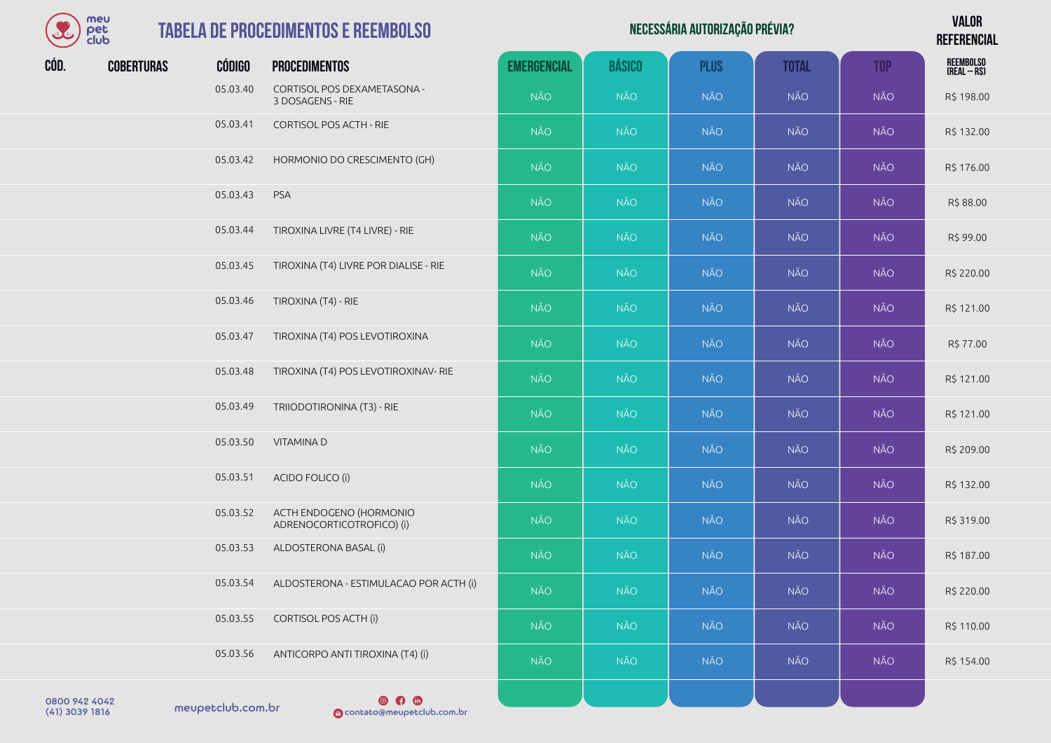# TABELA DE PROCEDIMENTOS E REEMBOLSO

| CÓD. | COBERTURAS | CÓDIGO | PROCEDIMENTOS | NECESSÁRIA AUTORIZAÇÃO PRÉVIA? | | | | | VALOR REFERENCIAL |
|---|---|---|---|---|---|---|---|---|---|
| | | | | EMERGENCIAL | BÁSICO | PLUS | TOTAL | TOP | REEMBOLSO (REAL – R$) |
| | | 05.03.40 | CORTISOL POS DEXAMETASONA - 3 DOSAGENS - RIE | NÃO | NÃO | NÃO | NÃO | NÃO | R$ 198.00 |
| | | 05.03.41 | CORTISOL POS ACTH - RIE | NÃO | NÃO | NÃO | NÃO | NÃO | R$ 132.00 |
| | | 05.03.42 | HORMONIO DO CRESCIMENTO (GH) | NÃO | NÃO | NÃO | NÃO | NÃO | R$ 176.00 |
| | | 05.03.43 | PSA | NÃO | NÃO | NÃO | NÃO | NÃO | R$ 88.00 |
| | | 05.03.44 | TIROXINA LIVRE (T4 LIVRE) - RIE | NÃO | NÃO | NÃO | NÃO | NÃO | R$ 99.00 |
| | | 05.03.45 | TIROXINA (T4) LIVRE POR DIALISE - RIE | NÃO | NÃO | NÃO | NÃO | NÃO | R$ 220.00 |
| | | 05.03.46 | TIROXINA (T4) - RIE | NÃO | NÃO | NÃO | NÃO | NÃO | R$ 121.00 |
| | | 05.03.47 | TIROXINA (T4) POS LEVOTIROXINA | NÃO | NÃO | NÃO | NÃO | NÃO | R$ 77.00 |
| | | 05.03.48 | TIROXINA (T4) POS LEVOTIROXINAV- RIE | NÃO | NÃO | NÃO | NÃO | NÃO | R$ 121.00 |
| | | 05.03.49 | TRIIODOTIRONINA (T3) - RIE | NÃO | NÃO | NÃO | NÃO | NÃO | R$ 121.00 |
| | | 05.03.50 | VITAMINA D | NÃO | NÃO | NÃO | NÃO | NÃO | R$ 209.00 |
| | | 05.03.51 | ACIDO FOLICO (i) | NÃO | NÃO | NÃO | NÃO | NÃO | R$ 132.00 |
| | | 05.03.52 | ACTH ENDOGENO (HORMONIO ADRENOCORTICOTROFICO) (i) | NÃO | NÃO | NÃO | NÃO | NÃO | R$ 319.00 |
| | | 05.03.53 | ALDOSTERONA BASAL (i) | NÃO | NÃO | NÃO | NÃO | NÃO | R$ 187.00 |
| | | 05.03.54 | ALDOSTERONA - ESTIMULACAO POR ACTH (i) | NÃO | NÃO | NÃO | NÃO | NÃO | R$ 220.00 |
| | | 05.03.55 | CORTISOL POS ACTH (i) | NÃO | NÃO | NÃO | NÃO | NÃO | R$ 110.00 |
| | | 05.03.56 | ANTICORPO ANTI TIROXINA (T4) (i) | NÃO | NÃO | NÃO | NÃO | NÃO | R$ 154.00 |

0800 942 4042
(41) 3039 1816

meupetclub.com.br

contato@meupetclub.com.br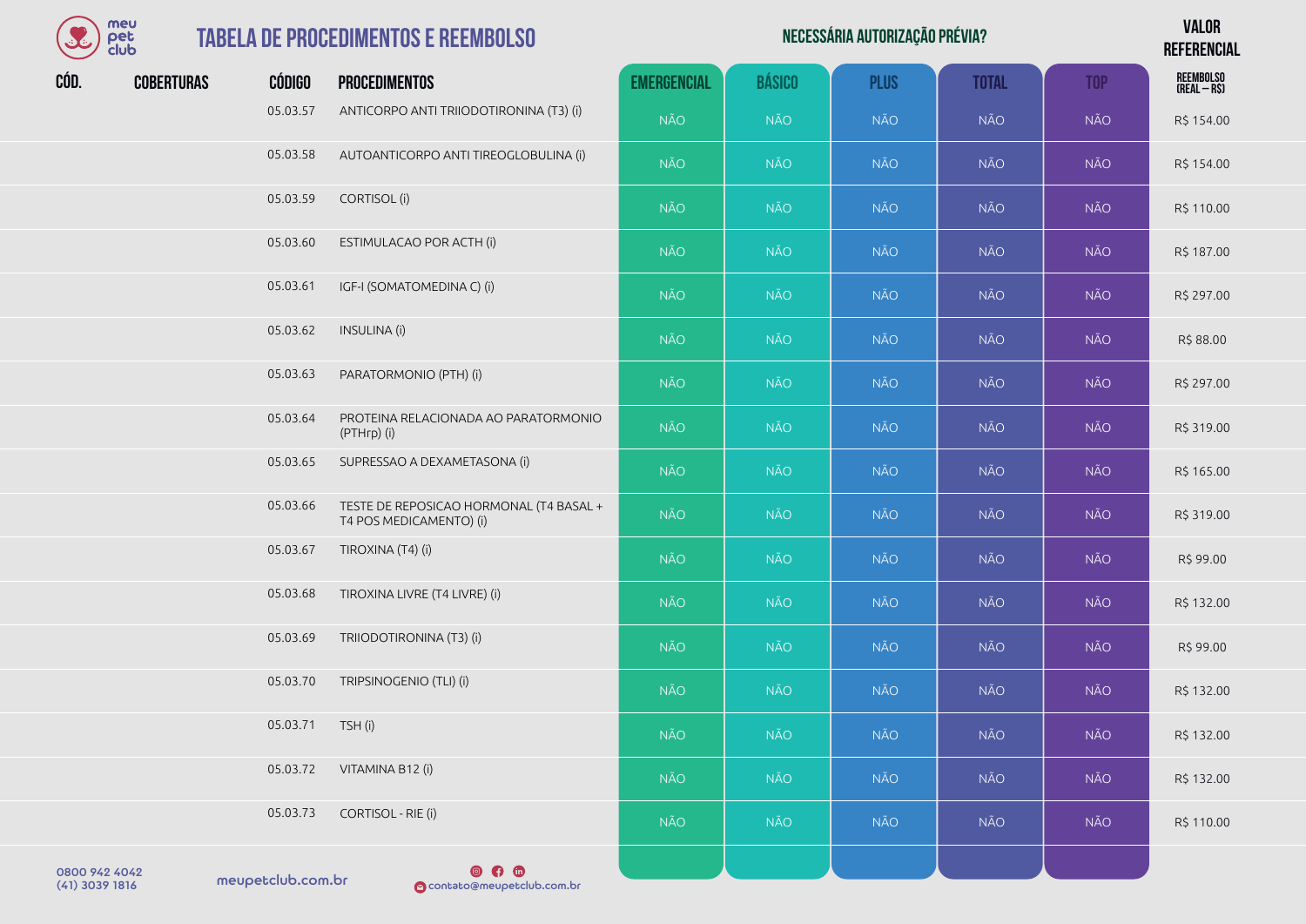# TABELA DE PROCEDIMENTOS E REEMBOLSO

| CÓD. | COBERTURAS | CÓDIGO | PROCEDIMENTOS | NECESSÁRIA AUTORIZAÇÃO PRÉVIA? EMERGENCIAL | BÁSICO | PLUS | TOTAL | TOP | VALOR REFERENCIAL REEMBOLSO (REAL – R$) |
|---|---|---|---|---|---|---|---|---|---|
| | | 05.03.57 | ANTICORPO ANTI TRIIODOTIRONINA (T3) (i) | NÃO | NÃO | NÃO | NÃO | NÃO | R$ 154.00 |
| | | 05.03.58 | AUTOANTICORPO ANTI TIREOGLOBULINA (i) | NÃO | NÃO | NÃO | NÃO | NÃO | R$ 154.00 |
| | | 05.03.59 | CORTISOL (i) | NÃO | NÃO | NÃO | NÃO | NÃO | R$ 110.00 |
| | | 05.03.60 | ESTIMULACAO POR ACTH (i) | NÃO | NÃO | NÃO | NÃO | NÃO | R$ 187.00 |
| | | 05.03.61 | IGF-I (SOMATOMEDINA C) (i) | NÃO | NÃO | NÃO | NÃO | NÃO | R$ 297.00 |
| | | 05.03.62 | INSULINA (i) | NÃO | NÃO | NÃO | NÃO | NÃO | R$ 88.00 |
| | | 05.03.63 | PARATORMONIO (PTH) (i) | NÃO | NÃO | NÃO | NÃO | NÃO | R$ 297.00 |
| | | 05.03.64 | PROTEINA RELACIONADA AO PARATORMONIO (PTHrp) (i) | NÃO | NÃO | NÃO | NÃO | NÃO | R$ 319.00 |
| | | 05.03.65 | SUPRESSAO A DEXAMETASONA (i) | NÃO | NÃO | NÃO | NÃO | NÃO | R$ 165.00 |
| | | 05.03.66 | TESTE DE REPOSICAO HORMONAL (T4 BASAL + T4 POS MEDICAMENTO) (i) | NÃO | NÃO | NÃO | NÃO | NÃO | R$ 319.00 |
| | | 05.03.67 | TIROXINA (T4) (i) | NÃO | NÃO | NÃO | NÃO | NÃO | R$ 99.00 |
| | | 05.03.68 | TIROXINA LIVRE (T4 LIVRE) (i) | NÃO | NÃO | NÃO | NÃO | NÃO | R$ 132.00 |
| | | 05.03.69 | TRIIODOTIRONINA (T3) (i) | NÃO | NÃO | NÃO | NÃO | NÃO | R$ 99.00 |
| | | 05.03.70 | TRIPSINOGENIO (TLI) (i) | NÃO | NÃO | NÃO | NÃO | NÃO | R$ 132.00 |
| | | 05.03.71 | TSH (i) | NÃO | NÃO | NÃO | NÃO | NÃO | R$ 132.00 |
| | | 05.03.72 | VITAMINA B12 (i) | NÃO | NÃO | NÃO | NÃO | NÃO | R$ 132.00 |
| | | 05.03.73 | CORTISOL - RIE (i) | NÃO | NÃO | NÃO | NÃO | NÃO | R$ 110.00 |

0800 942 4042
(41) 3039 1816

meupetclub.com.br

contato@meupetclub.com.br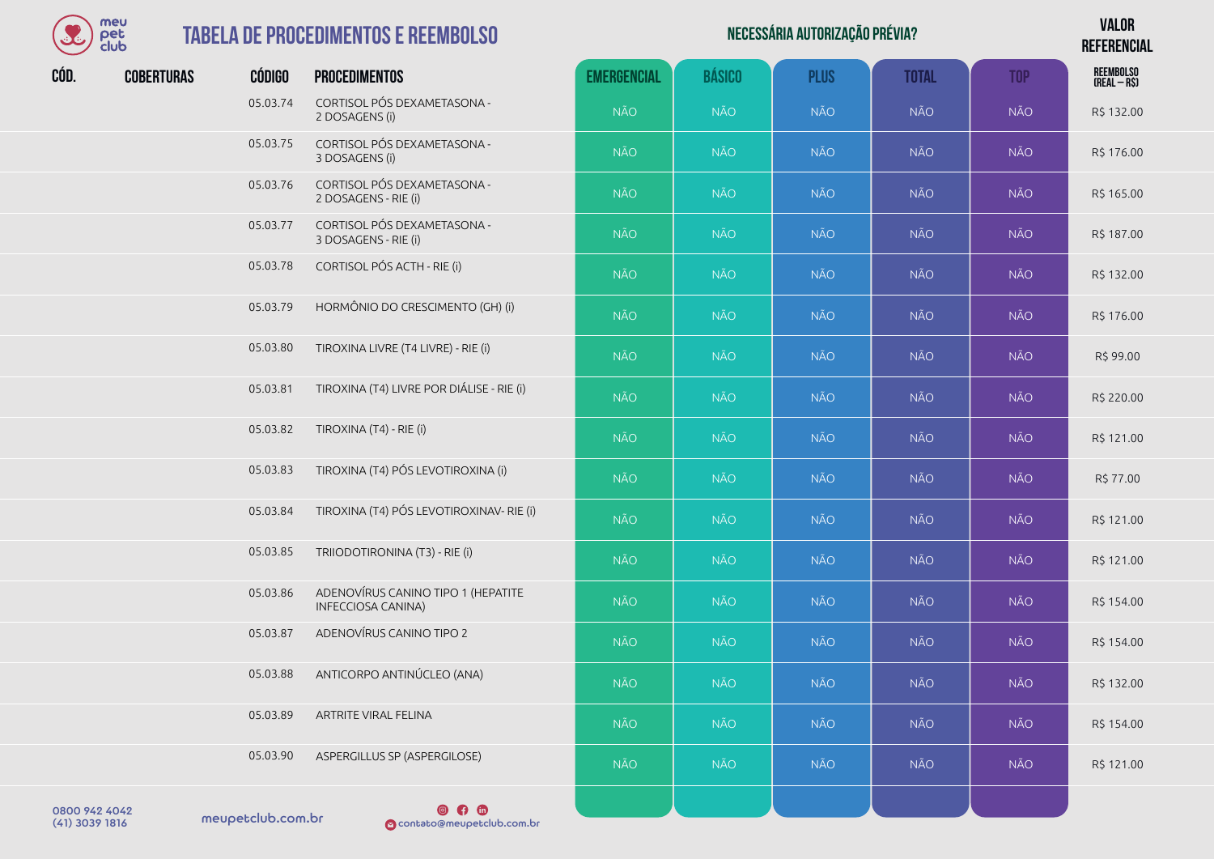# TABELA DE PROCEDIMENTOS E REEMBOLSO

| CÓD. | COBERTURAS | CÓDIGO | PROCEDIMENTOS | NECESSÁRIA AUTORIZAÇÃO PRÉVIA? EMERGENCIAL | BÁSICO | PLUS | TOTAL | TOP | VALOR REFERENCIAL REEMBOLSO (REAL – R$) |
|---|---|---|---|---|---|---|---|---|---|
| | | 05.03.74 | CORTISOL PÓS DEXAMETASONA - 2 DOSAGENS (i) | NÃO | NÃO | NÃO | NÃO | NÃO | R$ 132.00 |
| | | 05.03.75 | CORTISOL PÓS DEXAMETASONA - 3 DOSAGENS (i) | NÃO | NÃO | NÃO | NÃO | NÃO | R$ 176.00 |
| | | 05.03.76 | CORTISOL PÓS DEXAMETASONA - 2 DOSAGENS - RIE (i) | NÃO | NÃO | NÃO | NÃO | NÃO | R$ 165.00 |
| | | 05.03.77 | CORTISOL PÓS DEXAMETASONA - 3 DOSAGENS - RIE (i) | NÃO | NÃO | NÃO | NÃO | NÃO | R$ 187.00 |
| | | 05.03.78 | CORTISOL PÓS ACTH - RIE (i) | NÃO | NÃO | NÃO | NÃO | NÃO | R$ 132.00 |
| | | 05.03.79 | HORMÔNIO DO CRESCIMENTO (GH) (i) | NÃO | NÃO | NÃO | NÃO | NÃO | R$ 176.00 |
| | | 05.03.80 | TIROXINA LIVRE (T4 LIVRE) - RIE (i) | NÃO | NÃO | NÃO | NÃO | NÃO | R$ 99.00 |
| | | 05.03.81 | TIROXINA (T4) LIVRE POR DIÁLISE - RIE (i) | NÃO | NÃO | NÃO | NÃO | NÃO | R$ 220.00 |
| | | 05.03.82 | TIROXINA (T4) - RIE (i) | NÃO | NÃO | NÃO | NÃO | NÃO | R$ 121.00 |
| | | 05.03.83 | TIROXINA (T4) PÓS LEVOTIROXINA (i) | NÃO | NÃO | NÃO | NÃO | NÃO | R$ 77.00 |
| | | 05.03.84 | TIROXINA (T4) PÓS LEVOTIROXINAV- RIE (i) | NÃO | NÃO | NÃO | NÃO | NÃO | R$ 121.00 |
| | | 05.03.85 | TRIIODOTIRONINA (T3) - RIE (i) | NÃO | NÃO | NÃO | NÃO | NÃO | R$ 121.00 |
| | | 05.03.86 | ADENOVÍRUS CANINO TIPO 1 (HEPATITE INFECCIOSA CANINA) | NÃO | NÃO | NÃO | NÃO | NÃO | R$ 154.00 |
| | | 05.03.87 | ADENOVÍRUS CANINO TIPO 2 | NÃO | NÃO | NÃO | NÃO | NÃO | R$ 154.00 |
| | | 05.03.88 | ANTICORPO ANTINÚCLEO (ANA) | NÃO | NÃO | NÃO | NÃO | NÃO | R$ 132.00 |
| | | 05.03.89 | ARTRITE VIRAL FELINA | NÃO | NÃO | NÃO | NÃO | NÃO | R$ 154.00 |
| | | 05.03.90 | ASPERGILLUS SP (ASPERGILOSE) | NÃO | NÃO | NÃO | NÃO | NÃO | R$ 121.00 |

0800 942 4042
(41) 3039 1816

meupetclub.com.br

contato@meupetclub.com.br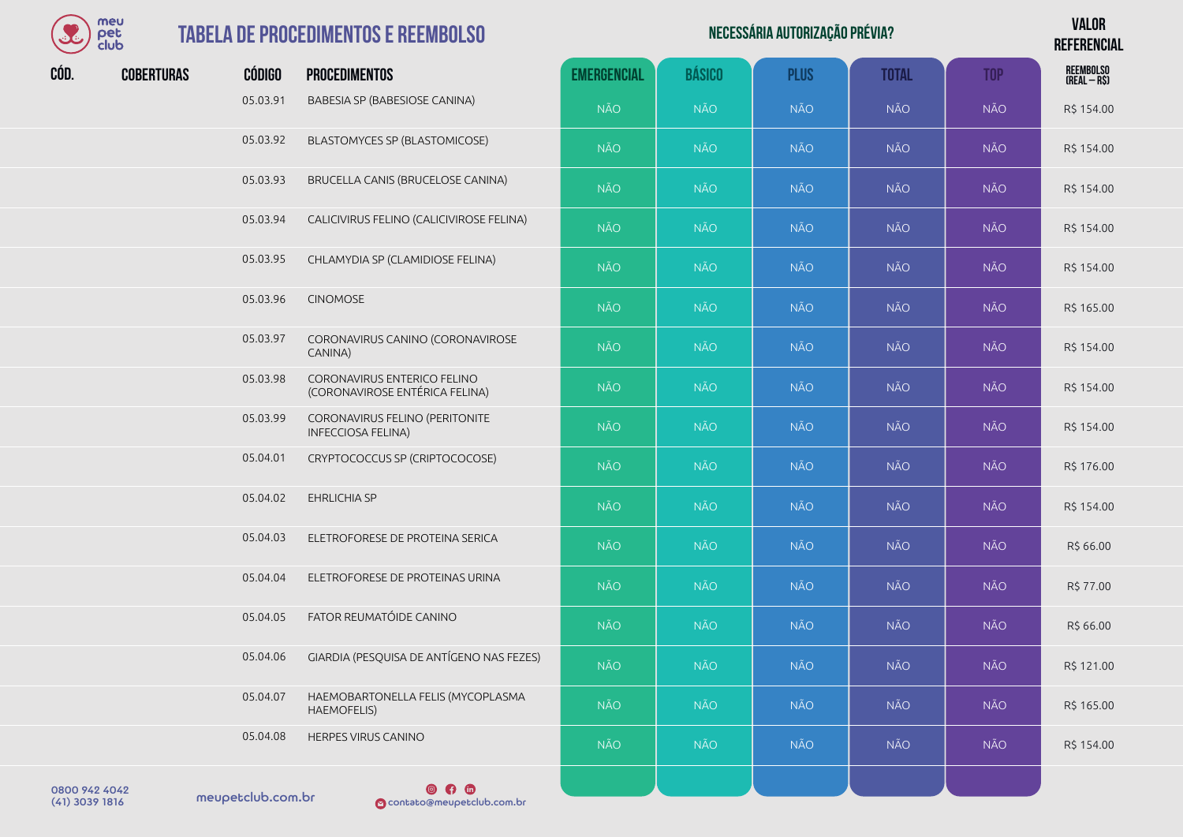# TABELA DE PROCEDIMENTOS E REEMBOLSO

| CÓD. | COBERTURAS | CÓDIGO | PROCEDIMENTOS | EMERGENCIAL | BÁSICO | PLUS | TOTAL | TOP | VALOR REFERENCIAL REEMBOLSO (REAL – R$) |
|---|---|---|---|---|---|---|---|---|---|
| | | | | **NECESSÁRIA AUTORIZAÇÃO PRÉVIA?** | | | | | |
| | | 05.03.91 | BABESIA SP (BABESIOSE CANINA) | NÃO | NÃO | NÃO | NÃO | NÃO | R$ 154.00 |
| | | 05.03.92 | BLASTOMYCES SP (BLASTOMICOSE) | NÃO | NÃO | NÃO | NÃO | NÃO | R$ 154.00 |
| | | 05.03.93 | BRUCELLA CANIS (BRUCELOSE CANINA) | NÃO | NÃO | NÃO | NÃO | NÃO | R$ 154.00 |
| | | 05.03.94 | CALICIVIRUS FELINO (CALICIVIROSE FELINA) | NÃO | NÃO | NÃO | NÃO | NÃO | R$ 154.00 |
| | | 05.03.95 | CHLAMYDIA SP (CLAMIDIOSE FELINA) | NÃO | NÃO | NÃO | NÃO | NÃO | R$ 154.00 |
| | | 05.03.96 | CINOMOSE | NÃO | NÃO | NÃO | NÃO | NÃO | R$ 165.00 |
| | | 05.03.97 | CORONAVIRUS CANINO (CORONAVIROSE CANINA) | NÃO | NÃO | NÃO | NÃO | NÃO | R$ 154.00 |
| | | 05.03.98 | CORONAVIRUS ENTERICO FELINO (CORONAVIROSE ENTÉRICA FELINA) | NÃO | NÃO | NÃO | NÃO | NÃO | R$ 154.00 |
| | | 05.03.99 | CORONAVIRUS FELINO (PERITONITE INFECCIOSA FELINA) | NÃO | NÃO | NÃO | NÃO | NÃO | R$ 154.00 |
| | | 05.04.01 | CRYPTOCOCCUS SP (CRIPTOCOCOSE) | NÃO | NÃO | NÃO | NÃO | NÃO | R$ 176.00 |
| | | 05.04.02 | EHRLICHIA SP | NÃO | NÃO | NÃO | NÃO | NÃO | R$ 154.00 |
| | | 05.04.03 | ELETROFORESE DE PROTEINA SERICA | NÃO | NÃO | NÃO | NÃO | NÃO | R$ 66.00 |
| | | 05.04.04 | ELETROFORESE DE PROTEINAS URINA | NÃO | NÃO | NÃO | NÃO | NÃO | R$ 77.00 |
| | | 05.04.05 | FATOR REUMATÓIDE CANINO | NÃO | NÃO | NÃO | NÃO | NÃO | R$ 66.00 |
| | | 05.04.06 | GIARDIA (PESQUISA DE ANTÍGENO NAS FEZES) | NÃO | NÃO | NÃO | NÃO | NÃO | R$ 121.00 |
| | | 05.04.07 | HAEMOBARTONELLA FELIS (MYCOPLASMA HAEMOFELIS) | NÃO | NÃO | NÃO | NÃO | NÃO | R$ 165.00 |
| | | 05.04.08 | HERPES VIRUS CANINO | NÃO | NÃO | NÃO | NÃO | NÃO | R$ 154.00 |

0800 942 4042
(41) 3039 1816

meupetclub.com.br

contato@meupetclub.com.br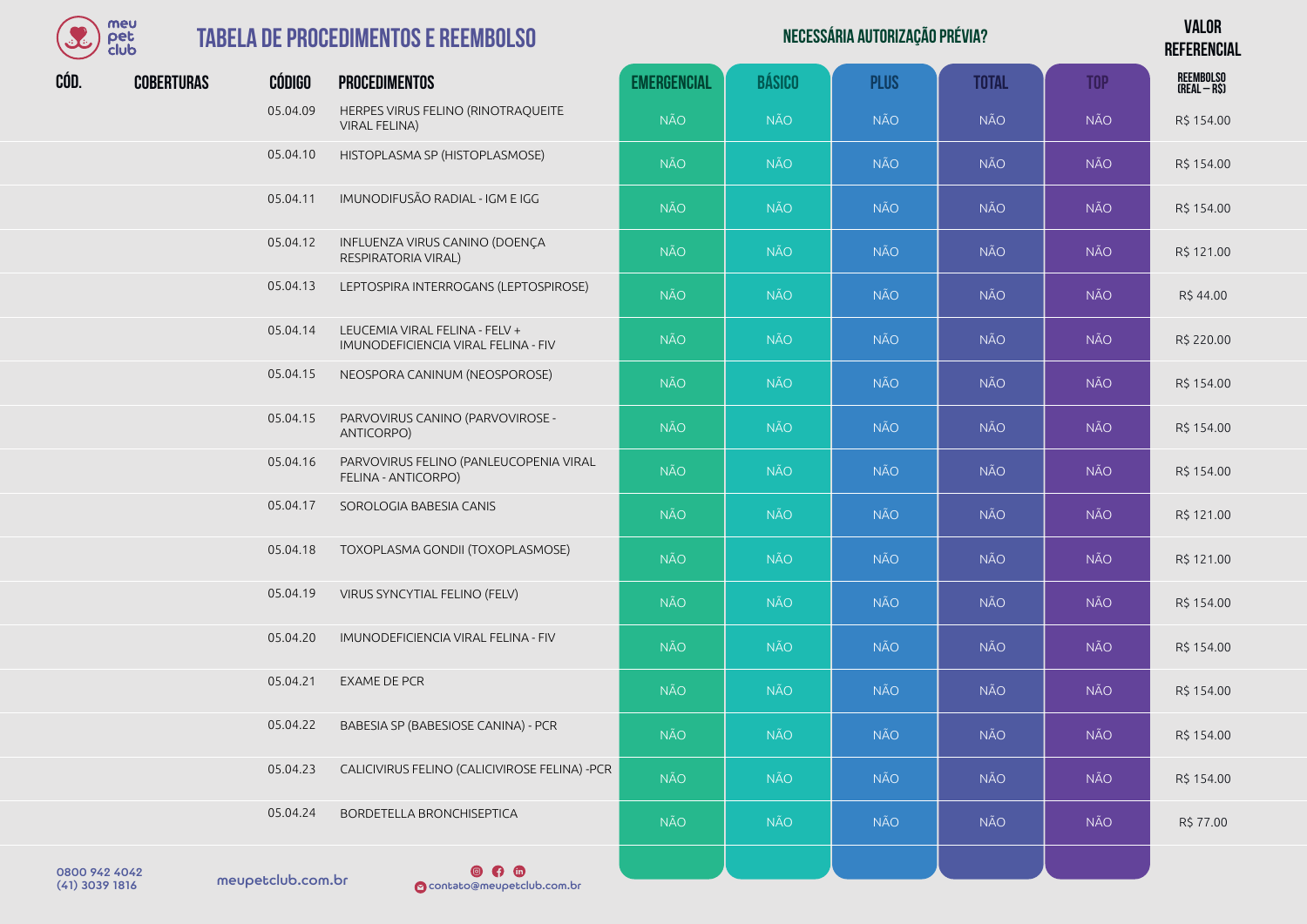# TABELA DE PROCEDIMENTOS E REEMBOLSO

| CÓD. | COBERTURAS | CÓDIGO | PROCEDIMENTOS | NECESSÁRIA AUTORIZAÇÃO PRÉVIA? | | | | | VALOR REFERENCIAL |
|---|---|---|---|---|---|---|---|---|---|
| | | | | EMERGENCIAL | BÁSICO | PLUS | TOTAL | TOP | REEMBOLSO (REAL – R$) |
| | | 05.04.09 | HERPES VIRUS FELINO (RINOTRAQUEITE VIRAL FELINA) | NÃO | NÃO | NÃO | NÃO | NÃO | R$ 154.00 |
| | | 05.04.10 | HISTOPLASMA SP (HISTOPLASMOSE) | NÃO | NÃO | NÃO | NÃO | NÃO | R$ 154.00 |
| | | 05.04.11 | IMUNODIFUSÃO RADIAL - IGM E IGG | NÃO | NÃO | NÃO | NÃO | NÃO | R$ 154.00 |
| | | 05.04.12 | INFLUENZA VIRUS CANINO (DOENÇA RESPIRATORIA VIRAL) | NÃO | NÃO | NÃO | NÃO | NÃO | R$ 121.00 |
| | | 05.04.13 | LEPTOSPIRA INTERROGANS (LEPTOSPIROSE) | NÃO | NÃO | NÃO | NÃO | NÃO | R$ 44.00 |
| | | 05.04.14 | LEUCEMIA VIRAL FELINA - FELV + IMUNODEFICIENCIA VIRAL FELINA - FIV | NÃO | NÃO | NÃO | NÃO | NÃO | R$ 220.00 |
| | | 05.04.15 | NEOSPORA CANINUM (NEOSPOROSE) | NÃO | NÃO | NÃO | NÃO | NÃO | R$ 154.00 |
| | | 05.04.15 | PARVOVIRUS CANINO (PARVOVIROSE - ANTICORPO) | NÃO | NÃO | NÃO | NÃO | NÃO | R$ 154.00 |
| | | 05.04.16 | PARVOVIRUS FELINO (PANLEUCOPENIA VIRAL FELINA - ANTICORPO) | NÃO | NÃO | NÃO | NÃO | NÃO | R$ 154.00 |
| | | 05.04.17 | SOROLOGIA BABESIA CANIS | NÃO | NÃO | NÃO | NÃO | NÃO | R$ 121.00 |
| | | 05.04.18 | TOXOPLASMA GONDII (TOXOPLASMOSE) | NÃO | NÃO | NÃO | NÃO | NÃO | R$ 121.00 |
| | | 05.04.19 | VIRUS SYNCYTIAL FELINO (FELV) | NÃO | NÃO | NÃO | NÃO | NÃO | R$ 154.00 |
| | | 05.04.20 | IMUNODEFICIENCIA VIRAL FELINA - FIV | NÃO | NÃO | NÃO | NÃO | NÃO | R$ 154.00 |
| | | 05.04.21 | EXAME DE PCR | NÃO | NÃO | NÃO | NÃO | NÃO | R$ 154.00 |
| | | 05.04.22 | BABESIA SP (BABESIOSE CANINA) - PCR | NÃO | NÃO | NÃO | NÃO | NÃO | R$ 154.00 |
| | | 05.04.23 | CALICIVIRUS FELINO (CALICIVIROSE FELINA) -PCR | NÃO | NÃO | NÃO | NÃO | NÃO | R$ 154.00 |
| | | 05.04.24 | BORDETELLA BRONCHISEPTICA | NÃO | NÃO | NÃO | NÃO | NÃO | R$ 77.00 |

0800 942 4042
(41) 3039 1816

meupetclub.com.br

contato@meupetclub.com.br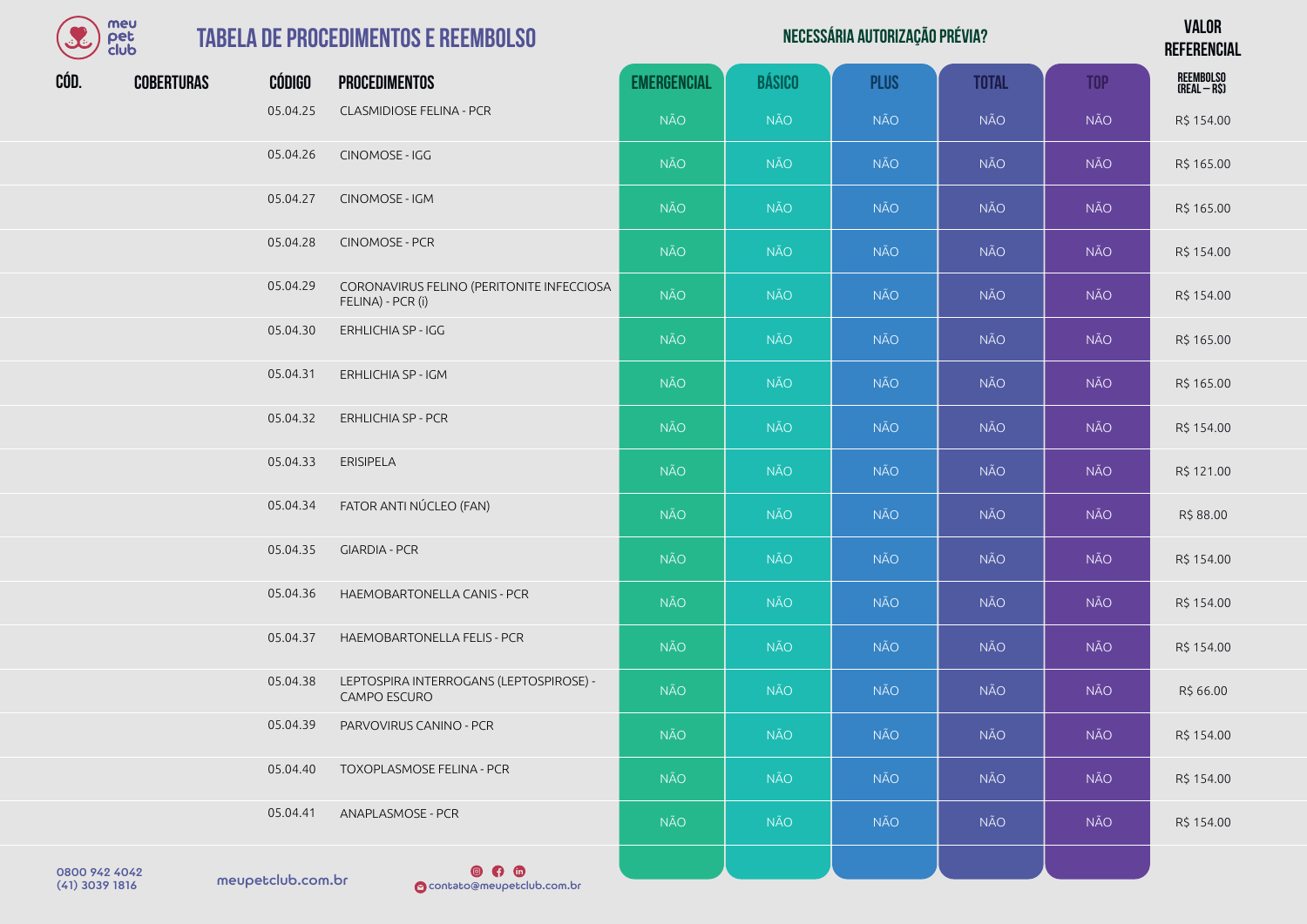# TABELA DE PROCEDIMENTOS E REEMBOLSO

| CÓD. | COBERTURAS | CÓDIGO | PROCEDIMENTOS | EMERGENCIAL | BÁSICO | PLUS | TOTAL | TOP | VALOR REFERENCIAL REEMBOLSO (REAL – R$) |
|---|---|---|---|---|---|---|---|---|---|
| | | | | **NECESSÁRIA AUTORIZAÇÃO PRÉVIA?** | | | | | |
| | | 05.04.25 | CLASMIDIOSE FELINA - PCR | NÃO | NÃO | NÃO | NÃO | NÃO | R$ 154.00 |
| | | 05.04.26 | CINOMOSE - IGG | NÃO | NÃO | NÃO | NÃO | NÃO | R$ 165.00 |
| | | 05.04.27 | CINOMOSE - IGM | NÃO | NÃO | NÃO | NÃO | NÃO | R$ 165.00 |
| | | 05.04.28 | CINOMOSE - PCR | NÃO | NÃO | NÃO | NÃO | NÃO | R$ 154.00 |
| | | 05.04.29 | CORONAVIRUS FELINO (PERITONITE INFECCIOSA FELINA) - PCR (i) | NÃO | NÃO | NÃO | NÃO | NÃO | R$ 154.00 |
| | | 05.04.30 | ERHLICHIA SP - IGG | NÃO | NÃO | NÃO | NÃO | NÃO | R$ 165.00 |
| | | 05.04.31 | ERHLICHIA SP - IGM | NÃO | NÃO | NÃO | NÃO | NÃO | R$ 165.00 |
| | | 05.04.32 | ERHLICHIA SP - PCR | NÃO | NÃO | NÃO | NÃO | NÃO | R$ 154.00 |
| | | 05.04.33 | ERISIPELA | NÃO | NÃO | NÃO | NÃO | NÃO | R$ 121.00 |
| | | 05.04.34 | FATOR ANTI NÚCLEO (FAN) | NÃO | NÃO | NÃO | NÃO | NÃO | R$ 88.00 |
| | | 05.04.35 | GIARDIA - PCR | NÃO | NÃO | NÃO | NÃO | NÃO | R$ 154.00 |
| | | 05.04.36 | HAEMOBARTONELLA CANIS - PCR | NÃO | NÃO | NÃO | NÃO | NÃO | R$ 154.00 |
| | | 05.04.37 | HAEMOBARTONELLA FELIS - PCR | NÃO | NÃO | NÃO | NÃO | NÃO | R$ 154.00 |
| | | 05.04.38 | LEPTOSPIRA INTERROGANS (LEPTOSPIROSE) - CAMPO ESCURO | NÃO | NÃO | NÃO | NÃO | NÃO | R$ 66.00 |
| | | 05.04.39 | PARVOVIRUS CANINO - PCR | NÃO | NÃO | NÃO | NÃO | NÃO | R$ 154.00 |
| | | 05.04.40 | TOXOPLASMOSE FELINA - PCR | NÃO | NÃO | NÃO | NÃO | NÃO | R$ 154.00 |
| | | 05.04.41 | ANAPLASMOSE - PCR | NÃO | NÃO | NÃO | NÃO | NÃO | R$ 154.00 |

0800 942 4042
(41) 3039 1816

meupetclub.com.br

contato@meupetclub.com.br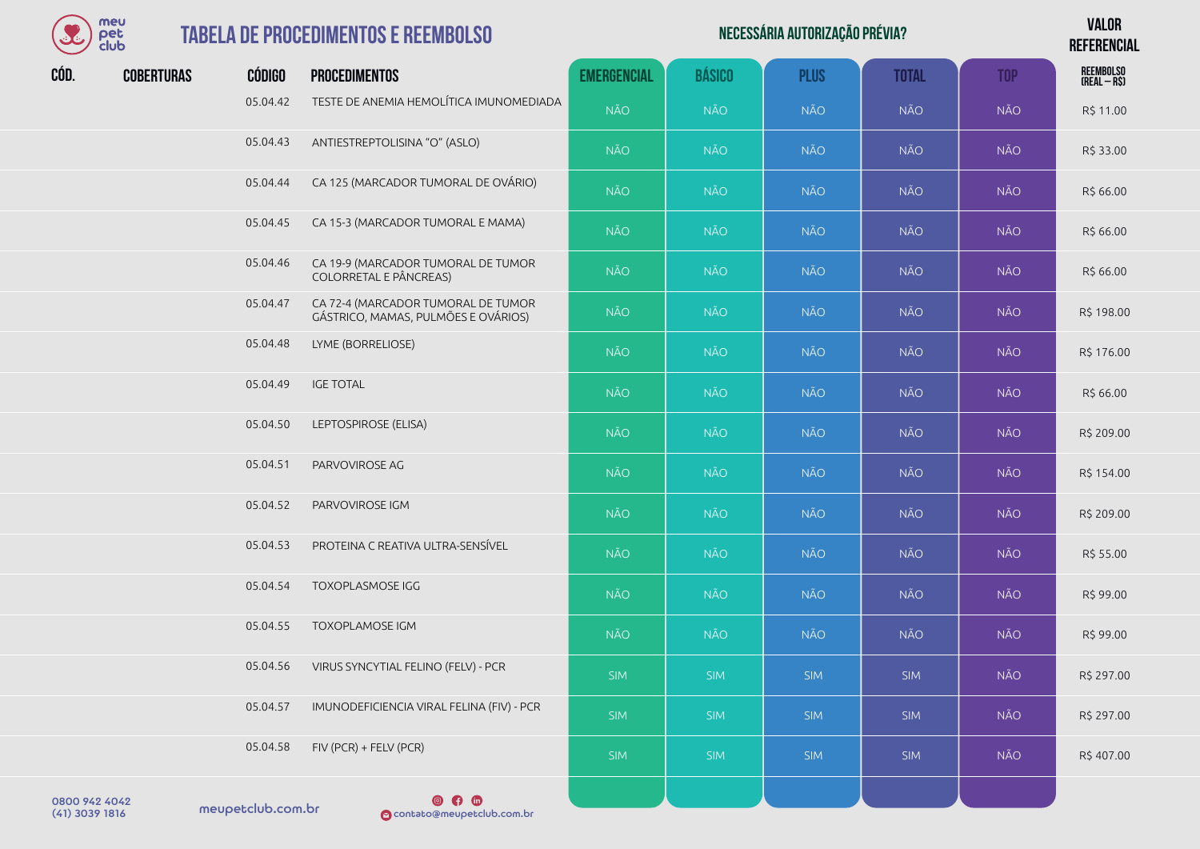# TABELA DE PROCEDIMENTOS E REEMBOLSO

| CÓD. | COBERTURAS | CÓDIGO | PROCEDIMENTOS | EMERGENCIAL | BÁSICO | PLUS | TOTAL | TOP | VALOR REFERENCIAL REEMBOLSO (REAL – R$) |
|---|---|---|---|---|---|---|---|---|---|
| | | | | **NECESSÁRIA AUTORIZAÇÃO PRÉVIA?** | | | | | |
| | | 05.04.42 | TESTE DE ANEMIA HEMOLÍTICA IMUNOMEDIADA | NÃO | NÃO | NÃO | NÃO | NÃO | R$ 11.00 |
| | | 05.04.43 | ANTIESTREPTOLISINA "O" (ASLO) | NÃO | NÃO | NÃO | NÃO | NÃO | R$ 33.00 |
| | | 05.04.44 | CA 125 (MARCADOR TUMORAL DE OVÁRIO) | NÃO | NÃO | NÃO | NÃO | NÃO | R$ 66.00 |
| | | 05.04.45 | CA 15-3 (MARCADOR TUMORAL E MAMA) | NÃO | NÃO | NÃO | NÃO | NÃO | R$ 66.00 |
| | | 05.04.46 | CA 19-9 (MARCADOR TUMORAL DE TUMOR COLORRETAL E PÂNCREAS) | NÃO | NÃO | NÃO | NÃO | NÃO | R$ 66.00 |
| | | 05.04.47 | CA 72-4 (MARCADOR TUMORAL DE TUMOR GÁSTRICO, MAMAS, PULMÕES E OVÁRIOS) | NÃO | NÃO | NÃO | NÃO | NÃO | R$ 198.00 |
| | | 05.04.48 | LYME (BORRELIOSE) | NÃO | NÃO | NÃO | NÃO | NÃO | R$ 176.00 |
| | | 05.04.49 | IGE TOTAL | NÃO | NÃO | NÃO | NÃO | NÃO | R$ 66.00 |
| | | 05.04.50 | LEPTOSPIROSE (ELISA) | NÃO | NÃO | NÃO | NÃO | NÃO | R$ 209.00 |
| | | 05.04.51 | PARVOVIROSE AG | NÃO | NÃO | NÃO | NÃO | NÃO | R$ 154.00 |
| | | 05.04.52 | PARVOVIROSE IGM | NÃO | NÃO | NÃO | NÃO | NÃO | R$ 209.00 |
| | | 05.04.53 | PROTEINA C REATIVA ULTRA-SENSÍVEL | NÃO | NÃO | NÃO | NÃO | NÃO | R$ 55.00 |
| | | 05.04.54 | TOXOPLASMOSE IGG | NÃO | NÃO | NÃO | NÃO | NÃO | R$ 99.00 |
| | | 05.04.55 | TOXOPLAMOSE IGM | NÃO | NÃO | NÃO | NÃO | NÃO | R$ 99.00 |
| | | 05.04.56 | VIRUS SYNCYTIAL FELINO (FELV) - PCR | SIM | SIM | SIM | SIM | NÃO | R$ 297.00 |
| | | 05.04.57 | IMUNODEFICIENCIA VIRAL FELINA (FIV) - PCR | SIM | SIM | SIM | SIM | NÃO | R$ 297.00 |
| | | 05.04.58 | FIV (PCR) + FELV (PCR) | SIM | SIM | SIM | SIM | NÃO | R$ 407.00 |

0800 942 4042
(41) 3039 1816

meupetclub.com.br

contato@meupetclub.com.br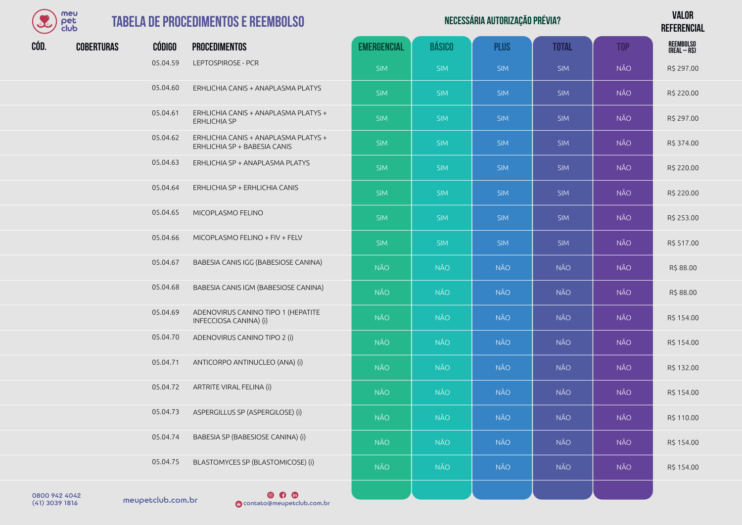# TABELA DE PROCEDIMENTOS E REEMBOLSO

| CÓD. | COBERTURAS | CÓDIGO | PROCEDIMENTOS | NECESSÁRIA AUTORIZAÇÃO PRÉVIA? | | | | | VALOR REFERENCIAL |
|---|---|---|---|---|---|---|---|---|---|
| | | | | EMERGENCIAL | BÁSICO | PLUS | TOTAL | TOP | REEMBOLSO (REAL – R$) |
| | | 05.04.59 | LEPTOSPIROSE - PCR | SIM | SIM | SIM | SIM | NÃO | R$ 297.00 |
| | | 05.04.60 | ERHLICHIA CANIS + ANAPLASMA PLATYS | SIM | SIM | SIM | SIM | NÃO | R$ 220.00 |
| | | 05.04.61 | ERHLICHIA CANIS + ANAPLASMA PLATYS + ERHLICHIA SP | SIM | SIM | SIM | SIM | NÃO | R$ 297.00 |
| | | 05.04.62 | ERHLICHIA CANIS + ANAPLASMA PLATYS + ERHLICHIA SP + BABESIA CANIS | SIM | SIM | SIM | SIM | NÃO | R$ 374.00 |
| | | 05.04.63 | ERHLICHIA SP + ANAPLASMA PLATYS | SIM | SIM | SIM | SIM | NÃO | R$ 220.00 |
| | | 05.04.64 | ERHLICHIA SP + ERHLICHIA CANIS | SIM | SIM | SIM | SIM | NÃO | R$ 220.00 |
| | | 05.04.65 | MICOPLASMO FELINO | SIM | SIM | SIM | SIM | NÃO | R$ 253.00 |
| | | 05.04.66 | MICOPLASMO FELINO + FIV + FELV | SIM | SIM | SIM | SIM | NÃO | R$ 517.00 |
| | | 05.04.67 | BABESIA CANIS IGG (BABESIOSE CANINA) | NÃO | NÃO | NÃO | NÃO | NÃO | R$ 88.00 |
| | | 05.04.68 | BABESIA CANIS IGM (BABESIOSE CANINA) | NÃO | NÃO | NÃO | NÃO | NÃO | R$ 88.00 |
| | | 05.04.69 | ADENOVIRUS CANINO TIPO 1 (HEPATITE INFECCIOSA CANINA) (i) | NÃO | NÃO | NÃO | NÃO | NÃO | R$ 154.00 |
| | | 05.04.70 | ADENOVIRUS CANINO TIPO 2 (i) | NÃO | NÃO | NÃO | NÃO | NÃO | R$ 154.00 |
| | | 05.04.71 | ANTICORPO ANTINUCLEO (ANA) (i) | NÃO | NÃO | NÃO | NÃO | NÃO | R$ 132.00 |
| | | 05.04.72 | ARTRITE VIRAL FELINA (i) | NÃO | NÃO | NÃO | NÃO | NÃO | R$ 154.00 |
| | | 05.04.73 | ASPERGILLUS SP (ASPERGILOSE) (i) | NÃO | NÃO | NÃO | NÃO | NÃO | R$ 110.00 |
| | | 05.04.74 | BABESIA SP (BABESIOSE CANINA) (i) | NÃO | NÃO | NÃO | NÃO | NÃO | R$ 154.00 |
| | | 05.04.75 | BLASTOMYCES SP (BLASTOMICOSE) (i) | NÃO | NÃO | NÃO | NÃO | NÃO | R$ 154.00 |

0800 942 4042
(41) 3039 1816

meupetclub.com.br

contato@meupetclub.com.br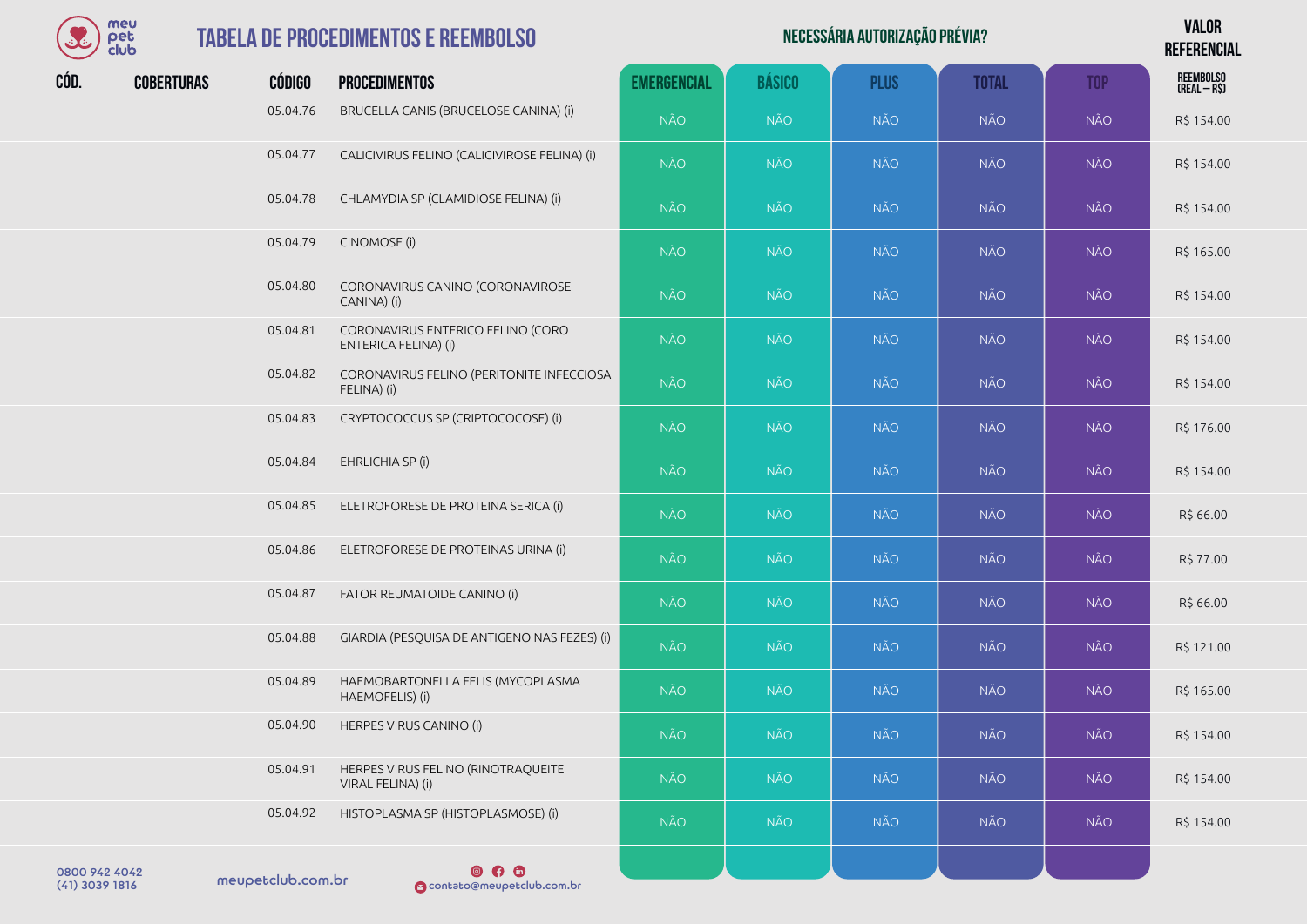# TABELA DE PROCEDIMENTOS E REEMBOLSO

| CÓD. | COBERTURAS | CÓDIGO | PROCEDIMENTOS | NECESSÁRIA AUTORIZAÇÃO PRÉVIA? | | | | | VALOR REFERENCIAL |
|---|---|---|---|---|---|---|---|---|---|
| | | | | EMERGENCIAL | BÁSICO | PLUS | TOTAL | TOP | REEMBOLSO (REAL – R$) |
| | | 05.04.76 | BRUCELLA CANIS (BRUCELOSE CANINA) (i) | NÃO | NÃO | NÃO | NÃO | NÃO | R$ 154.00 |
| | | 05.04.77 | CALICIVIRUS FELINO (CALICIVIROSE FELINA) (i) | NÃO | NÃO | NÃO | NÃO | NÃO | R$ 154.00 |
| | | 05.04.78 | CHLAMYDIA SP (CLAMIDIOSE FELINA) (i) | NÃO | NÃO | NÃO | NÃO | NÃO | R$ 154.00 |
| | | 05.04.79 | CINOMOSE (i) | NÃO | NÃO | NÃO | NÃO | NÃO | R$ 165.00 |
| | | 05.04.80 | CORONAVIRUS CANINO (CORONAVIROSE CANINA) (i) | NÃO | NÃO | NÃO | NÃO | NÃO | R$ 154.00 |
| | | 05.04.81 | CORONAVIRUS ENTERICO FELINO (CORO ENTERICA FELINA) (i) | NÃO | NÃO | NÃO | NÃO | NÃO | R$ 154.00 |
| | | 05.04.82 | CORONAVIRUS FELINO (PERITONITE INFECCIOSA FELINA) (i) | NÃO | NÃO | NÃO | NÃO | NÃO | R$ 154.00 |
| | | 05.04.83 | CRYPTOCOCCUS SP (CRIPTOCOCOSE) (i) | NÃO | NÃO | NÃO | NÃO | NÃO | R$ 176.00 |
| | | 05.04.84 | EHRLICHIA SP (i) | NÃO | NÃO | NÃO | NÃO | NÃO | R$ 154.00 |
| | | 05.04.85 | ELETROFORESE DE PROTEINA SERICA (i) | NÃO | NÃO | NÃO | NÃO | NÃO | R$ 66.00 |
| | | 05.04.86 | ELETROFORESE DE PROTEINAS URINA (i) | NÃO | NÃO | NÃO | NÃO | NÃO | R$ 77.00 |
| | | 05.04.87 | FATOR REUMATOIDE CANINO (i) | NÃO | NÃO | NÃO | NÃO | NÃO | R$ 66.00 |
| | | 05.04.88 | GIARDIA (PESQUISA DE ANTIGENO NAS FEZES) (i) | NÃO | NÃO | NÃO | NÃO | NÃO | R$ 121.00 |
| | | 05.04.89 | HAEMOBARTONELLA FELIS (MYCOPLASMA HAEMOFELIS) (i) | NÃO | NÃO | NÃO | NÃO | NÃO | R$ 165.00 |
| | | 05.04.90 | HERPES VIRUS CANINO (i) | NÃO | NÃO | NÃO | NÃO | NÃO | R$ 154.00 |
| | | 05.04.91 | HERPES VIRUS FELINO (RINOTRAQUEITE VIRAL FELINA) (i) | NÃO | NÃO | NÃO | NÃO | NÃO | R$ 154.00 |
| | | 05.04.92 | HISTOPLASMA SP (HISTOPLASMOSE) (i) | NÃO | NÃO | NÃO | NÃO | NÃO | R$ 154.00 |

0800 942 4042
(41) 3039 1816

meupetclub.com.br

contato@meupetclub.com.br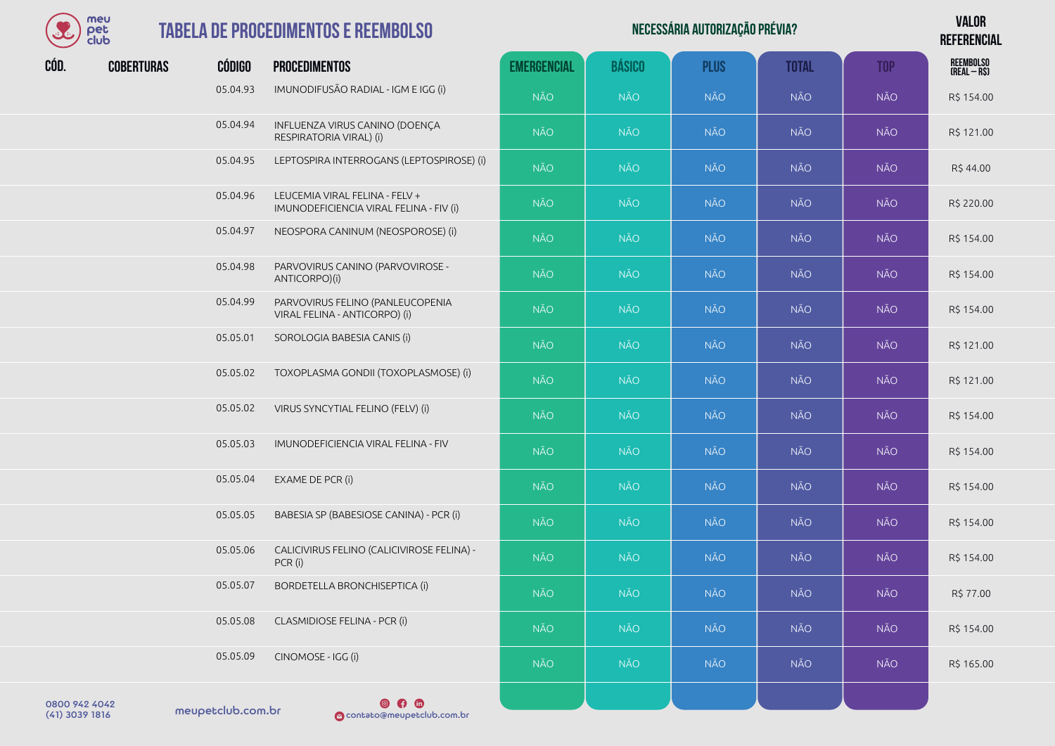# TABELA DE PROCEDIMENTOS E REEMBOLSO

| CÓD. | COBERTURAS | CÓDIGO | PROCEDIMENTOS | NECESSÁRIA AUTORIZAÇÃO PRÉVIA? EMERGENCIAL | BÁSICO | PLUS | TOTAL | TOP | VALOR REFERENCIAL REEMBOLSO (REAL – R$) |
|---|---|---|---|---|---|---|---|---|---|
| | | 05.04.93 | IMUNODIFUSÃO RADIAL - IGM E IGG (i) | NÃO | NÃO | NÃO | NÃO | NÃO | R$ 154.00 |
| | | 05.04.94 | INFLUENZA VIRUS CANINO (DOENÇA RESPIRATORIA VIRAL) (i) | NÃO | NÃO | NÃO | NÃO | NÃO | R$ 121.00 |
| | | 05.04.95 | LEPTOSPIRA INTERROGANS (LEPTOSPIROSE) (i) | NÃO | NÃO | NÃO | NÃO | NÃO | R$ 44.00 |
| | | 05.04.96 | LEUCEMIA VIRAL FELINA - FELV + IMUNODEFICIENCIA VIRAL FELINA - FIV (i) | NÃO | NÃO | NÃO | NÃO | NÃO | R$ 220.00 |
| | | 05.04.97 | NEOSPORA CANINUM (NEOSPOROSE) (i) | NÃO | NÃO | NÃO | NÃO | NÃO | R$ 154.00 |
| | | 05.04.98 | PARVOVIRUS CANINO (PARVOVIROSE - ANTICORPO)(i) | NÃO | NÃO | NÃO | NÃO | NÃO | R$ 154.00 |
| | | 05.04.99 | PARVOVIRUS FELINO (PANLEUCOPENIA VIRAL FELINA - ANTICORPO) (i) | NÃO | NÃO | NÃO | NÃO | NÃO | R$ 154.00 |
| | | 05.05.01 | SOROLOGIA BABESIA CANIS (i) | NÃO | NÃO | NÃO | NÃO | NÃO | R$ 121.00 |
| | | 05.05.02 | TOXOPLASMA GONDII (TOXOPLASMOSE) (i) | NÃO | NÃO | NÃO | NÃO | NÃO | R$ 121.00 |
| | | 05.05.02 | VIRUS SYNCYTIAL FELINO (FELV) (i) | NÃO | NÃO | NÃO | NÃO | NÃO | R$ 154.00 |
| | | 05.05.03 | IMUNODEFICIENCIA VIRAL FELINA - FIV | NÃO | NÃO | NÃO | NÃO | NÃO | R$ 154.00 |
| | | 05.05.04 | EXAME DE PCR (i) | NÃO | NÃO | NÃO | NÃO | NÃO | R$ 154.00 |
| | | 05.05.05 | BABESIA SP (BABESIOSE CANINA) - PCR (i) | NÃO | NÃO | NÃO | NÃO | NÃO | R$ 154.00 |
| | | 05.05.06 | CALICIVIRUS FELINO (CALICIVIROSE FELINA) - PCR (i) | NÃO | NÃO | NÃO | NÃO | NÃO | R$ 154.00 |
| | | 05.05.07 | BORDETELLA BRONCHISEPTICA (i) | NÃO | NÃO | NÃO | NÃO | NÃO | R$ 77.00 |
| | | 05.05.08 | CLASMIDIOSE FELINA - PCR (i) | NÃO | NÃO | NÃO | NÃO | NÃO | R$ 154.00 |
| | | 05.05.09 | CINOMOSE - IGG (i) | NÃO | NÃO | NÃO | NÃO | NÃO | R$ 165.00 |

0800 942 4042
(41) 3039 1816

meupetclub.com.br

contato@meupetclub.com.br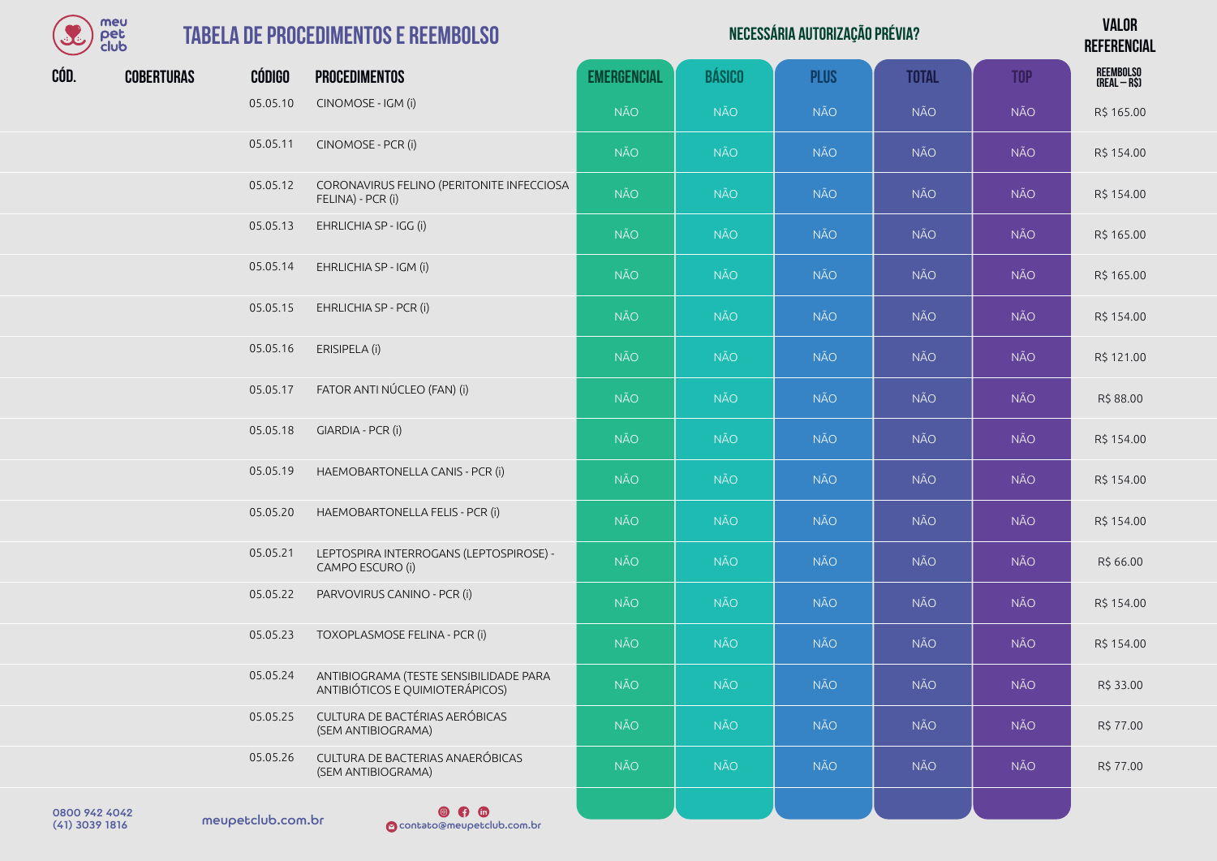# TABELA DE PROCEDIMENTOS E REEMBOLSO

| CÓD. | COBERTURAS | CÓDIGO | PROCEDIMENTOS | NECESSÁRIA AUTORIZAÇÃO PRÉVIA? | | | | | VALOR REFERENCIAL |
|---|---|---|---|---|---|---|---|---|---|
| | | | | EMERGENCIAL | BÁSICO | PLUS | TOTAL | TOP | REEMBOLSO (REAL – R$) |
| | | 05.05.10 | CINOMOSE - IGM (i) | NÃO | NÃO | NÃO | NÃO | NÃO | R$ 165.00 |
| | | 05.05.11 | CINOMOSE - PCR (i) | NÃO | NÃO | NÃO | NÃO | NÃO | R$ 154.00 |
| | | 05.05.12 | CORONAVIRUS FELINO (PERITONITE INFECCIOSA FELINA) - PCR (i) | NÃO | NÃO | NÃO | NÃO | NÃO | R$ 154.00 |
| | | 05.05.13 | EHRLICHIA SP - IGG (i) | NÃO | NÃO | NÃO | NÃO | NÃO | R$ 165.00 |
| | | 05.05.14 | EHRLICHIA SP - IGM (i) | NÃO | NÃO | NÃO | NÃO | NÃO | R$ 165.00 |
| | | 05.05.15 | EHRLICHIA SP - PCR (i) | NÃO | NÃO | NÃO | NÃO | NÃO | R$ 154.00 |
| | | 05.05.16 | ERISIPELA (i) | NÃO | NÃO | NÃO | NÃO | NÃO | R$ 121.00 |
| | | 05.05.17 | FATOR ANTI NÚCLEO (FAN) (i) | NÃO | NÃO | NÃO | NÃO | NÃO | R$ 88.00 |
| | | 05.05.18 | GIARDIA - PCR (i) | NÃO | NÃO | NÃO | NÃO | NÃO | R$ 154.00 |
| | | 05.05.19 | HAEMOBARTONELLA CANIS - PCR (i) | NÃO | NÃO | NÃO | NÃO | NÃO | R$ 154.00 |
| | | 05.05.20 | HAEMOBARTONELLA FELIS - PCR (i) | NÃO | NÃO | NÃO | NÃO | NÃO | R$ 154.00 |
| | | 05.05.21 | LEPTOSPIRA INTERROGANS (LEPTOSPIROSE) - CAMPO ESCURO (i) | NÃO | NÃO | NÃO | NÃO | NÃO | R$ 66.00 |
| | | 05.05.22 | PARVOVIRUS CANINO - PCR (i) | NÃO | NÃO | NÃO | NÃO | NÃO | R$ 154.00 |
| | | 05.05.23 | TOXOPLASMOSE FELINA - PCR (i) | NÃO | NÃO | NÃO | NÃO | NÃO | R$ 154.00 |
| | | 05.05.24 | ANTIBIOGRAMA (TESTE SENSIBILIDADE PARA ANTIBIÓTICOS E QUIMIOTERÁPICOS) | NÃO | NÃO | NÃO | NÃO | NÃO | R$ 33.00 |
| | | 05.05.25 | CULTURA DE BACTÉRIAS AERÓBICAS (SEM ANTIBIOGRAMA) | NÃO | NÃO | NÃO | NÃO | NÃO | R$ 77.00 |
| | | 05.05.26 | CULTURA DE BACTERIAS ANAERÓBICAS (SEM ANTIBIOGRAMA) | NÃO | NÃO | NÃO | NÃO | NÃO | R$ 77.00 |

0800 942 4042
(41) 3039 1816

meupetclub.com.br

contato@meupetclub.com.br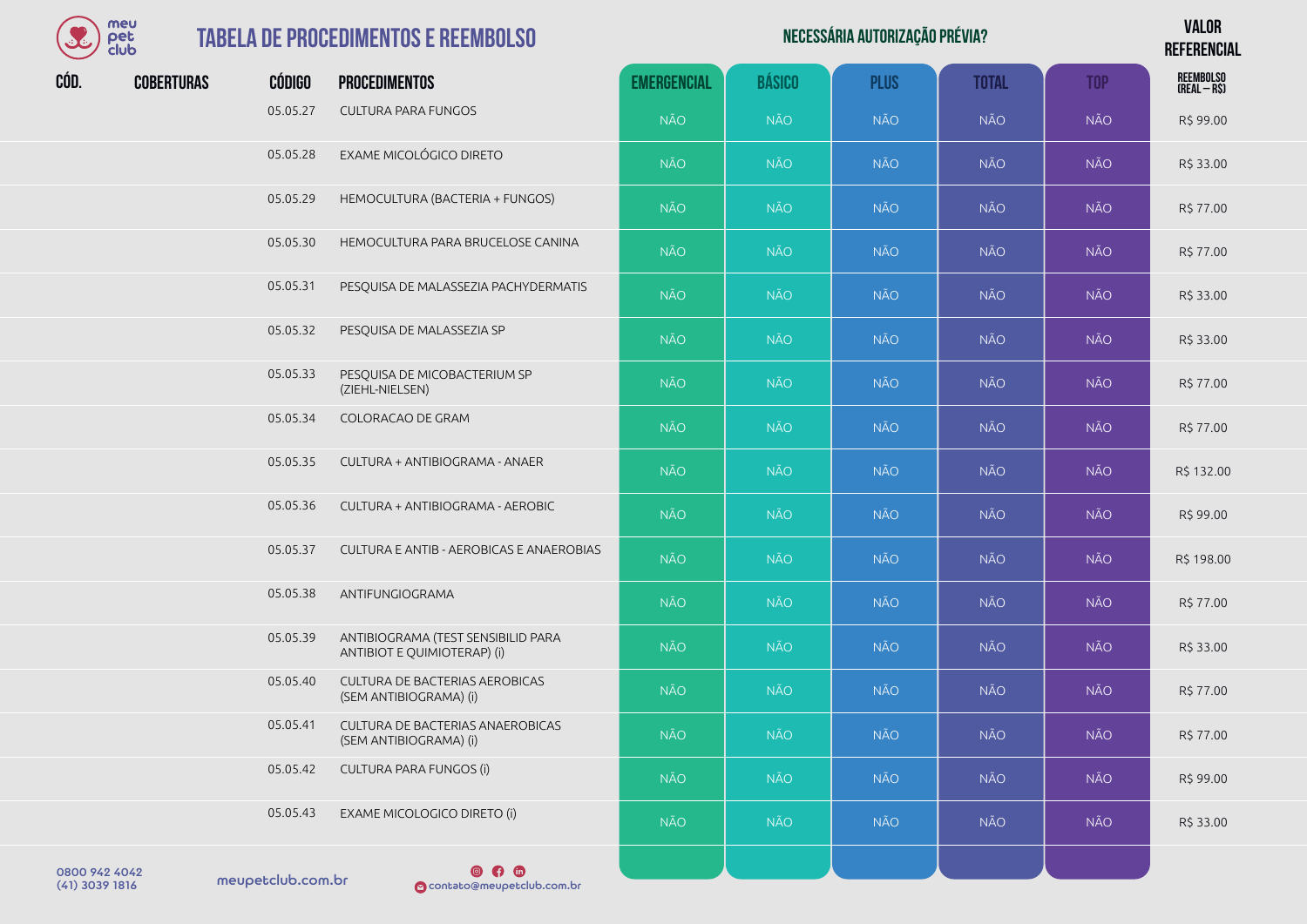# TABELA DE PROCEDIMENTOS E REEMBOLSO

| CÓD. | COBERTURAS | CÓDIGO | PROCEDIMENTOS | EMERGENCIAL | BÁSICO | PLUS | TOTAL | TOP | VALOR REFERENCIAL REEMBOLSO (REAL – R$) |
|---|---|---|---|---|---|---|---|---|---|
| | | | | **NECESSÁRIA AUTORIZAÇÃO PRÉVIA?** | | | | | |
| | | 05.05.27 | CULTURA PARA FUNGOS | NÃO | NÃO | NÃO | NÃO | NÃO | R$ 99.00 |
| | | 05.05.28 | EXAME MICOLÓGICO DIRETO | NÃO | NÃO | NÃO | NÃO | NÃO | R$ 33.00 |
| | | 05.05.29 | HEMOCULTURA (BACTERIA + FUNGOS) | NÃO | NÃO | NÃO | NÃO | NÃO | R$ 77.00 |
| | | 05.05.30 | HEMOCULTURA PARA BRUCELOSE CANINA | NÃO | NÃO | NÃO | NÃO | NÃO | R$ 77.00 |
| | | 05.05.31 | PESQUISA DE MALASSEZIA PACHYDERMATIS | NÃO | NÃO | NÃO | NÃO | NÃO | R$ 33.00 |
| | | 05.05.32 | PESQUISA DE MALASSEZIA SP | NÃO | NÃO | NÃO | NÃO | NÃO | R$ 33.00 |
| | | 05.05.33 | PESQUISA DE MICOBACTERIUM SP (ZIEHL-NIELSEN) | NÃO | NÃO | NÃO | NÃO | NÃO | R$ 77.00 |
| | | 05.05.34 | COLORACAO DE GRAM | NÃO | NÃO | NÃO | NÃO | NÃO | R$ 77.00 |
| | | 05.05.35 | CULTURA + ANTIBIOGRAMA - ANAER | NÃO | NÃO | NÃO | NÃO | NÃO | R$ 132.00 |
| | | 05.05.36 | CULTURA + ANTIBIOGRAMA - AEROBIC | NÃO | NÃO | NÃO | NÃO | NÃO | R$ 99.00 |
| | | 05.05.37 | CULTURA E ANTIB - AEROBICAS E ANAEROBIAS | NÃO | NÃO | NÃO | NÃO | NÃO | R$ 198.00 |
| | | 05.05.38 | ANTIFUNGIOGRAMA | NÃO | NÃO | NÃO | NÃO | NÃO | R$ 77.00 |
| | | 05.05.39 | ANTIBIOGRAMA (TEST SENSIBILID PARA ANTIBIOT E QUIMIOTERAP) (i) | NÃO | NÃO | NÃO | NÃO | NÃO | R$ 33.00 |
| | | 05.05.40 | CULTURA DE BACTERIAS AEROBICAS (SEM ANTIBIOGRAMA) (i) | NÃO | NÃO | NÃO | NÃO | NÃO | R$ 77.00 |
| | | 05.05.41 | CULTURA DE BACTERIAS ANAEROBICAS (SEM ANTIBIOGRAMA) (i) | NÃO | NÃO | NÃO | NÃO | NÃO | R$ 77.00 |
| | | 05.05.42 | CULTURA PARA FUNGOS (i) | NÃO | NÃO | NÃO | NÃO | NÃO | R$ 99.00 |
| | | 05.05.43 | EXAME MICOLOGICO DIRETO (i) | NÃO | NÃO | NÃO | NÃO | NÃO | R$ 33.00 |

0800 942 4042
(41) 3039 1816

meupetclub.com.br

contato@meupetclub.com.br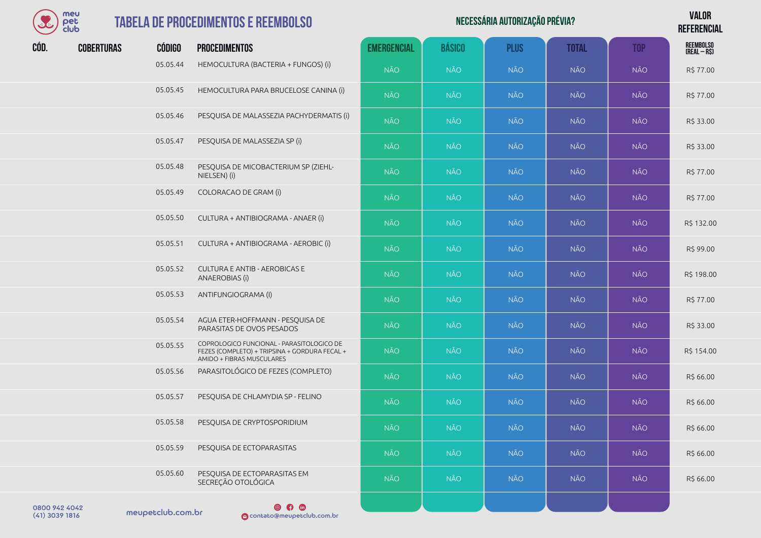# TABELA DE PROCEDIMENTOS E REEMBOLSO

| CÓD. | COBERTURAS | CÓDIGO | PROCEDIMENTOS | NECESSÁRIA AUTORIZAÇÃO PRÉVIA? EMERGENCIAL | BÁSICO | PLUS | TOTAL | TOP | VALOR REFERENCIAL REEMBOLSO (REAL – R$) |
|---|---|---|---|---|---|---|---|---|---|
| | | 05.05.44 | HEMOCULTURA (BACTERIA + FUNGOS) (i) | NÃO | NÃO | NÃO | NÃO | NÃO | R$ 77.00 |
| | | 05.05.45 | HEMOCULTURA PARA BRUCELOSE CANINA (i) | NÃO | NÃO | NÃO | NÃO | NÃO | R$ 77.00 |
| | | 05.05.46 | PESQUISA DE MALASSEZIA PACHYDERMATIS (i) | NÃO | NÃO | NÃO | NÃO | NÃO | R$ 33.00 |
| | | 05.05.47 | PESQUISA DE MALASSEZIA SP (i) | NÃO | NÃO | NÃO | NÃO | NÃO | R$ 33.00 |
| | | 05.05.48 | PESQUISA DE MICOBACTERIUM SP (ZIEHL-NIELSEN) (i) | NÃO | NÃO | NÃO | NÃO | NÃO | R$ 77.00 |
| | | 05.05.49 | COLORACAO DE GRAM (i) | NÃO | NÃO | NÃO | NÃO | NÃO | R$ 77.00 |
| | | 05.05.50 | CULTURA + ANTIBIOGRAMA - ANAER (i) | NÃO | NÃO | NÃO | NÃO | NÃO | R$ 132.00 |
| | | 05.05.51 | CULTURA + ANTIBIOGRAMA - AEROBIC (i) | NÃO | NÃO | NÃO | NÃO | NÃO | R$ 99.00 |
| | | 05.05.52 | CULTURA E ANTIB - AEROBICAS E ANAEROBIAS (i) | NÃO | NÃO | NÃO | NÃO | NÃO | R$ 198.00 |
| | | 05.05.53 | ANTIFUNGIOGRAMA (I) | NÃO | NÃO | NÃO | NÃO | NÃO | R$ 77.00 |
| | | 05.05.54 | AGUA ETER-HOFFMANN - PESQUISA DE PARASITAS DE OVOS PESADOS | NÃO | NÃO | NÃO | NÃO | NÃO | R$ 33.00 |
| | | 05.05.55 | COPROLOGICO FUNCIONAL - PARASITOLOGICO DE FEZES (COMPLETO) + TRIPSINA + GORDURA FECAL + AMIDO + FIBRAS MUSCULARES | NÃO | NÃO | NÃO | NÃO | NÃO | R$ 154.00 |
| | | 05.05.56 | PARASITOLÓGICO DE FEZES (COMPLETO) | NÃO | NÃO | NÃO | NÃO | NÃO | R$ 66.00 |
| | | 05.05.57 | PESQUISA DE CHLAMYDIA SP - FELINO | NÃO | NÃO | NÃO | NÃO | NÃO | R$ 66.00 |
| | | 05.05.58 | PESQUISA DE CRYPTOSPORIDIUM | NÃO | NÃO | NÃO | NÃO | NÃO | R$ 66.00 |
| | | 05.05.59 | PESQUISA DE ECTOPARASITAS | NÃO | NÃO | NÃO | NÃO | NÃO | R$ 66.00 |
| | | 05.05.60 | PESQUISA DE ECTOPARASITAS EM SECREÇÃO OTOLÓGICA | NÃO | NÃO | NÃO | NÃO | NÃO | R$ 66.00 |

0800 942 4042
(41) 3039 1816

meupetclub.com.br

contato@meupetclub.com.br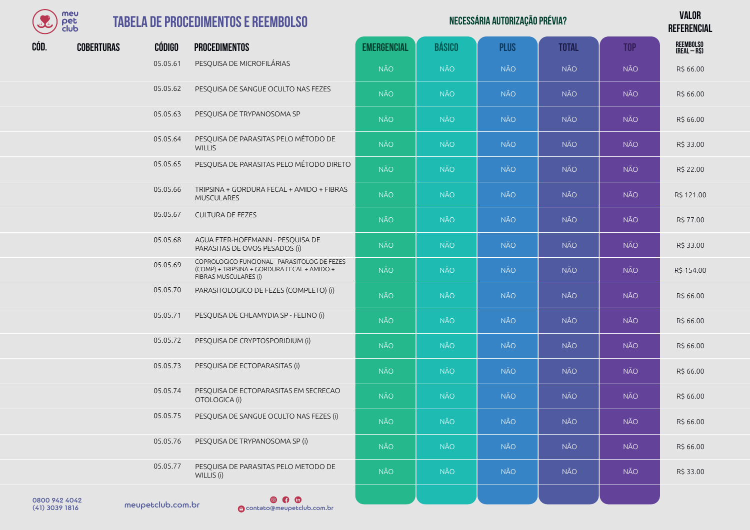# TABELA DE PROCEDIMENTOS E REEMBOLSO

| CÓD. | COBERTURAS | CÓDIGO | PROCEDIMENTOS | EMERGENCIAL | BÁSICO | PLUS | TOTAL | TOP | VALOR REFERENCIAL REEMBOLSO (REAL – R$) |
|---|---|---|---|---|---|---|---|---|---|
| | | | | NECESSÁRIA AUTORIZAÇÃO PRÉVIA? | | | | | |
| | | 05.05.61 | PESQUISA DE MICROFILÁRIAS | NÃO | NÃO | NÃO | NÃO | NÃO | R$ 66.00 |
| | | 05.05.62 | PESQUISA DE SANGUE OCULTO NAS FEZES | NÃO | NÃO | NÃO | NÃO | NÃO | R$ 66.00 |
| | | 05.05.63 | PESQUISA DE TRYPANOSOMA SP | NÃO | NÃO | NÃO | NÃO | NÃO | R$ 66.00 |
| | | 05.05.64 | PESQUISA DE PARASITAS PELO MÉTODO DE WILLIS | NÃO | NÃO | NÃO | NÃO | NÃO | R$ 33.00 |
| | | 05.05.65 | PESQUISA DE PARASITAS PELO MÉTODO DIRETO | NÃO | NÃO | NÃO | NÃO | NÃO | R$ 22.00 |
| | | 05.05.66 | TRIPSINA + GORDURA FECAL + AMIDO + FIBRAS MUSCULARES | NÃO | NÃO | NÃO | NÃO | NÃO | R$ 121.00 |
| | | 05.05.67 | CULTURA DE FEZES | NÃO | NÃO | NÃO | NÃO | NÃO | R$ 77.00 |
| | | 05.05.68 | AGUA ETER-HOFFMANN - PESQUISA DE PARASITAS DE OVOS PESADOS (i) | NÃO | NÃO | NÃO | NÃO | NÃO | R$ 33.00 |
| | | 05.05.69 | COPROLOGICO FUNCIONAL - PARASITOLOG DE FEZES (COMP) + TRIPSINA + GORDURA FECAL + AMIDO + FIBRAS MUSCULARES (i) | NÃO | NÃO | NÃO | NÃO | NÃO | R$ 154.00 |
| | | 05.05.70 | PARASITOLOGICO DE FEZES (COMPLETO) (i) | NÃO | NÃO | NÃO | NÃO | NÃO | R$ 66.00 |
| | | 05.05.71 | PESQUISA DE CHLAMYDIA SP - FELINO (i) | NÃO | NÃO | NÃO | NÃO | NÃO | R$ 66.00 |
| | | 05.05.72 | PESQUISA DE CRYPTOSPORIDIUM (i) | NÃO | NÃO | NÃO | NÃO | NÃO | R$ 66.00 |
| | | 05.05.73 | PESQUISA DE ECTOPARASITAS (i) | NÃO | NÃO | NÃO | NÃO | NÃO | R$ 66.00 |
| | | 05.05.74 | PESQUISA DE ECTOPARASITAS EM SECRECAO OTOLOGICA (i) | NÃO | NÃO | NÃO | NÃO | NÃO | R$ 66.00 |
| | | 05.05.75 | PESQUISA DE SANGUE OCULTO NAS FEZES (i) | NÃO | NÃO | NÃO | NÃO | NÃO | R$ 66.00 |
| | | 05.05.76 | PESQUISA DE TRYPANOSOMA SP (i) | NÃO | NÃO | NÃO | NÃO | NÃO | R$ 66.00 |
| | | 05.05.77 | PESQUISA DE PARASITAS PELO METODO DE WILLIS (i) | NÃO | NÃO | NÃO | NÃO | NÃO | R$ 33.00 |

0800 942 4042
(41) 3039 1816

meupetclub.com.br

contato@meupetclub.com.br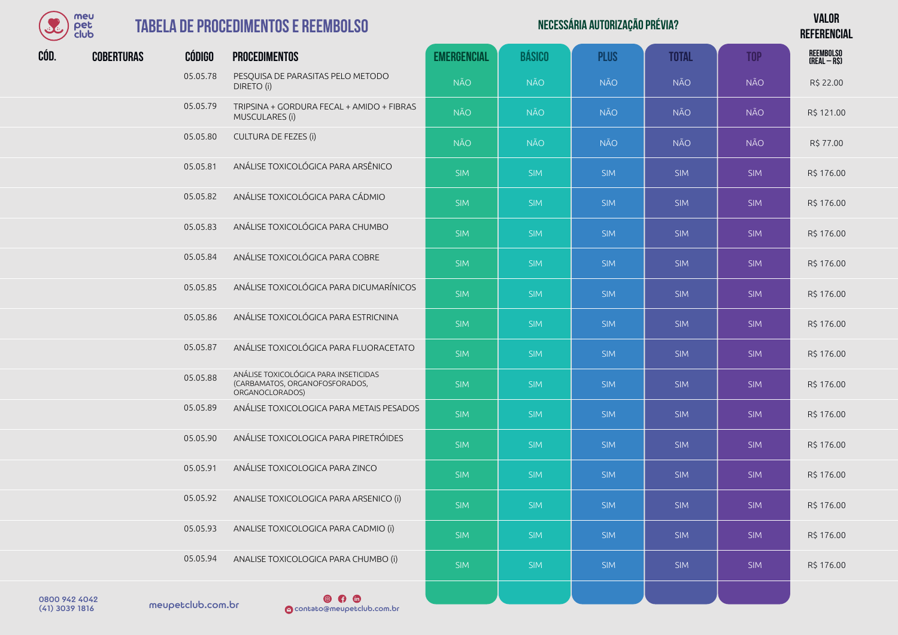# TABELA DE PROCEDIMENTOS E REEMBOLSO

| CÓD. | COBERTURAS | CÓDIGO | PROCEDIMENTOS | EMERGENCIAL | BÁSICO | PLUS | TOTAL | TOP | VALOR REFERENCIAL REEMBOLSO (REAL – R$) |
|---|---|---|---|---|---|---|---|---|---|
| | | | | NECESSÁRIA AUTORIZAÇÃO PRÉVIA? | | | | | |
| | | 05.05.78 | PESQUISA DE PARASITAS PELO METODO DIRETO (i) | NÃO | NÃO | NÃO | NÃO | NÃO | R$ 22.00 |
| | | 05.05.79 | TRIPSINA + GORDURA FECAL + AMIDO + FIBRAS MUSCULARES (i) | NÃO | NÃO | NÃO | NÃO | NÃO | R$ 121.00 |
| | | 05.05.80 | CULTURA DE FEZES (i) | NÃO | NÃO | NÃO | NÃO | NÃO | R$ 77.00 |
| | | 05.05.81 | ANÁLISE TOXICOLÓGICA PARA ARSÊNICO | SIM | SIM | SIM | SIM | SIM | R$ 176.00 |
| | | 05.05.82 | ANÁLISE TOXICOLÓGICA PARA CÁDMIO | SIM | SIM | SIM | SIM | SIM | R$ 176.00 |
| | | 05.05.83 | ANÁLISE TOXICOLÓGICA PARA CHUMBO | SIM | SIM | SIM | SIM | SIM | R$ 176.00 |
| | | 05.05.84 | ANÁLISE TOXICOLÓGICA PARA COBRE | SIM | SIM | SIM | SIM | SIM | R$ 176.00 |
| | | 05.05.85 | ANÁLISE TOXICOLÓGICA PARA DICUMARÍNICOS | SIM | SIM | SIM | SIM | SIM | R$ 176.00 |
| | | 05.05.86 | ANÁLISE TOXICOLÓGICA PARA ESTRICNINA | SIM | SIM | SIM | SIM | SIM | R$ 176.00 |
| | | 05.05.87 | ANÁLISE TOXICOLÓGICA PARA FLUORACETATO | SIM | SIM | SIM | SIM | SIM | R$ 176.00 |
| | | 05.05.88 | ANÁLISE TOXICOLÓGICA PARA INSETICIDAS (CARBAMATOS, ORGANOFOSFORADOS, ORGANOCLORADOS) | SIM | SIM | SIM | SIM | SIM | R$ 176.00 |
| | | 05.05.89 | ANÁLISE TOXICOLOGICA PARA METAIS PESADOS | SIM | SIM | SIM | SIM | SIM | R$ 176.00 |
| | | 05.05.90 | ANÁLISE TOXICOLOGICA PARA PIRETRÓIDES | SIM | SIM | SIM | SIM | SIM | R$ 176.00 |
| | | 05.05.91 | ANÁLISE TOXICOLOGICA PARA ZINCO | SIM | SIM | SIM | SIM | SIM | R$ 176.00 |
| | | 05.05.92 | ANALISE TOXICOLOGICA PARA ARSENICO (i) | SIM | SIM | SIM | SIM | SIM | R$ 176.00 |
| | | 05.05.93 | ANALISE TOXICOLOGICA PARA CADMIO (i) | SIM | SIM | SIM | SIM | SIM | R$ 176.00 |
| | | 05.05.94 | ANALISE TOXICOLOGICA PARA CHUMBO (i) | SIM | SIM | SIM | SIM | SIM | R$ 176.00 |

0800 942 4042
(41) 3039 1816

meupetclub.com.br

contato@meupetclub.com.br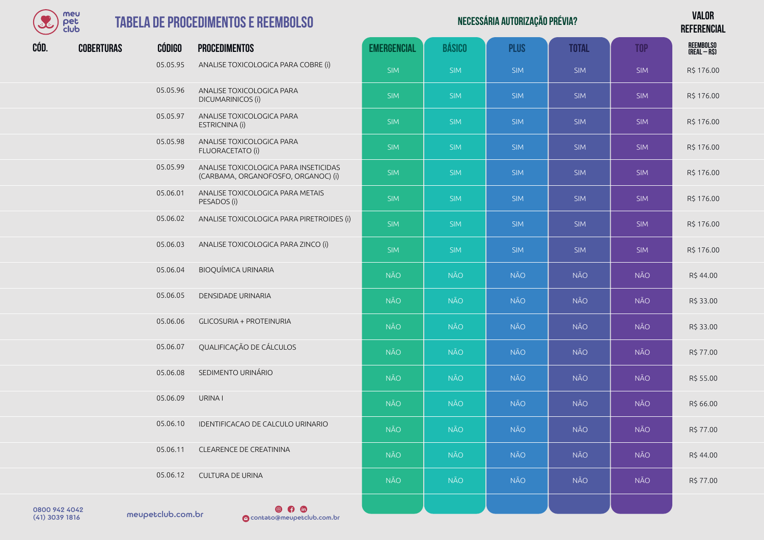# TABELA DE PROCEDIMENTOS E REEMBOLSO

| CÓD. | COBERTURAS | CÓDIGO | PROCEDIMENTOS | NECESSÁRIA AUTORIZAÇÃO PRÉVIA? EMERGENCIAL | BÁSICO | PLUS | TOTAL | TOP | VALOR REFERENCIAL REEMBOLSO (REAL – R$) |
|---|---|---|---|---|---|---|---|---|---|
| | | 05.05.95 | ANALISE TOXICOLOGICA PARA COBRE (i) | SIM | SIM | SIM | SIM | SIM | R$ 176.00 |
| | | 05.05.96 | ANALISE TOXICOLOGICA PARA DICUMARINICOS (i) | SIM | SIM | SIM | SIM | SIM | R$ 176.00 |
| | | 05.05.97 | ANALISE TOXICOLOGICA PARA ESTRICNINA (i) | SIM | SIM | SIM | SIM | SIM | R$ 176.00 |
| | | 05.05.98 | ANALISE TOXICOLOGICA PARA FLUORACETATO (i) | SIM | SIM | SIM | SIM | SIM | R$ 176.00 |
| | | 05.05.99 | ANALISE TOXICOLOGICA PARA INSETICIDAS (CARBAMA, ORGANOFOSFO, ORGANOC) (i) | SIM | SIM | SIM | SIM | SIM | R$ 176.00 |
| | | 05.06.01 | ANALISE TOXICOLOGICA PARA METAIS PESADOS (i) | SIM | SIM | SIM | SIM | SIM | R$ 176.00 |
| | | 05.06.02 | ANALISE TOXICOLOGICA PARA PIRETROIDES (i) | SIM | SIM | SIM | SIM | SIM | R$ 176.00 |
| | | 05.06.03 | ANALISE TOXICOLOGICA PARA ZINCO (i) | SIM | SIM | SIM | SIM | SIM | R$ 176.00 |
| | | 05.06.04 | BIOQUÍMICA URINARIA | NÃO | NÃO | NÃO | NÃO | NÃO | R$ 44.00 |
| | | 05.06.05 | DENSIDADE URINARIA | NÃO | NÃO | NÃO | NÃO | NÃO | R$ 33.00 |
| | | 05.06.06 | GLICOSURIA + PROTEINURIA | NÃO | NÃO | NÃO | NÃO | NÃO | R$ 33.00 |
| | | 05.06.07 | QUALIFICAÇÃO DE CÁLCULOS | NÃO | NÃO | NÃO | NÃO | NÃO | R$ 77.00 |
| | | 05.06.08 | SEDIMENTO URINÁRIO | NÃO | NÃO | NÃO | NÃO | NÃO | R$ 55.00 |
| | | 05.06.09 | URINA I | NÃO | NÃO | NÃO | NÃO | NÃO | R$ 66.00 |
| | | 05.06.10 | IDENTIFICACAO DE CALCULO URINARIO | NÃO | NÃO | NÃO | NÃO | NÃO | R$ 77.00 |
| | | 05.06.11 | CLEARENCE DE CREATININA | NÃO | NÃO | NÃO | NÃO | NÃO | R$ 44.00 |
| | | 05.06.12 | CULTURA DE URINA | NÃO | NÃO | NÃO | NÃO | NÃO | R$ 77.00 |

0800 942 4042
(41) 3039 1816

meupetclub.com.br

contato@meupetclub.com.br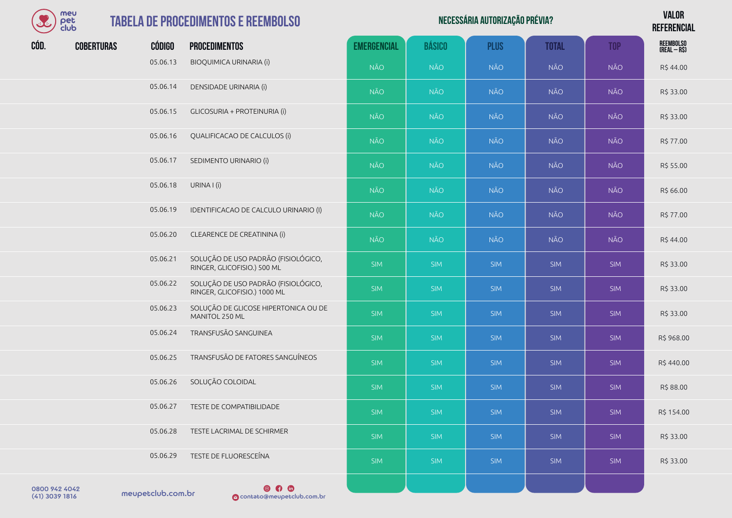# TABELA DE PROCEDIMENTOS E REEMBOLSO

| CÓD. | COBERTURAS | CÓDIGO | PROCEDIMENTOS | NECESSÁRIA AUTORIZAÇÃO PRÉVIA? EMERGENCIAL | BÁSICO | PLUS | TOTAL | TOP | VALOR REFERENCIAL REEMBOLSO (REAL – R$) |
|---|---|---|---|---|---|---|---|---|---|
| | | 05.06.13 | BIOQUIMICA URINARIA (i) | NÃO | NÃO | NÃO | NÃO | NÃO | R$ 44.00 |
| | | 05.06.14 | DENSIDADE URINARIA (i) | NÃO | NÃO | NÃO | NÃO | NÃO | R$ 33.00 |
| | | 05.06.15 | GLICOSURIA + PROTEINURIA (i) | NÃO | NÃO | NÃO | NÃO | NÃO | R$ 33.00 |
| | | 05.06.16 | QUALIFICACAO DE CALCULOS (i) | NÃO | NÃO | NÃO | NÃO | NÃO | R$ 77.00 |
| | | 05.06.17 | SEDIMENTO URINARIO (i) | NÃO | NÃO | NÃO | NÃO | NÃO | R$ 55.00 |
| | | 05.06.18 | URINA I (i) | NÃO | NÃO | NÃO | NÃO | NÃO | R$ 66.00 |
| | | 05.06.19 | IDENTIFICACAO DE CALCULO URINARIO (I) | NÃO | NÃO | NÃO | NÃO | NÃO | R$ 77.00 |
| | | 05.06.20 | CLEARENCE DE CREATININA (i) | NÃO | NÃO | NÃO | NÃO | NÃO | R$ 44.00 |
| | | 05.06.21 | SOLUÇÃO DE USO PADRÃO (FISIOLÓGICO, RINGER, GLICOFISIO.) 500 ML | SIM | SIM | SIM | SIM | SIM | R$ 33.00 |
| | | 05.06.22 | SOLUÇÃO DE USO PADRÃO (FISIOLÓGICO, RINGER, GLICOFISIO.) 1000 ML | SIM | SIM | SIM | SIM | SIM | R$ 33.00 |
| | | 05.06.23 | SOLUÇÃO DE GLICOSE HIPERTONICA OU DE MANITOL 250 ML | SIM | SIM | SIM | SIM | SIM | R$ 33.00 |
| | | 05.06.24 | TRANSFUSÃO SANGUINEA | SIM | SIM | SIM | SIM | SIM | R$ 968.00 |
| | | 05.06.25 | TRANSFUSÃO DE FATORES SANGUÍNEOS | SIM | SIM | SIM | SIM | SIM | R$ 440.00 |
| | | 05.06.26 | SOLUÇÃO COLOIDAL | SIM | SIM | SIM | SIM | SIM | R$ 88.00 |
| | | 05.06.27 | TESTE DE COMPATIBILIDADE | SIM | SIM | SIM | SIM | SIM | R$ 154.00 |
| | | 05.06.28 | TESTE LACRIMAL DE SCHIRMER | SIM | SIM | SIM | SIM | SIM | R$ 33.00 |
| | | 05.06.29 | TESTE DE FLUORESCEÍNA | SIM | SIM | SIM | SIM | SIM | R$ 33.00 |

0800 942 4042
(41) 3039 1816

meupetclub.com.br

contato@meupetclub.com.br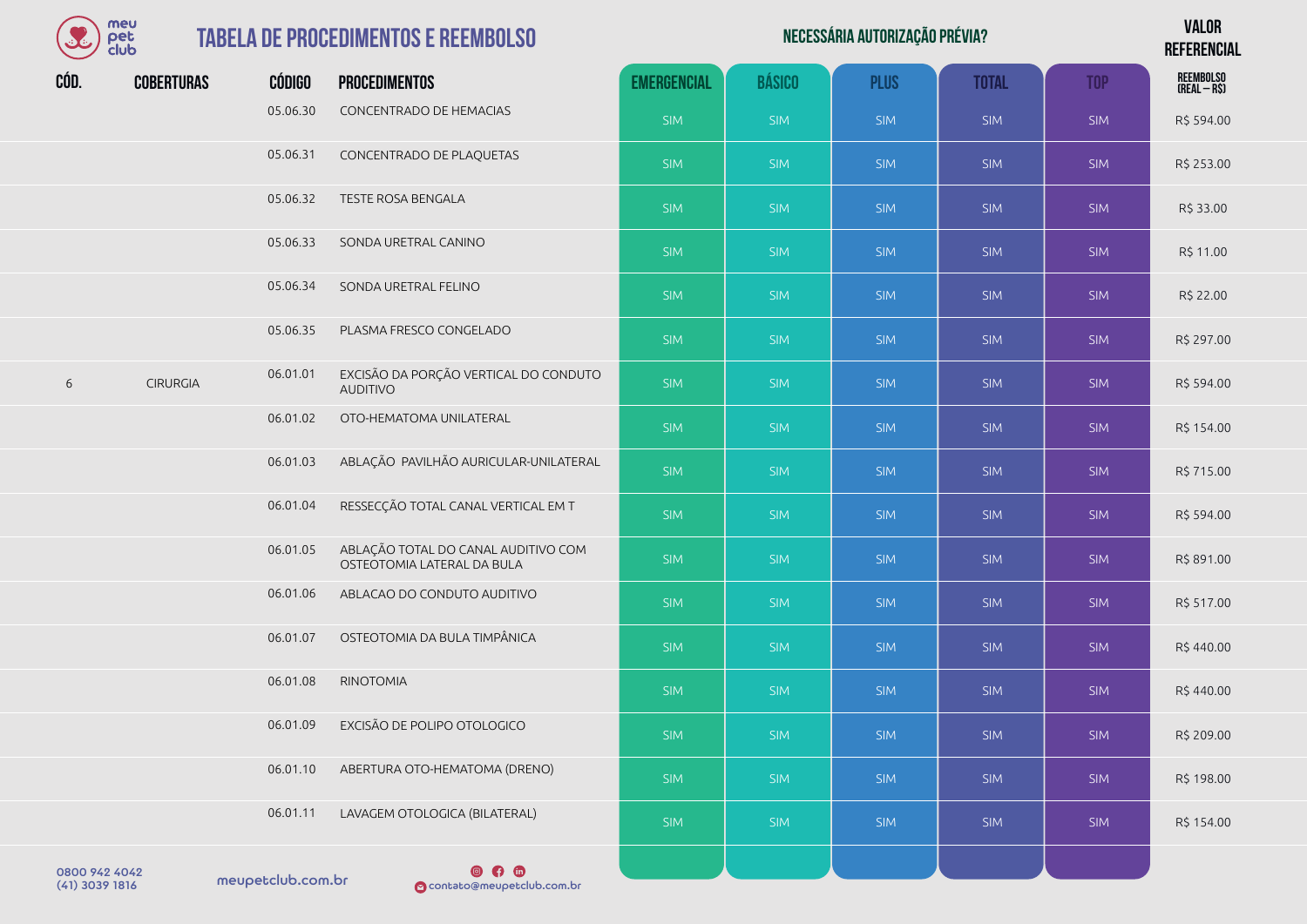# TABELA DE PROCEDIMENTOS E REEMBOLSO

| CÓD. | COBERTURAS | CÓDIGO | PROCEDIMENTOS | NECESSÁRIA AUTORIZAÇÃO PRÉVIA? | | | | | VALOR REFERENCIAL |
|---|---|---|---|---|---|---|---|---|---|
| | | | | EMERGENCIAL | BÁSICO | PLUS | TOTAL | TOP | REEMBOLSO (REAL – R$) |
| | | 05.06.30 | CONCENTRADO DE HEMACIAS | SIM | SIM | SIM | SIM | SIM | R$ 594.00 |
| | | 05.06.31 | CONCENTRADO DE PLAQUETAS | SIM | SIM | SIM | SIM | SIM | R$ 253.00 |
| | | 05.06.32 | TESTE ROSA BENGALA | SIM | SIM | SIM | SIM | SIM | R$ 33.00 |
| | | 05.06.33 | SONDA URETRAL CANINO | SIM | SIM | SIM | SIM | SIM | R$ 11.00 |
| | | 05.06.34 | SONDA URETRAL FELINO | SIM | SIM | SIM | SIM | SIM | R$ 22.00 |
| | | 05.06.35 | PLASMA FRESCO CONGELADO | SIM | SIM | SIM | SIM | SIM | R$ 297.00 |
| 6 | CIRURGIA | 06.01.01 | EXCISÃO DA PORÇÃO VERTICAL DO CONDUTO AUDITIVO | SIM | SIM | SIM | SIM | SIM | R$ 594.00 |
| | | 06.01.02 | OTO-HEMATOMA UNILATERAL | SIM | SIM | SIM | SIM | SIM | R$ 154.00 |
| | | 06.01.03 | ABLAÇÃO PAVILHÃO AURICULAR-UNILATERAL | SIM | SIM | SIM | SIM | SIM | R$ 715.00 |
| | | 06.01.04 | RESSECÇÃO TOTAL CANAL VERTICAL EM T | SIM | SIM | SIM | SIM | SIM | R$ 594.00 |
| | | 06.01.05 | ABLAÇÃO TOTAL DO CANAL AUDITIVO COM OSTEOTOMIA LATERAL DA BULA | SIM | SIM | SIM | SIM | SIM | R$ 891.00 |
| | | 06.01.06 | ABLACAO DO CONDUTO AUDITIVO | SIM | SIM | SIM | SIM | SIM | R$ 517.00 |
| | | 06.01.07 | OSTEOTOMIA DA BULA TIMPÂNICA | SIM | SIM | SIM | SIM | SIM | R$ 440.00 |
| | | 06.01.08 | RINOTOMIA | SIM | SIM | SIM | SIM | SIM | R$ 440.00 |
| | | 06.01.09 | EXCISÃO DE POLIPO OTOLOGICO | SIM | SIM | SIM | SIM | SIM | R$ 209.00 |
| | | 06.01.10 | ABERTURA OTO-HEMATOMA (DRENO) | SIM | SIM | SIM | SIM | SIM | R$ 198.00 |
| | | 06.01.11 | LAVAGEM OTOLOGICA (BILATERAL) | SIM | SIM | SIM | SIM | SIM | R$ 154.00 |

0800 942 4042
(41) 3039 1816

meupetclub.com.br

contato@meupetclub.com.br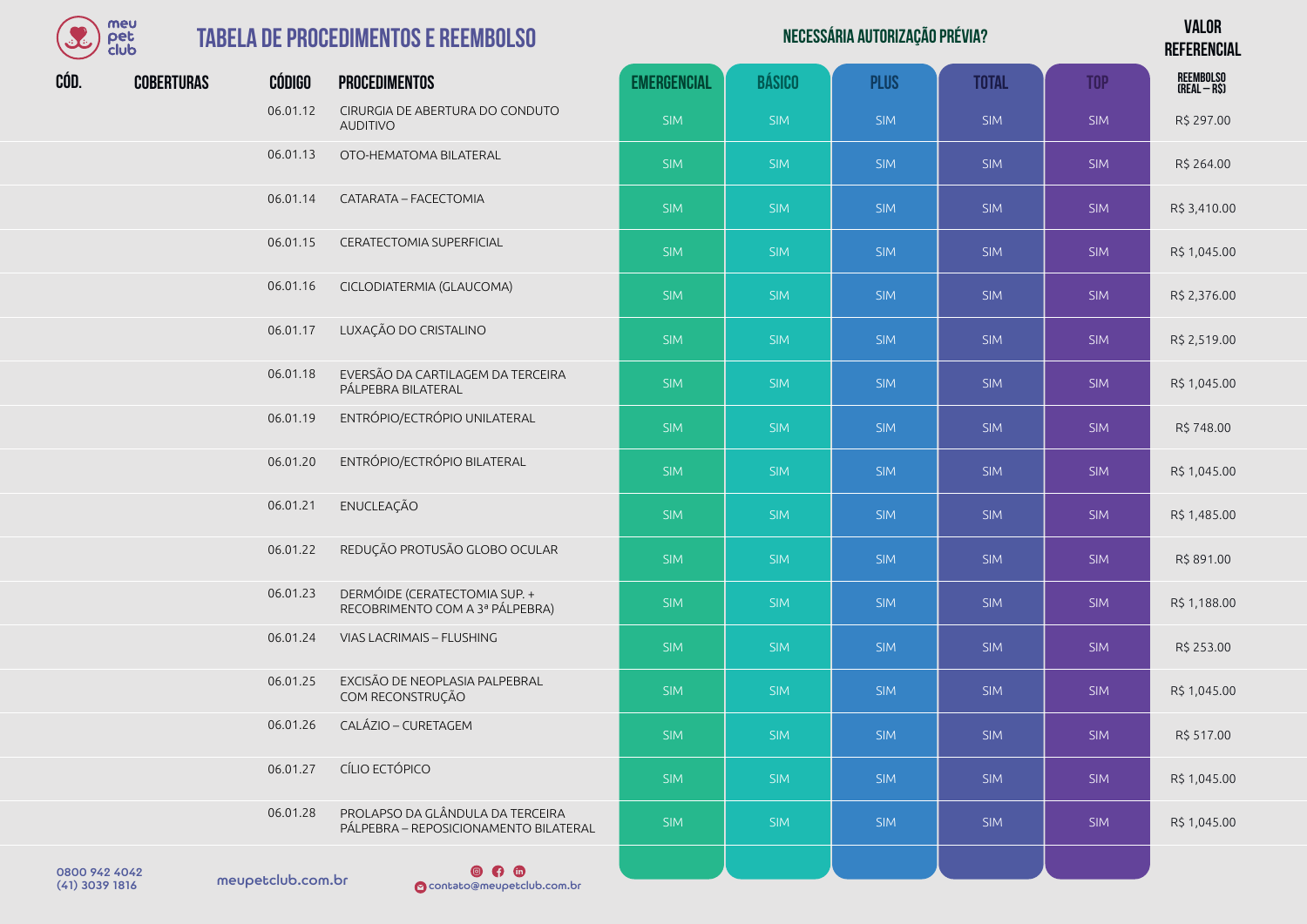# TABELA DE PROCEDIMENTOS E REEMBOLSO

| CÓD. | COBERTURAS | CÓDIGO | PROCEDIMENTOS | EMERGENCIAL | BÁSICO | PLUS | TOTAL | TOP | VALOR REFERENCIAL REEMBOLSO (REAL – R$) |
|---|---|---|---|---|---|---|---|---|---|
| | | | | **NECESSÁRIA AUTORIZAÇÃO PRÉVIA?** | | | | | |
| | | 06.01.12 | CIRURGIA DE ABERTURA DO CONDUTO AUDITIVO | SIM | SIM | SIM | SIM | SIM | R$ 297.00 |
| | | 06.01.13 | OTO-HEMATOMA BILATERAL | SIM | SIM | SIM | SIM | SIM | R$ 264.00 |
| | | 06.01.14 | CATARATA – FACECTOMIA | SIM | SIM | SIM | SIM | SIM | R$ 3,410.00 |
| | | 06.01.15 | CERATECTOMIA SUPERFICIAL | SIM | SIM | SIM | SIM | SIM | R$ 1,045.00 |
| | | 06.01.16 | CICLODIATERMIA (GLAUCOMA) | SIM | SIM | SIM | SIM | SIM | R$ 2,376.00 |
| | | 06.01.17 | LUXAÇÃO DO CRISTALINO | SIM | SIM | SIM | SIM | SIM | R$ 2,519.00 |
| | | 06.01.18 | EVERSÃO DA CARTILAGEM DA TERCEIRA PÁLPEBRA BILATERAL | SIM | SIM | SIM | SIM | SIM | R$ 1,045.00 |
| | | 06.01.19 | ENTRÓPIO/ECTRÓPIO UNILATERAL | SIM | SIM | SIM | SIM | SIM | R$ 748.00 |
| | | 06.01.20 | ENTRÓPIO/ECTRÓPIO BILATERAL | SIM | SIM | SIM | SIM | SIM | R$ 1,045.00 |
| | | 06.01.21 | ENUCLEAÇÃO | SIM | SIM | SIM | SIM | SIM | R$ 1,485.00 |
| | | 06.01.22 | REDUÇÃO PROTUSÃO GLOBO OCULAR | SIM | SIM | SIM | SIM | SIM | R$ 891.00 |
| | | 06.01.23 | DERMÓIDE (CERATECTOMIA SUP. + RECOBRIMENTO COM A 3ª PÁLPEBRA) | SIM | SIM | SIM | SIM | SIM | R$ 1,188.00 |
| | | 06.01.24 | VIAS LACRIMAIS – FLUSHING | SIM | SIM | SIM | SIM | SIM | R$ 253.00 |
| | | 06.01.25 | EXCISÃO DE NEOPLASIA PALPEBRAL COM RECONSTRUÇÃO | SIM | SIM | SIM | SIM | SIM | R$ 1,045.00 |
| | | 06.01.26 | CALÁZIO – CURETAGEM | SIM | SIM | SIM | SIM | SIM | R$ 517.00 |
| | | 06.01.27 | CÍLIO ECTÓPICO | SIM | SIM | SIM | SIM | SIM | R$ 1,045.00 |
| | | 06.01.28 | PROLAPSO DA GLÂNDULA DA TERCEIRA PÁLPEBRA – REPOSICIONAMENTO BILATERAL | SIM | SIM | SIM | SIM | SIM | R$ 1,045.00 |

0800 942 4042
(41) 3039 1816

meupetclub.com.br

contato@meupetclub.com.br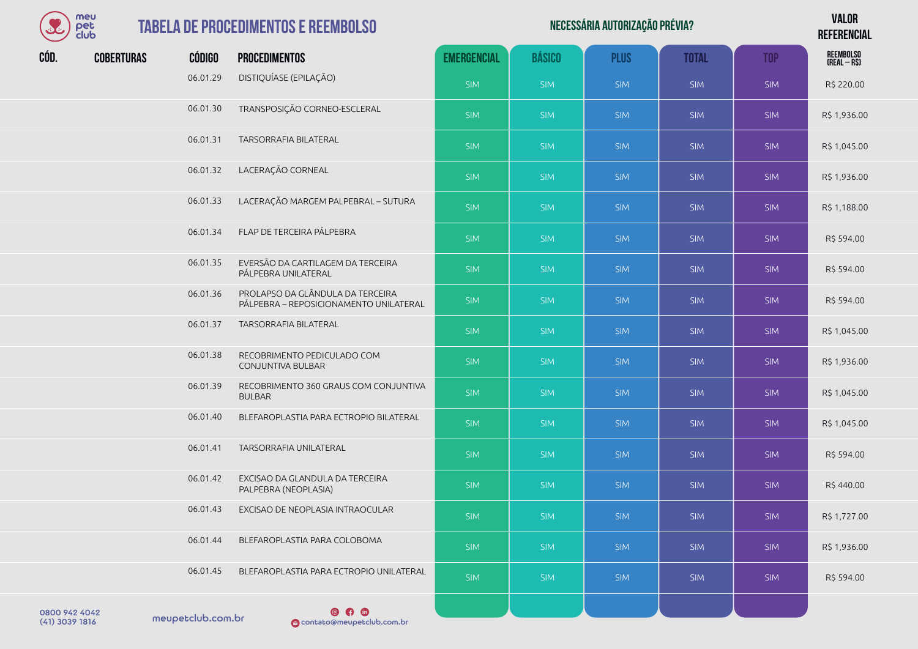# TABELA DE PROCEDIMENTOS E REEMBOLSO

| CÓD. | COBERTURAS | CÓDIGO | PROCEDIMENTOS | EMERGENCIAL | BÁSICO | PLUS | TOTAL | TOP | VALOR REFERENCIAL REEMBOLSO (REAL – R$) |
|---|---|---|---|---|---|---|---|---|---|
| | | | | **NECESSÁRIA AUTORIZAÇÃO PRÉVIA?** | | | | | |
| | | 06.01.29 | DISTIQUÍASE (EPILAÇÃO) | SIM | SIM | SIM | SIM | SIM | R$ 220.00 |
| | | 06.01.30 | TRANSPOSIÇÃO CORNEO-ESCLERAL | SIM | SIM | SIM | SIM | SIM | R$ 1,936.00 |
| | | 06.01.31 | TARSORRAFIA BILATERAL | SIM | SIM | SIM | SIM | SIM | R$ 1,045.00 |
| | | 06.01.32 | LACERAÇÃO CORNEAL | SIM | SIM | SIM | SIM | SIM | R$ 1,936.00 |
| | | 06.01.33 | LACERAÇÃO MARGEM PALPEBRAL – SUTURA | SIM | SIM | SIM | SIM | SIM | R$ 1,188.00 |
| | | 06.01.34 | FLAP DE TERCEIRA PÁLPEBRA | SIM | SIM | SIM | SIM | SIM | R$ 594.00 |
| | | 06.01.35 | EVERSÃO DA CARTILAGEM DA TERCEIRA PÁLPEBRA UNILATERAL | SIM | SIM | SIM | SIM | SIM | R$ 594.00 |
| | | 06.01.36 | PROLAPSO DA GLÂNDULA DA TERCEIRA PÁLPEBRA – REPOSICIONAMENTO UNILATERAL | SIM | SIM | SIM | SIM | SIM | R$ 594.00 |
| | | 06.01.37 | TARSORRAFIA BILATERAL | SIM | SIM | SIM | SIM | SIM | R$ 1,045.00 |
| | | 06.01.38 | RECOBRIMENTO PEDICULADO COM CONJUNTIVA BULBAR | SIM | SIM | SIM | SIM | SIM | R$ 1,936.00 |
| | | 06.01.39 | RECOBRIMENTO 360 GRAUS COM CONJUNTIVA BULBAR | SIM | SIM | SIM | SIM | SIM | R$ 1,045.00 |
| | | 06.01.40 | BLEFAROPLASTIA PARA ECTROPIO BILATERAL | SIM | SIM | SIM | SIM | SIM | R$ 1,045.00 |
| | | 06.01.41 | TARSORRAFIA UNILATERAL | SIM | SIM | SIM | SIM | SIM | R$ 594.00 |
| | | 06.01.42 | EXCISAO DA GLANDULA DA TERCEIRA PALPEBRA (NEOPLASIA) | SIM | SIM | SIM | SIM | SIM | R$ 440.00 |
| | | 06.01.43 | EXCISAO DE NEOPLASIA INTRAOCULAR | SIM | SIM | SIM | SIM | SIM | R$ 1,727.00 |
| | | 06.01.44 | BLEFAROPLASTIA PARA COLOBOMA | SIM | SIM | SIM | SIM | SIM | R$ 1,936.00 |
| | | 06.01.45 | BLEFAROPLASTIA PARA ECTROPIO UNILATERAL | SIM | SIM | SIM | SIM | SIM | R$ 594.00 |

0800 942 4042
(41) 3039 1816

meupetclub.com.br

contato@meupetclub.com.br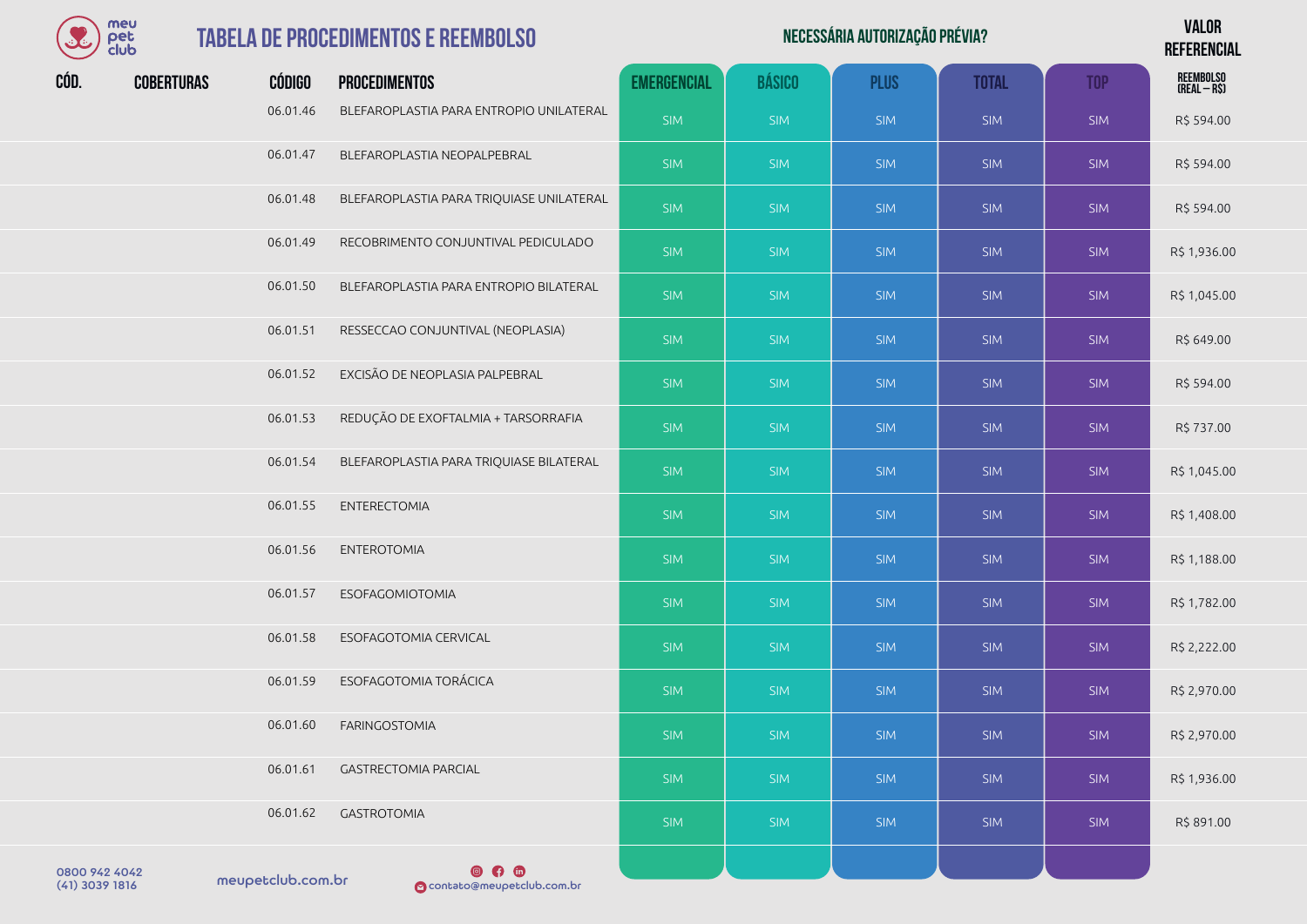# TABELA DE PROCEDIMENTOS E REEMBOLSO

| CÓD. | COBERTURAS | CÓDIGO | PROCEDIMENTOS | NECESSÁRIA AUTORIZAÇÃO PRÉVIA? EMERGENCIAL | BÁSICO | PLUS | TOTAL | TOP | VALOR REFERENCIAL REEMBOLSO (REAL – R$) |
|---|---|---|---|---|---|---|---|---|---|
| | | 06.01.46 | BLEFAROPLASTIA PARA ENTROPIO UNILATERAL | SIM | SIM | SIM | SIM | SIM | R$ 594.00 |
| | | 06.01.47 | BLEFAROPLASTIA NEOPALPEBRAL | SIM | SIM | SIM | SIM | SIM | R$ 594.00 |
| | | 06.01.48 | BLEFAROPLASTIA PARA TRIQUIASE UNILATERAL | SIM | SIM | SIM | SIM | SIM | R$ 594.00 |
| | | 06.01.49 | RECOBRIMENTO CONJUNTIVAL PEDICULADO | SIM | SIM | SIM | SIM | SIM | R$ 1,936.00 |
| | | 06.01.50 | BLEFAROPLASTIA PARA ENTROPIO BILATERAL | SIM | SIM | SIM | SIM | SIM | R$ 1,045.00 |
| | | 06.01.51 | RESSECCAO CONJUNTIVAL (NEOPLASIA) | SIM | SIM | SIM | SIM | SIM | R$ 649.00 |
| | | 06.01.52 | EXCISÃO DE NEOPLASIA PALPEBRAL | SIM | SIM | SIM | SIM | SIM | R$ 594.00 |
| | | 06.01.53 | REDUÇÃO DE EXOFTALMIA + TARSORRAFIA | SIM | SIM | SIM | SIM | SIM | R$ 737.00 |
| | | 06.01.54 | BLEFAROPLASTIA PARA TRIQUIASE BILATERAL | SIM | SIM | SIM | SIM | SIM | R$ 1,045.00 |
| | | 06.01.55 | ENTERECTOMIA | SIM | SIM | SIM | SIM | SIM | R$ 1,408.00 |
| | | 06.01.56 | ENTEROTOMIA | SIM | SIM | SIM | SIM | SIM | R$ 1,188.00 |
| | | 06.01.57 | ESOFAGOMIOTOMIA | SIM | SIM | SIM | SIM | SIM | R$ 1,782.00 |
| | | 06.01.58 | ESOFAGOTOMIA CERVICAL | SIM | SIM | SIM | SIM | SIM | R$ 2,222.00 |
| | | 06.01.59 | ESOFAGOTOMIA TORÁCICA | SIM | SIM | SIM | SIM | SIM | R$ 2,970.00 |
| | | 06.01.60 | FARINGOSTOMIA | SIM | SIM | SIM | SIM | SIM | R$ 2,970.00 |
| | | 06.01.61 | GASTRECTOMIA PARCIAL | SIM | SIM | SIM | SIM | SIM | R$ 1,936.00 |
| | | 06.01.62 | GASTROTOMIA | SIM | SIM | SIM | SIM | SIM | R$ 891.00 |

0800 942 4042
(41) 3039 1816

meupetclub.com.br

contato@meupetclub.com.br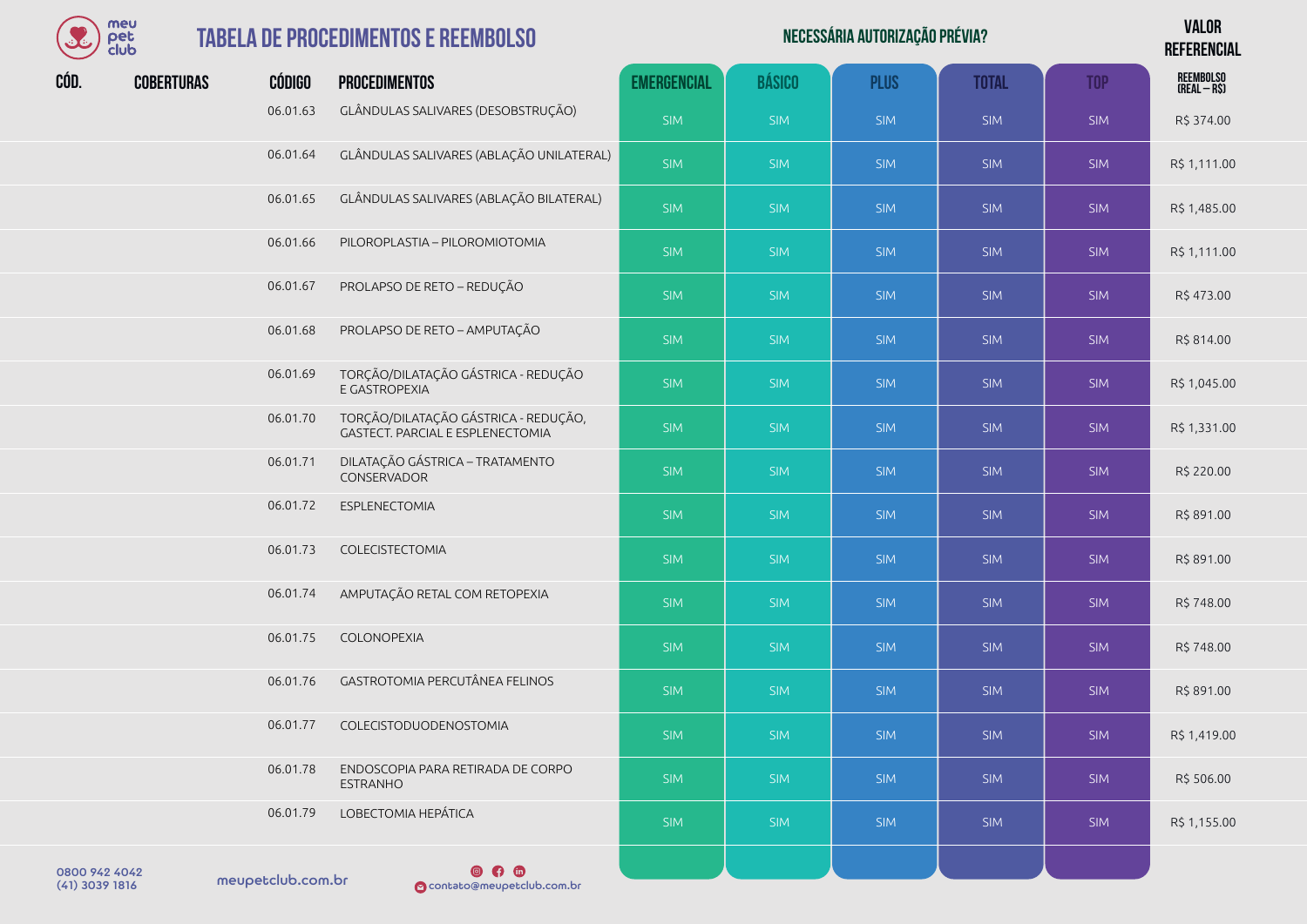# TABELA DE PROCEDIMENTOS E REEMBOLSO

| CÓD. | COBERTURAS | CÓDIGO | PROCEDIMENTOS | NECESSÁRIA AUTORIZAÇÃO PRÉVIA? EMERGENCIAL | BÁSICO | PLUS | TOTAL | TOP | VALOR REFERENCIAL REEMBOLSO (REAL – R$) |
|---|---|---|---|---|---|---|---|---|---|
| | | 06.01.63 | GLÂNDULAS SALIVARES (DESOBSTRUÇÃO) | SIM | SIM | SIM | SIM | SIM | R$ 374.00 |
| | | 06.01.64 | GLÂNDULAS SALIVARES (ABLAÇÃO UNILATERAL) | SIM | SIM | SIM | SIM | SIM | R$ 1,111.00 |
| | | 06.01.65 | GLÂNDULAS SALIVARES (ABLAÇÃO BILATERAL) | SIM | SIM | SIM | SIM | SIM | R$ 1,485.00 |
| | | 06.01.66 | PILOROPLASTIA – PILOROMIOTOMIA | SIM | SIM | SIM | SIM | SIM | R$ 1,111.00 |
| | | 06.01.67 | PROLAPSO DE RETO – REDUÇÃO | SIM | SIM | SIM | SIM | SIM | R$ 473.00 |
| | | 06.01.68 | PROLAPSO DE RETO – AMPUTAÇÃO | SIM | SIM | SIM | SIM | SIM | R$ 814.00 |
| | | 06.01.69 | TORÇÃO/DILATAÇÃO GÁSTRICA - REDUÇÃO E GASTROPEXIA | SIM | SIM | SIM | SIM | SIM | R$ 1,045.00 |
| | | 06.01.70 | TORÇÃO/DILATAÇÃO GÁSTRICA - REDUÇÃO, GASTECT. PARCIAL E ESPLENECTOMIA | SIM | SIM | SIM | SIM | SIM | R$ 1,331.00 |
| | | 06.01.71 | DILATAÇÃO GÁSTRICA – TRATAMENTO CONSERVADOR | SIM | SIM | SIM | SIM | SIM | R$ 220.00 |
| | | 06.01.72 | ESPLENECTOMIA | SIM | SIM | SIM | SIM | SIM | R$ 891.00 |
| | | 06.01.73 | COLECISTECTOMIA | SIM | SIM | SIM | SIM | SIM | R$ 891.00 |
| | | 06.01.74 | AMPUTAÇÃO RETAL COM RETOPEXIA | SIM | SIM | SIM | SIM | SIM | R$ 748.00 |
| | | 06.01.75 | COLONOPEXIA | SIM | SIM | SIM | SIM | SIM | R$ 748.00 |
| | | 06.01.76 | GASTROTOMIA PERCUTÂNEA FELINOS | SIM | SIM | SIM | SIM | SIM | R$ 891.00 |
| | | 06.01.77 | COLECISTODUODENOSTOMIA | SIM | SIM | SIM | SIM | SIM | R$ 1,419.00 |
| | | 06.01.78 | ENDOSCOPIA PARA RETIRADA DE CORPO ESTRANHO | SIM | SIM | SIM | SIM | SIM | R$ 506.00 |
| | | 06.01.79 | LOBECTOMIA HEPÁTICA | SIM | SIM | SIM | SIM | SIM | R$ 1,155.00 |

0800 942 4042
(41) 3039 1816

meupetclub.com.br

contato@meupetclub.com.br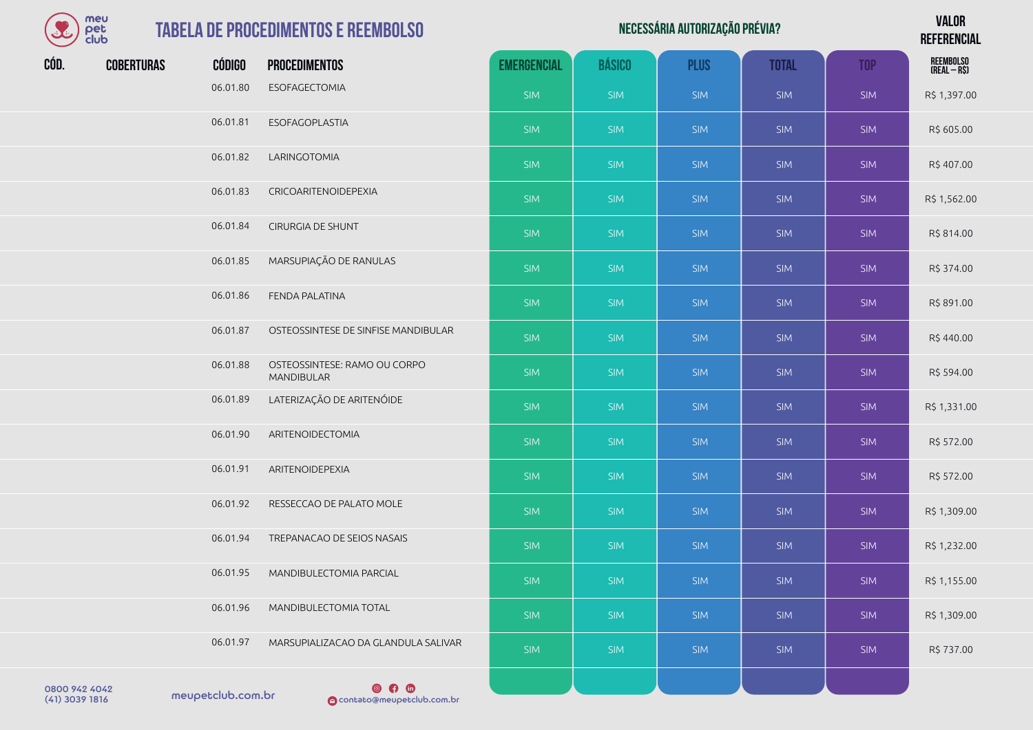# TABELA DE PROCEDIMENTOS E REEMBOLSO

| CÓD. | COBERTURAS | CÓDIGO | PROCEDIMENTOS | EMERGENCIAL | BÁSICO | PLUS | TOTAL | TOP | VALOR REFERENCIAL REEMBOLSO (REAL – R$) |
|---|---|---|---|---|---|---|---|---|---|
| | | | | **NECESSÁRIA AUTORIZAÇÃO PRÉVIA?** | | | | | |
| | | 06.01.80 | ESOFAGECTOMIA | SIM | SIM | SIM | SIM | SIM | R$ 1,397.00 |
| | | 06.01.81 | ESOFAGOPLASTIA | SIM | SIM | SIM | SIM | SIM | R$ 605.00 |
| | | 06.01.82 | LARINGOTOMIA | SIM | SIM | SIM | SIM | SIM | R$ 407.00 |
| | | 06.01.83 | CRICOARITENOIDEPEXIA | SIM | SIM | SIM | SIM | SIM | R$ 1,562.00 |
| | | 06.01.84 | CIRURGIA DE SHUNT | SIM | SIM | SIM | SIM | SIM | R$ 814.00 |
| | | 06.01.85 | MARSUPIAÇÃO DE RANULAS | SIM | SIM | SIM | SIM | SIM | R$ 374.00 |
| | | 06.01.86 | FENDA PALATINA | SIM | SIM | SIM | SIM | SIM | R$ 891.00 |
| | | 06.01.87 | OSTEOSSINTESE DE SINFISE MANDIBULAR | SIM | SIM | SIM | SIM | SIM | R$ 440.00 |
| | | 06.01.88 | OSTEOSSINTESE: RAMO OU CORPO MANDIBULAR | SIM | SIM | SIM | SIM | SIM | R$ 594.00 |
| | | 06.01.89 | LATERIZAÇÃO DE ARITENÓIDE | SIM | SIM | SIM | SIM | SIM | R$ 1,331.00 |
| | | 06.01.90 | ARITENOIDECTOMIA | SIM | SIM | SIM | SIM | SIM | R$ 572.00 |
| | | 06.01.91 | ARITENOIDEPEXIA | SIM | SIM | SIM | SIM | SIM | R$ 572.00 |
| | | 06.01.92 | RESSECCAO DE PALATO MOLE | SIM | SIM | SIM | SIM | SIM | R$ 1,309.00 |
| | | 06.01.94 | TREPANACAO DE SEIOS NASAIS | SIM | SIM | SIM | SIM | SIM | R$ 1,232.00 |
| | | 06.01.95 | MANDIBULECTOMIA PARCIAL | SIM | SIM | SIM | SIM | SIM | R$ 1,155.00 |
| | | 06.01.96 | MANDIBULECTOMIA TOTAL | SIM | SIM | SIM | SIM | SIM | R$ 1,309.00 |
| | | 06.01.97 | MARSUPIALIZACAO DA GLANDULA SALIVAR | SIM | SIM | SIM | SIM | SIM | R$ 737.00 |

0800 942 4042
(41) 3039 1816

meupetclub.com.br

contato@meupetclub.com.br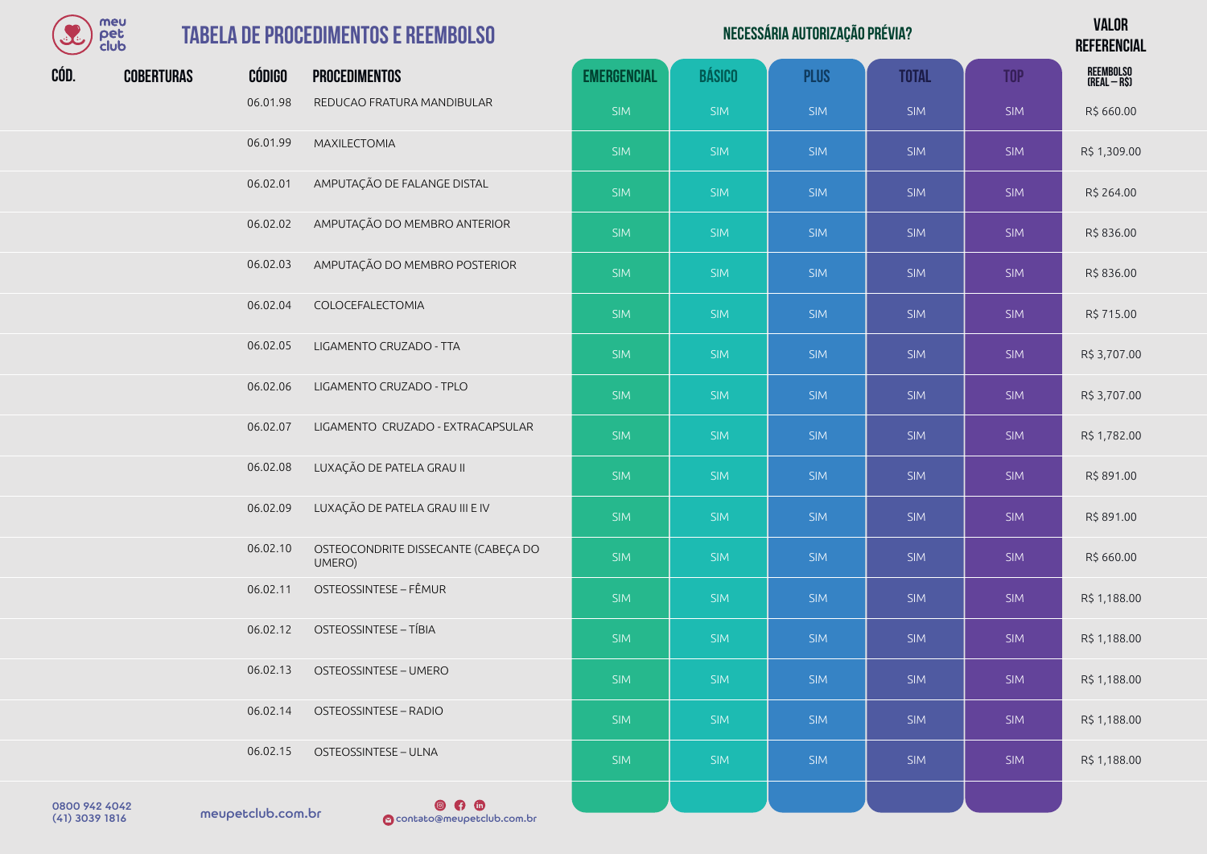# TABELA DE PROCEDIMENTOS E REEMBOLSO

| CÓD. | COBERTURAS | CÓDIGO | PROCEDIMENTOS | EMERGENCIAL | BÁSICO | PLUS | TOTAL | TOP | VALOR REFERENCIAL REEMBOLSO (REAL – R$) |
|---|---|---|---|---|---|---|---|---|---|
| | | | | NECESSÁRIA AUTORIZAÇÃO PRÉVIA? | | | | | |
| | | 06.01.98 | REDUCAO FRATURA MANDIBULAR | SIM | SIM | SIM | SIM | SIM | R$ 660.00 |
| | | 06.01.99 | MAXILECTOMIA | SIM | SIM | SIM | SIM | SIM | R$ 1,309.00 |
| | | 06.02.01 | AMPUTAÇÃO DE FALANGE DISTAL | SIM | SIM | SIM | SIM | SIM | R$ 264.00 |
| | | 06.02.02 | AMPUTAÇÃO DO MEMBRO ANTERIOR | SIM | SIM | SIM | SIM | SIM | R$ 836.00 |
| | | 06.02.03 | AMPUTAÇÃO DO MEMBRO POSTERIOR | SIM | SIM | SIM | SIM | SIM | R$ 836.00 |
| | | 06.02.04 | COLOCEFALECTOMIA | SIM | SIM | SIM | SIM | SIM | R$ 715.00 |
| | | 06.02.05 | LIGAMENTO CRUZADO - TTA | SIM | SIM | SIM | SIM | SIM | R$ 3,707.00 |
| | | 06.02.06 | LIGAMENTO CRUZADO - TPLO | SIM | SIM | SIM | SIM | SIM | R$ 3,707.00 |
| | | 06.02.07 | LIGAMENTO CRUZADO - EXTRACAPSULAR | SIM | SIM | SIM | SIM | SIM | R$ 1,782.00 |
| | | 06.02.08 | LUXAÇÃO DE PATELA GRAU II | SIM | SIM | SIM | SIM | SIM | R$ 891.00 |
| | | 06.02.09 | LUXAÇÃO DE PATELA GRAU III E IV | SIM | SIM | SIM | SIM | SIM | R$ 891.00 |
| | | 06.02.10 | OSTEOCONDRITE DISSECANTE (CABEÇA DO UMERO) | SIM | SIM | SIM | SIM | SIM | R$ 660.00 |
| | | 06.02.11 | OSTEOSSINTESE – FÊMUR | SIM | SIM | SIM | SIM | SIM | R$ 1,188.00 |
| | | 06.02.12 | OSTEOSSINTESE – TÍBIA | SIM | SIM | SIM | SIM | SIM | R$ 1,188.00 |
| | | 06.02.13 | OSTEOSSINTESE – UMERO | SIM | SIM | SIM | SIM | SIM | R$ 1,188.00 |
| | | 06.02.14 | OSTEOSSINTESE – RADIO | SIM | SIM | SIM | SIM | SIM | R$ 1,188.00 |
| | | 06.02.15 | OSTEOSSINTESE – ULNA | SIM | SIM | SIM | SIM | SIM | R$ 1,188.00 |

0800 942 4042
(41) 3039 1816

meupetclub.com.br

contato@meupetclub.com.br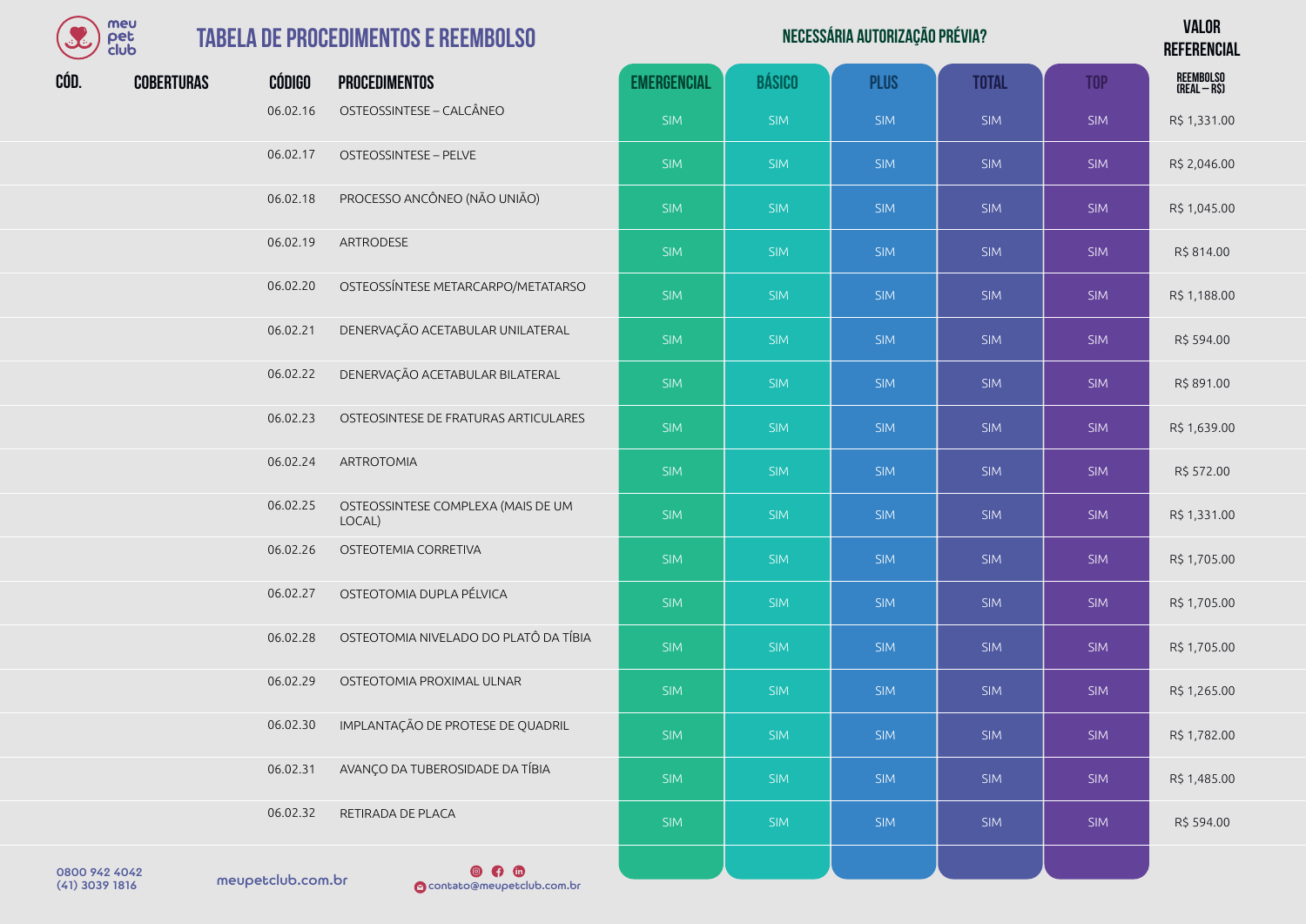# TABELA DE PROCEDIMENTOS E REEMBOLSO

| CÓD. | COBERTURAS | CÓDIGO | PROCEDIMENTOS | NECESSÁRIA AUTORIZAÇÃO PRÉVIA? EMERGENCIAL | BÁSICO | PLUS | TOTAL | TOP | VALOR REFERENCIAL REEMBOLSO (REAL – R$) |
|---|---|---|---|---|---|---|---|---|---|
| | | 06.02.16 | OSTEOSSINTESE – CALCÂNEO | SIM | SIM | SIM | SIM | SIM | R$ 1,331.00 |
| | | 06.02.17 | OSTEOSSINTESE – PELVE | SIM | SIM | SIM | SIM | SIM | R$ 2,046.00 |
| | | 06.02.18 | PROCESSO ANCÔNEO (NÃO UNIÃO) | SIM | SIM | SIM | SIM | SIM | R$ 1,045.00 |
| | | 06.02.19 | ARTRODESE | SIM | SIM | SIM | SIM | SIM | R$ 814.00 |
| | | 06.02.20 | OSTEOSSÍNTESE METARCARPO/METATARSO | SIM | SIM | SIM | SIM | SIM | R$ 1,188.00 |
| | | 06.02.21 | DENERVAÇÃO ACETABULAR UNILATERAL | SIM | SIM | SIM | SIM | SIM | R$ 594.00 |
| | | 06.02.22 | DENERVAÇÃO ACETABULAR BILATERAL | SIM | SIM | SIM | SIM | SIM | R$ 891.00 |
| | | 06.02.23 | OSTEOSINTESE DE FRATURAS ARTICULARES | SIM | SIM | SIM | SIM | SIM | R$ 1,639.00 |
| | | 06.02.24 | ARTROTOMIA | SIM | SIM | SIM | SIM | SIM | R$ 572.00 |
| | | 06.02.25 | OSTEOSSINTESE COMPLEXA (MAIS DE UM LOCAL) | SIM | SIM | SIM | SIM | SIM | R$ 1,331.00 |
| | | 06.02.26 | OSTEOTEMIA CORRETIVA | SIM | SIM | SIM | SIM | SIM | R$ 1,705.00 |
| | | 06.02.27 | OSTEOTOMIA DUPLA PÉLVICA | SIM | SIM | SIM | SIM | SIM | R$ 1,705.00 |
| | | 06.02.28 | OSTEOTOMIA NIVELADO DO PLATÔ DA TÍBIA | SIM | SIM | SIM | SIM | SIM | R$ 1,705.00 |
| | | 06.02.29 | OSTEOTOMIA PROXIMAL ULNAR | SIM | SIM | SIM | SIM | SIM | R$ 1,265.00 |
| | | 06.02.30 | IMPLANTAÇÃO DE PROTESE DE QUADRIL | SIM | SIM | SIM | SIM | SIM | R$ 1,782.00 |
| | | 06.02.31 | AVANÇO DA TUBEROSIDADE DA TÍBIA | SIM | SIM | SIM | SIM | SIM | R$ 1,485.00 |
| | | 06.02.32 | RETIRADA DE PLACA | SIM | SIM | SIM | SIM | SIM | R$ 594.00 |

0800 942 4042
(41) 3039 1816

meupetclub.com.br

contato@meupetclub.com.br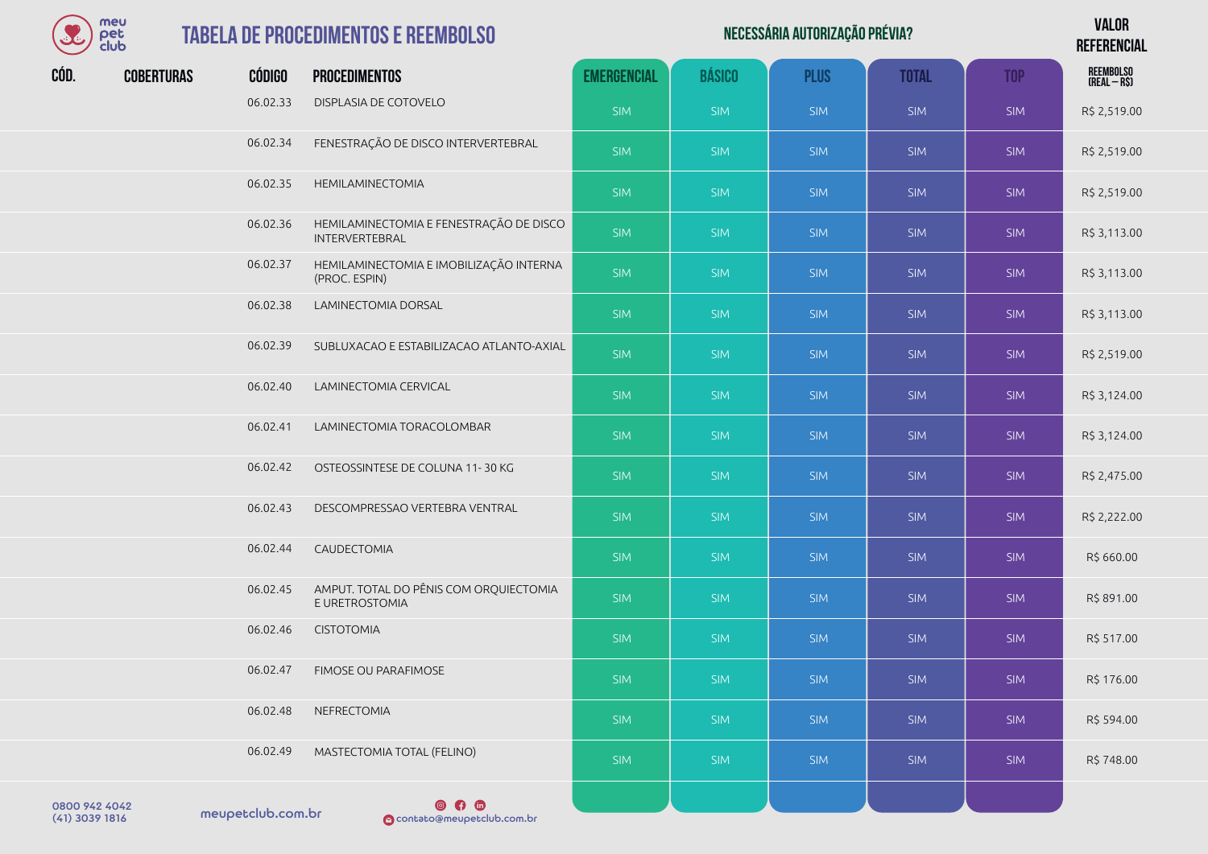# TABELA DE PROCEDIMENTOS E REEMBOLSO

| CÓD. | COBERTURAS | CÓDIGO | PROCEDIMENTOS | NECESSÁRIA AUTORIZAÇÃO PRÉVIA? | | | | | VALOR REFERENCIAL |
|---|---|---|---|---|---|---|---|---|---|
| | | | | EMERGENCIAL | BÁSICO | PLUS | TOTAL | TOP | REEMBOLSO (REAL – R$) |
| | | 06.02.33 | DISPLASIA DE COTOVELO | SIM | SIM | SIM | SIM | SIM | R$ 2,519.00 |
| | | 06.02.34 | FENESTRAÇÃO DE DISCO INTERVERTEBRAL | SIM | SIM | SIM | SIM | SIM | R$ 2,519.00 |
| | | 06.02.35 | HEMILAMINECTOMIA | SIM | SIM | SIM | SIM | SIM | R$ 2,519.00 |
| | | 06.02.36 | HEMILAMINECTOMIA E FENESTRAÇÃO DE DISCO INTERVERTEBRAL | SIM | SIM | SIM | SIM | SIM | R$ 3,113.00 |
| | | 06.02.37 | HEMILAMINECTOMIA E IMOBILIZAÇÃO INTERNA (PROC. ESPIN) | SIM | SIM | SIM | SIM | SIM | R$ 3,113.00 |
| | | 06.02.38 | LAMINECTOMIA DORSAL | SIM | SIM | SIM | SIM | SIM | R$ 3,113.00 |
| | | 06.02.39 | SUBLUXACAO E ESTABILIZACAO ATLANTO-AXIAL | SIM | SIM | SIM | SIM | SIM | R$ 2,519.00 |
| | | 06.02.40 | LAMINECTOMIA CERVICAL | SIM | SIM | SIM | SIM | SIM | R$ 3,124.00 |
| | | 06.02.41 | LAMINECTOMIA TORACOLOMBAR | SIM | SIM | SIM | SIM | SIM | R$ 3,124.00 |
| | | 06.02.42 | OSTEOSSINTESE DE COLUNA 11- 30 KG | SIM | SIM | SIM | SIM | SIM | R$ 2,475.00 |
| | | 06.02.43 | DESCOMPRESSAO VERTEBRA VENTRAL | SIM | SIM | SIM | SIM | SIM | R$ 2,222.00 |
| | | 06.02.44 | CAUDECTOMIA | SIM | SIM | SIM | SIM | SIM | R$ 660.00 |
| | | 06.02.45 | AMPUT. TOTAL DO PÊNIS COM ORQUIECTOMIA E URETROSTOMIA | SIM | SIM | SIM | SIM | SIM | R$ 891.00 |
| | | 06.02.46 | CISTOTOMIA | SIM | SIM | SIM | SIM | SIM | R$ 517.00 |
| | | 06.02.47 | FIMOSE OU PARAFIMOSE | SIM | SIM | SIM | SIM | SIM | R$ 176.00 |
| | | 06.02.48 | NEFRECTOMIA | SIM | SIM | SIM | SIM | SIM | R$ 594.00 |
| | | 06.02.49 | MASTECTOMIA TOTAL (FELINO) | SIM | SIM | SIM | SIM | SIM | R$ 748.00 |

0800 942 4042
(41) 3039 1816

meupetclub.com.br

contato@meupetclub.com.br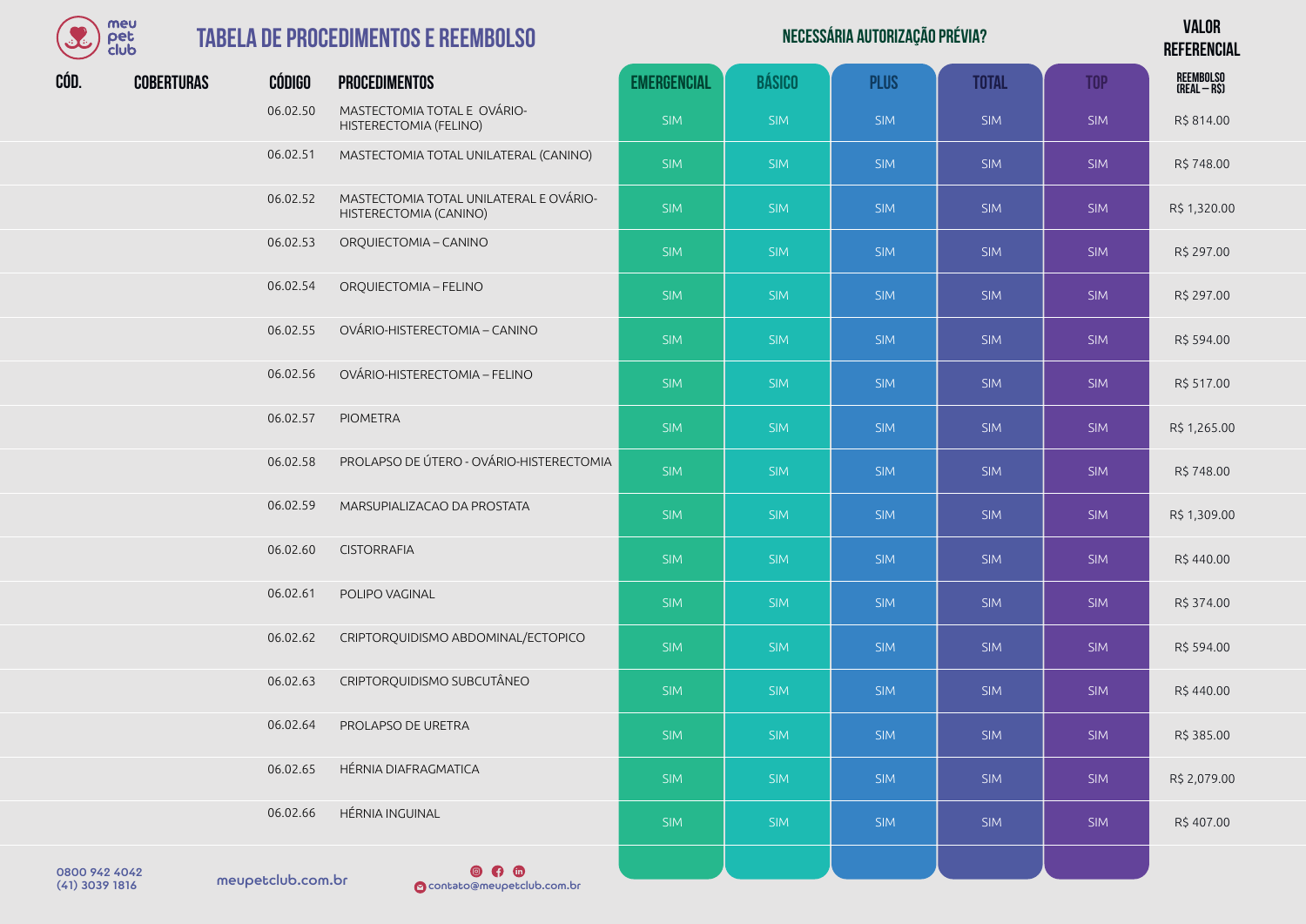# TABELA DE PROCEDIMENTOS E REEMBOLSO

| CÓD. | COBERTURAS | CÓDIGO | PROCEDIMENTOS | EMERGENCIAL | BÁSICO | PLUS | TOTAL | TOP | VALOR REFERENCIAL REEMBOLSO (REAL – R$) |
|---|---|---|---|---|---|---|---|---|---|
| | | | | NECESSÁRIA AUTORIZAÇÃO PRÉVIA? | | | | | |
| | | 06.02.50 | MASTECTOMIA TOTAL E OVÁRIO-HISTERECTOMIA (FELINO) | SIM | SIM | SIM | SIM | SIM | R$ 814.00 |
| | | 06.02.51 | MASTECTOMIA TOTAL UNILATERAL (CANINO) | SIM | SIM | SIM | SIM | SIM | R$ 748.00 |
| | | 06.02.52 | MASTECTOMIA TOTAL UNILATERAL E OVÁRIO-HISTERECTOMIA (CANINO) | SIM | SIM | SIM | SIM | SIM | R$ 1,320.00 |
| | | 06.02.53 | ORQUIECTOMIA – CANINO | SIM | SIM | SIM | SIM | SIM | R$ 297.00 |
| | | 06.02.54 | ORQUIECTOMIA – FELINO | SIM | SIM | SIM | SIM | SIM | R$ 297.00 |
| | | 06.02.55 | OVÁRIO-HISTERECTOMIA – CANINO | SIM | SIM | SIM | SIM | SIM | R$ 594.00 |
| | | 06.02.56 | OVÁRIO-HISTERECTOMIA – FELINO | SIM | SIM | SIM | SIM | SIM | R$ 517.00 |
| | | 06.02.57 | PIOMETRA | SIM | SIM | SIM | SIM | SIM | R$ 1,265.00 |
| | | 06.02.58 | PROLAPSO DE ÚTERO - OVÁRIO-HISTERECTOMIA | SIM | SIM | SIM | SIM | SIM | R$ 748.00 |
| | | 06.02.59 | MARSUPIALIZACAO DA PROSTATA | SIM | SIM | SIM | SIM | SIM | R$ 1,309.00 |
| | | 06.02.60 | CISTORRAFIA | SIM | SIM | SIM | SIM | SIM | R$ 440.00 |
| | | 06.02.61 | POLIPO VAGINAL | SIM | SIM | SIM | SIM | SIM | R$ 374.00 |
| | | 06.02.62 | CRIPTORQUIDISMO ABDOMINAL/ECTOPICO | SIM | SIM | SIM | SIM | SIM | R$ 594.00 |
| | | 06.02.63 | CRIPTORQUIDISMO SUBCUTÂNEO | SIM | SIM | SIM | SIM | SIM | R$ 440.00 |
| | | 06.02.64 | PROLAPSO DE URETRA | SIM | SIM | SIM | SIM | SIM | R$ 385.00 |
| | | 06.02.65 | HÉRNIA DIAFRAGMATICA | SIM | SIM | SIM | SIM | SIM | R$ 2,079.00 |
| | | 06.02.66 | HÉRNIA INGUINAL | SIM | SIM | SIM | SIM | SIM | R$ 407.00 |

0800 942 4042
(41) 3039 1816

meupetclub.com.br

contato@meupetclub.com.br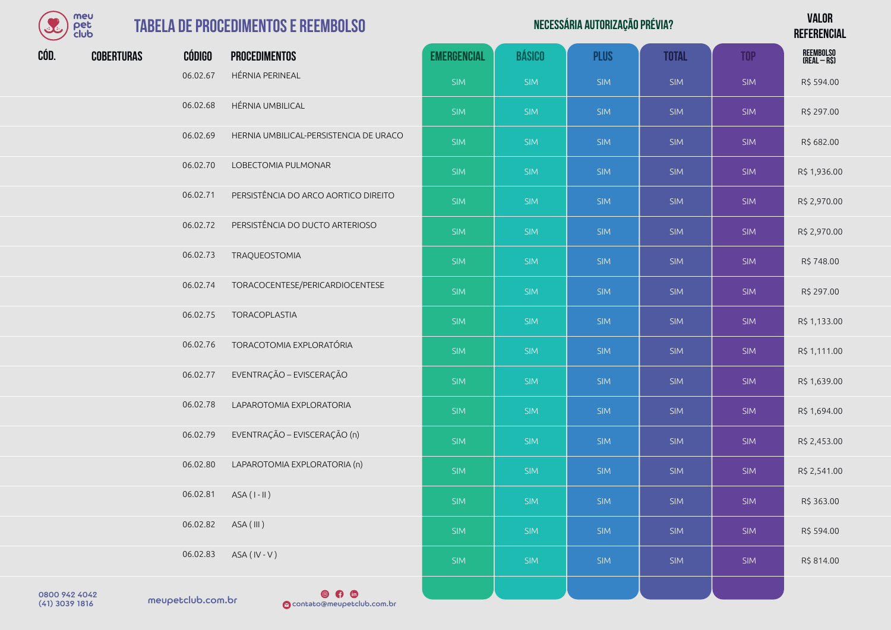# TABELA DE PROCEDIMENTOS E REEMBOLSO

| CÓD. | COBERTURAS | CÓDIGO | PROCEDIMENTOS | NECESSÁRIA AUTORIZAÇÃO PRÉVIA? | | | | | VALOR REFERENCIAL |
|---|---|---|---|---|---|---|---|---|---|
| | | | | EMERGENCIAL | BÁSICO | PLUS | TOTAL | TOP | REEMBOLSO (REAL – R$) |
| | | 06.02.67 | HÉRNIA PERINEAL | SIM | SIM | SIM | SIM | SIM | R$ 594.00 |
| | | 06.02.68 | HÉRNIA UMBILICAL | SIM | SIM | SIM | SIM | SIM | R$ 297.00 |
| | | 06.02.69 | HERNIA UMBILICAL-PERSISTENCIA DE URACO | SIM | SIM | SIM | SIM | SIM | R$ 682.00 |
| | | 06.02.70 | LOBECTOMIA PULMONAR | SIM | SIM | SIM | SIM | SIM | R$ 1,936.00 |
| | | 06.02.71 | PERSISTÊNCIA DO ARCO AORTICO DIREITO | SIM | SIM | SIM | SIM | SIM | R$ 2,970.00 |
| | | 06.02.72 | PERSISTÊNCIA DO DUCTO ARTERIOSO | SIM | SIM | SIM | SIM | SIM | R$ 2,970.00 |
| | | 06.02.73 | TRAQUEOSTOMIA | SIM | SIM | SIM | SIM | SIM | R$ 748.00 |
| | | 06.02.74 | TORACOCENTESE/PERICARDIOCENTESE | SIM | SIM | SIM | SIM | SIM | R$ 297.00 |
| | | 06.02.75 | TORACOPLASTIA | SIM | SIM | SIM | SIM | SIM | R$ 1,133.00 |
| | | 06.02.76 | TORACOTOMIA EXPLORATÓRIA | SIM | SIM | SIM | SIM | SIM | R$ 1,111.00 |
| | | 06.02.77 | EVENTRAÇÃO – EVISCERAÇÃO | SIM | SIM | SIM | SIM | SIM | R$ 1,639.00 |
| | | 06.02.78 | LAPAROTOMIA EXPLORATORIA | SIM | SIM | SIM | SIM | SIM | R$ 1,694.00 |
| | | 06.02.79 | EVENTRAÇÃO – EVISCERAÇÃO (n) | SIM | SIM | SIM | SIM | SIM | R$ 2,453.00 |
| | | 06.02.80 | LAPAROTOMIA EXPLORATORIA (n) | SIM | SIM | SIM | SIM | SIM | R$ 2,541.00 |
| | | 06.02.81 | ASA ( I - II ) | SIM | SIM | SIM | SIM | SIM | R$ 363.00 |
| | | 06.02.82 | ASA ( III ) | SIM | SIM | SIM | SIM | SIM | R$ 594.00 |
| | | 06.02.83 | ASA ( IV - V ) | SIM | SIM | SIM | SIM | SIM | R$ 814.00 |

0800 942 4042
(41) 3039 1816

meupetclub.com.br

contato@meupetclub.com.br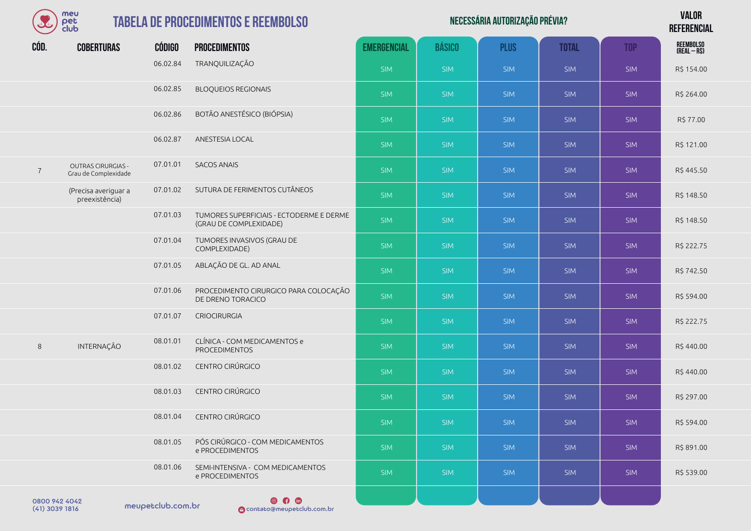# TABELA DE PROCEDIMENTOS E REEMBOLSO

| CÓD. | COBERTURAS | CÓDIGO | PROCEDIMENTOS | EMERGENCIAL | BÁSICO | PLUS | TOTAL | TOP | VALOR REFERENCIAL REEMBOLSO (REAL – R$) |
|---|---|---|---|---|---|---|---|---|---|
| | | | | NECESSÁRIA AUTORIZAÇÃO PRÉVIA? | | | | | |
| | | 06.02.84 | TRANQUILIZAÇÃO | SIM | SIM | SIM | SIM | SIM | R$ 154.00 |
| | | 06.02.85 | BLOQUEIOS REGIONAIS | SIM | SIM | SIM | SIM | SIM | R$ 264.00 |
| | | 06.02.86 | BOTÃO ANESTÉSICO (BIÓPSIA) | SIM | SIM | SIM | SIM | SIM | R$ 77.00 |
| | | 06.02.87 | ANESTESIA LOCAL | SIM | SIM | SIM | SIM | SIM | R$ 121.00 |
| 7 | OUTRAS CIRURGIAS - Grau de Complexidade | 07.01.01 | SACOS ANAIS | SIM | SIM | SIM | SIM | SIM | R$ 445.50 |
| | (Precisa averiguar a preexistência) | 07.01.02 | SUTURA DE FERIMENTOS CUTÂNEOS | SIM | SIM | SIM | SIM | SIM | R$ 148.50 |
| | | 07.01.03 | TUMORES SUPERFICIAIS - ECTODERME E DERME (GRAU DE COMPLEXIDADE) | SIM | SIM | SIM | SIM | SIM | R$ 148.50 |
| | | 07.01.04 | TUMORES INVASIVOS (GRAU DE COMPLEXIDADE) | SIM | SIM | SIM | SIM | SIM | R$ 222.75 |
| | | 07.01.05 | ABLAÇÃO DE GL. AD ANAL | SIM | SIM | SIM | SIM | SIM | R$ 742.50 |
| | | 07.01.06 | PROCEDIMENTO CIRURGICO PARA COLOCAÇÃO DE DRENO TORACICO | SIM | SIM | SIM | SIM | SIM | R$ 594.00 |
| | | 07.01.07 | CRIOCIRURGIA | SIM | SIM | SIM | SIM | SIM | R$ 222.75 |
| 8 | INTERNAÇÃO | 08.01.01 | CLÍNICA - COM MEDICAMENTOS e PROCEDIMENTOS | SIM | SIM | SIM | SIM | SIM | R$ 440.00 |
| | | 08.01.02 | CENTRO CIRÚRGICO | SIM | SIM | SIM | SIM | SIM | R$ 440.00 |
| | | 08.01.03 | CENTRO CIRÚRGICO | SIM | SIM | SIM | SIM | SIM | R$ 297.00 |
| | | 08.01.04 | CENTRO CIRÚRGICO | SIM | SIM | SIM | SIM | SIM | R$ 594.00 |
| | | 08.01.05 | PÓS CIRÚRGICO - COM MEDICAMENTOS e PROCEDIMENTOS | SIM | SIM | SIM | SIM | SIM | R$ 891.00 |
| | | 08.01.06 | SEMI-INTENSIVA - COM MEDICAMENTOS e PROCEDIMENTOS | SIM | SIM | SIM | SIM | SIM | R$ 539.00 |

0800 942 4042
(41) 3039 1816

meupetclub.com.br

contato@meupetclub.com.br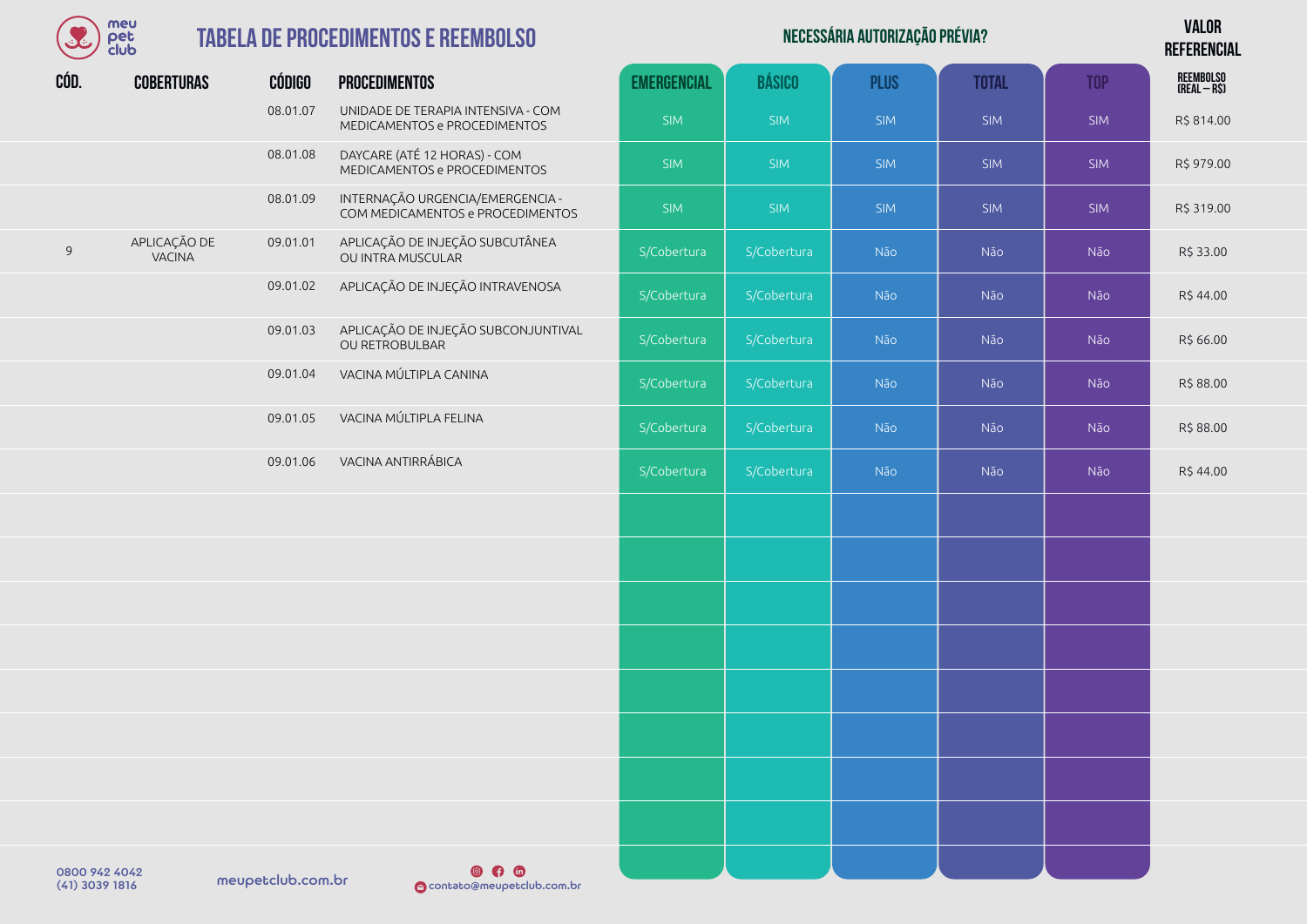# TABELA DE PROCEDIMENTOS E REEMBOLSO

**NECESSÁRIA AUTORIZAÇÃO PRÉVIA?**

| CÓD. | COBERTURAS | CÓDIGO | PROCEDIMENTOS | EMERGENCIAL | BÁSICO | PLUS | TOTAL | TOP | VALOR REFERENCIAL REEMBOLSO (REAL – R$) |
|---|---|---|---|---|---|---|---|---|---|
| | | 08.01.07 | UNIDADE DE TERAPIA INTENSIVA - COM MEDICAMENTOS e PROCEDIMENTOS | SIM | SIM | SIM | SIM | SIM | R$ 814.00 |
| | | 08.01.08 | DAYCARE (ATÉ 12 HORAS) - COM MEDICAMENTOS e PROCEDIMENTOS | SIM | SIM | SIM | SIM | SIM | R$ 979.00 |
| | | 08.01.09 | INTERNAÇÃO URGENCIA/EMERGENCIA - COM MEDICAMENTOS e PROCEDIMENTOS | SIM | SIM | SIM | SIM | SIM | R$ 319.00 |
| 9 | APLICAÇÃO DE VACINA | 09.01.01 | APLICAÇÃO DE INJEÇÃO SUBCUTÂNEA OU INTRA MUSCULAR | S/Cobertura | S/Cobertura | Não | Não | Não | R$ 33.00 |
| | | 09.01.02 | APLICAÇÃO DE INJEÇÃO INTRAVENOSA | S/Cobertura | S/Cobertura | Não | Não | Não | R$ 44.00 |
| | | 09.01.03 | APLICAÇÃO DE INJEÇÃO SUBCONJUNTIVAL OU RETROBULBAR | S/Cobertura | S/Cobertura | Não | Não | Não | R$ 66.00 |
| | | 09.01.04 | VACINA MÚLTIPLA CANINA | S/Cobertura | S/Cobertura | Não | Não | Não | R$ 88.00 |
| | | 09.01.05 | VACINA MÚLTIPLA FELINA | S/Cobertura | S/Cobertura | Não | Não | Não | R$ 88.00 |
| | | 09.01.06 | VACINA ANTIRRÁBICA | S/Cobertura | S/Cobertura | Não | Não | Não | R$ 44.00 |

0800 942 4042
(41) 3039 1816

meupetclub.com.br

contato@meupetclub.com.br